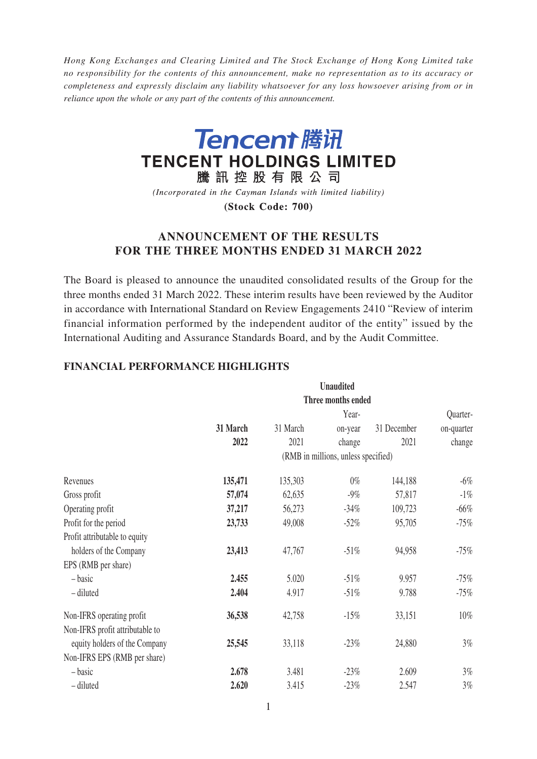*Hong Kong Exchanges and Clearing Limited and The Stock Exchange of Hong Kong Limited take no responsibility for the contents of this announcement, make no representation as to its accuracy or completeness and expressly disclaim any liability whatsoever for any loss howsoever arising from or in reliance upon the whole or any part of the contents of this announcement.*

**Tencent 腾讯**

**TENCENT HOLDINGS LIMITED**

**騰訊控股有限公司**

*(Incorporated in the Cayman Islands with limited liability)*

**(Stock Code: 700)**

# ANNOUNCEMENT OF THE RESULTS FOR THE THREE MONTHS ENDED 31 MARCH 2022

The Board is pleased to announce the unaudited consolidated results of the Group for the three months ended 31 March 2022. These interim results have been reviewed by the Auditor in accordance with International Standard on Review Engagements 2410 "Review of interim financial information performed by the independent auditor of the entity" issued by the International Auditing and Assurance Standards Board, and by the Audit Committee.

## FINANCIAL PERFORMANCE HIGHLIGHTS

| | **Unaudited** | | | | |
|---|---|---|---|---|---|
| | **Three months ended** | | | | |
| | **31 March 2022** | 31 March 2021 | Year-on-year change | 31 December 2021 | Quarter-on-quarter change |
| | (RMB in millions, unless specified) | | | | |
| Revenues | **135,471** | 135,303 | 0% | 144,188 | -6% |
| Gross profit | **57,074** | 62,635 | -9% | 57,817 | -1% |
| Operating profit | **37,217** | 56,273 | -34% | 109,723 | -66% |
| Profit for the period | **23,733** | 49,008 | -52% | 95,705 | -75% |
| Profit attributable to equity holders of the Company | **23,413** | 47,767 | -51% | 94,958 | -75% |
| EPS (RMB per share) | | | | | |
| – basic | **2.455** | 5.020 | -51% | 9.957 | -75% |
| – diluted | **2.404** | 4.917 | -51% | 9.788 | -75% |
| Non-IFRS operating profit | **36,538** | 42,758 | -15% | 33,151 | 10% |
| Non-IFRS profit attributable to equity holders of the Company | **25,545** | 33,118 | -23% | 24,880 | 3% |
| Non-IFRS EPS (RMB per share) | | | | | |
| – basic | **2.678** | 3.481 | -23% | 2.609 | 3% |
| – diluted | **2.620** | 3.415 | -23% | 2.547 | 3% |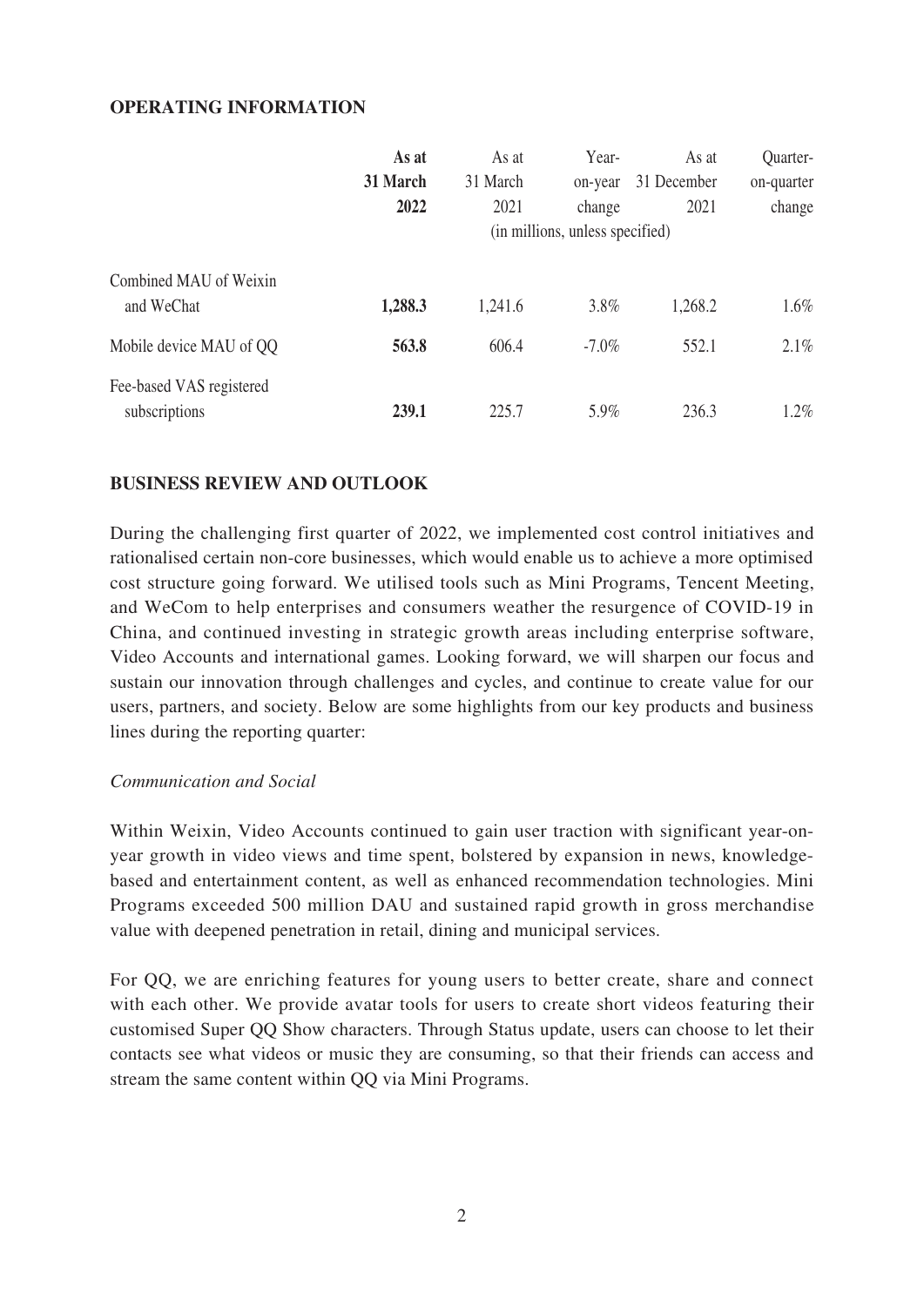## OPERATING INFORMATION

| | As at 31 March 2022 | As at 31 March 2021 | Year-on-year change | As at 31 December 2021 | Quarter-on-quarter change |
|---|---|---|---|---|---|
| | | (in millions, unless specified) | | | |
| Combined MAU of Weixin and WeChat | **1,288.3** | 1,241.6 | 3.8% | 1,268.2 | 1.6% |
| Mobile device MAU of QQ | **563.8** | 606.4 | -7.0% | 552.1 | 2.1% |
| Fee-based VAS registered subscriptions | **239.1** | 225.7 | 5.9% | 236.3 | 1.2% |

## BUSINESS REVIEW AND OUTLOOK

During the challenging first quarter of 2022, we implemented cost control initiatives and rationalised certain non-core businesses, which would enable us to achieve a more optimised cost structure going forward. We utilised tools such as Mini Programs, Tencent Meeting, and WeCom to help enterprises and consumers weather the resurgence of COVID-19 in China, and continued investing in strategic growth areas including enterprise software, Video Accounts and international games. Looking forward, we will sharpen our focus and sustain our innovation through challenges and cycles, and continue to create value for our users, partners, and society. Below are some highlights from our key products and business lines during the reporting quarter:

*Communication and Social*

Within Weixin, Video Accounts continued to gain user traction with significant year-on-year growth in video views and time spent, bolstered by expansion in news, knowledge-based and entertainment content, as well as enhanced recommendation technologies. Mini Programs exceeded 500 million DAU and sustained rapid growth in gross merchandise value with deepened penetration in retail, dining and municipal services.

For QQ, we are enriching features for young users to better create, share and connect with each other. We provide avatar tools for users to create short videos featuring their customised Super QQ Show characters. Through Status update, users can choose to let their contacts see what videos or music they are consuming, so that their friends can access and stream the same content within QQ via Mini Programs.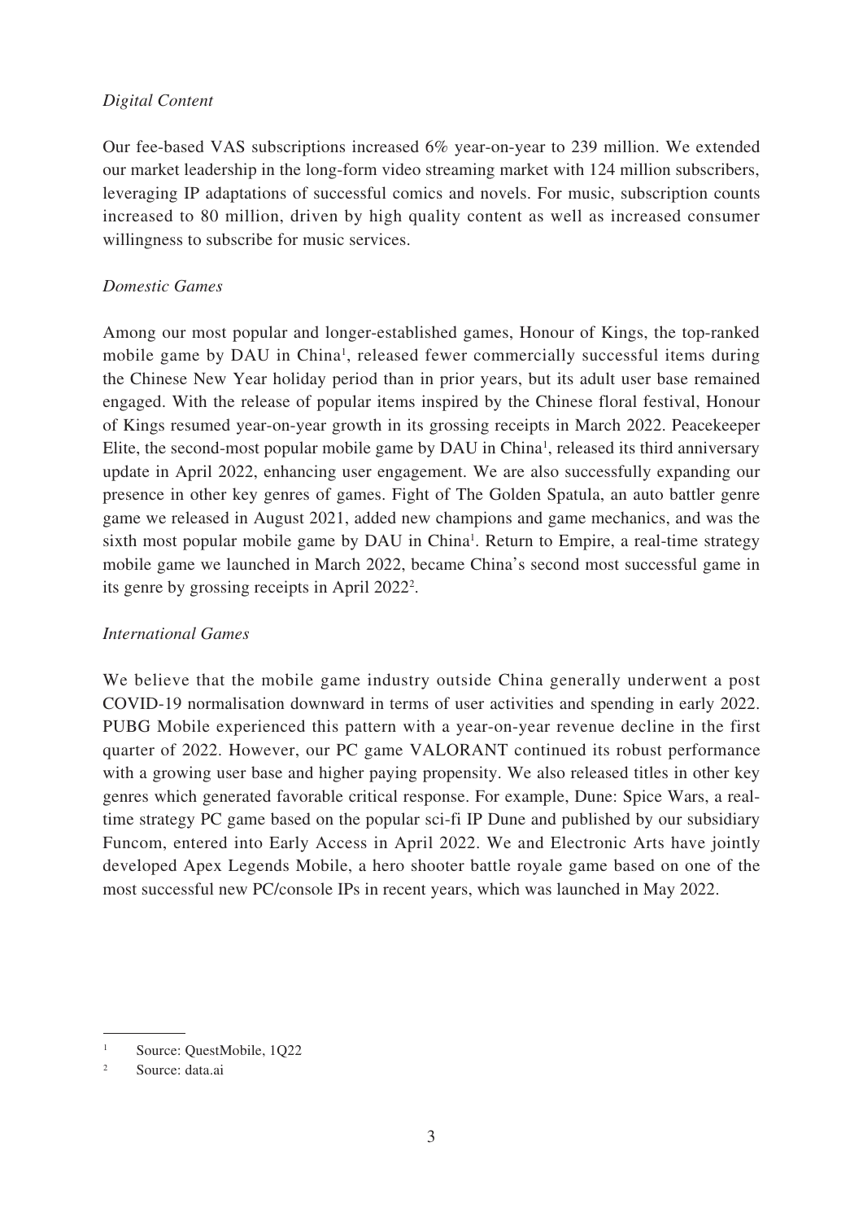*Digital Content*

Our fee-based VAS subscriptions increased 6% year-on-year to 239 million. We extended our market leadership in the long-form video streaming market with 124 million subscribers, leveraging IP adaptations of successful comics and novels. For music, subscription counts increased to 80 million, driven by high quality content as well as increased consumer willingness to subscribe for music services.

*Domestic Games*

Among our most popular and longer-established games, Honour of Kings, the top-ranked mobile game by DAU in China[1], released fewer commercially successful items during the Chinese New Year holiday period than in prior years, but its adult user base remained engaged. With the release of popular items inspired by the Chinese floral festival, Honour of Kings resumed year-on-year growth in its grossing receipts in March 2022. Peacekeeper Elite, the second-most popular mobile game by DAU in China[1], released its third anniversary update in April 2022, enhancing user engagement. We are also successfully expanding our presence in other key genres of games. Fight of The Golden Spatula, an auto battler genre game we released in August 2021, added new champions and game mechanics, and was the sixth most popular mobile game by DAU in China[1]. Return to Empire, a real-time strategy mobile game we launched in March 2022, became China's second most successful game in its genre by grossing receipts in April 2022[2].

*International Games*

We believe that the mobile game industry outside China generally underwent a post COVID-19 normalisation downward in terms of user activities and spending in early 2022. PUBG Mobile experienced this pattern with a year-on-year revenue decline in the first quarter of 2022. However, our PC game VALORANT continued its robust performance with a growing user base and higher paying propensity. We also released titles in other key genres which generated favorable critical response. For example, Dune: Spice Wars, a real-time strategy PC game based on the popular sci-fi IP Dune and published by our subsidiary Funcom, entered into Early Access in April 2022. We and Electronic Arts have jointly developed Apex Legends Mobile, a hero shooter battle royale game based on one of the most successful new PC/console IPs in recent years, which was launched in May 2022.

---

[1] Source: QuestMobile, 1Q22

[2] Source: data.ai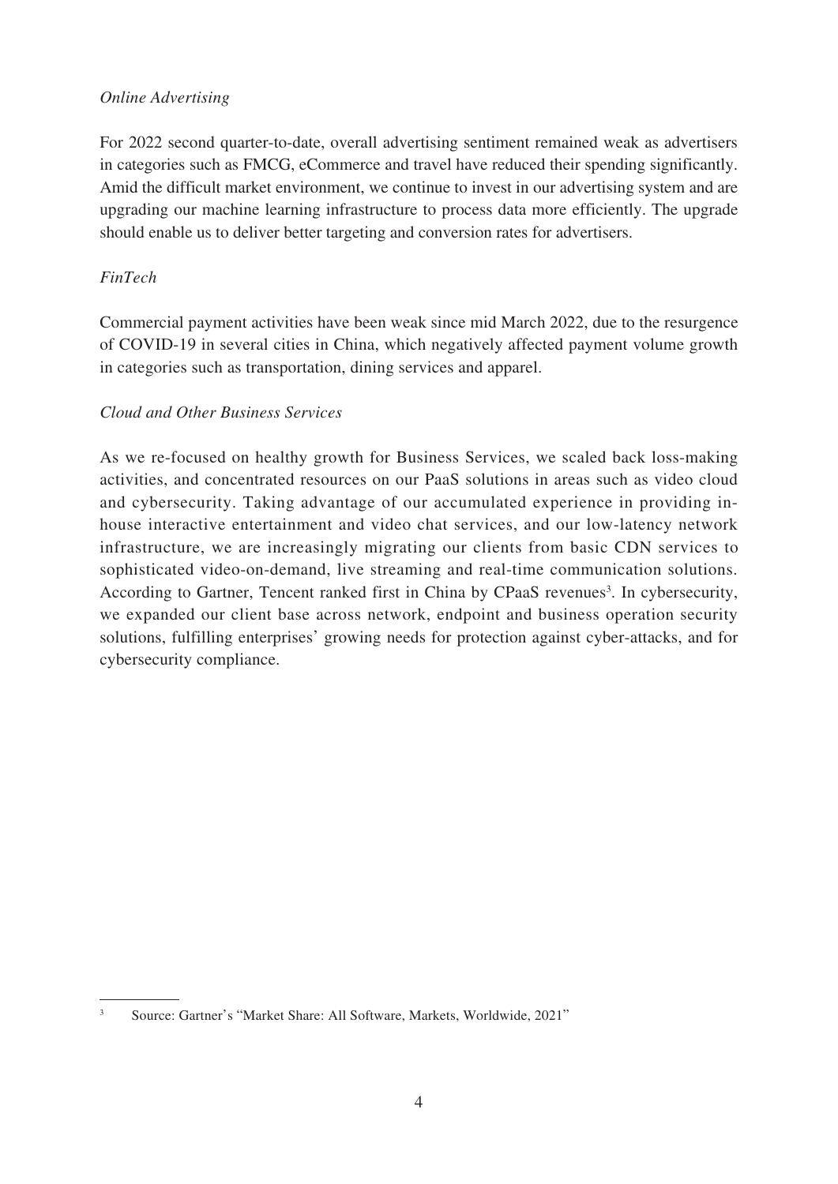*Online Advertising*

For 2022 second quarter-to-date, overall advertising sentiment remained weak as advertisers in categories such as FMCG, eCommerce and travel have reduced their spending significantly. Amid the difficult market environment, we continue to invest in our advertising system and are upgrading our machine learning infrastructure to process data more efficiently. The upgrade should enable us to deliver better targeting and conversion rates for advertisers.

*FinTech*

Commercial payment activities have been weak since mid March 2022, due to the resurgence of COVID-19 in several cities in China, which negatively affected payment volume growth in categories such as transportation, dining services and apparel.

*Cloud and Other Business Services*

As we re-focused on healthy growth for Business Services, we scaled back loss-making activities, and concentrated resources on our PaaS solutions in areas such as video cloud and cybersecurity. Taking advantage of our accumulated experience in providing in-house interactive entertainment and video chat services, and our low-latency network infrastructure, we are increasingly migrating our clients from basic CDN services to sophisticated video-on-demand, live streaming and real-time communication solutions. According to Gartner, Tencent ranked first in China by CPaaS revenues[3]. In cybersecurity, we expanded our client base across network, endpoint and business operation security solutions, fulfilling enterprises' growing needs for protection against cyber-attacks, and for cybersecurity compliance.

---

[3] Source: Gartner's "Market Share: All Software, Markets, Worldwide, 2021"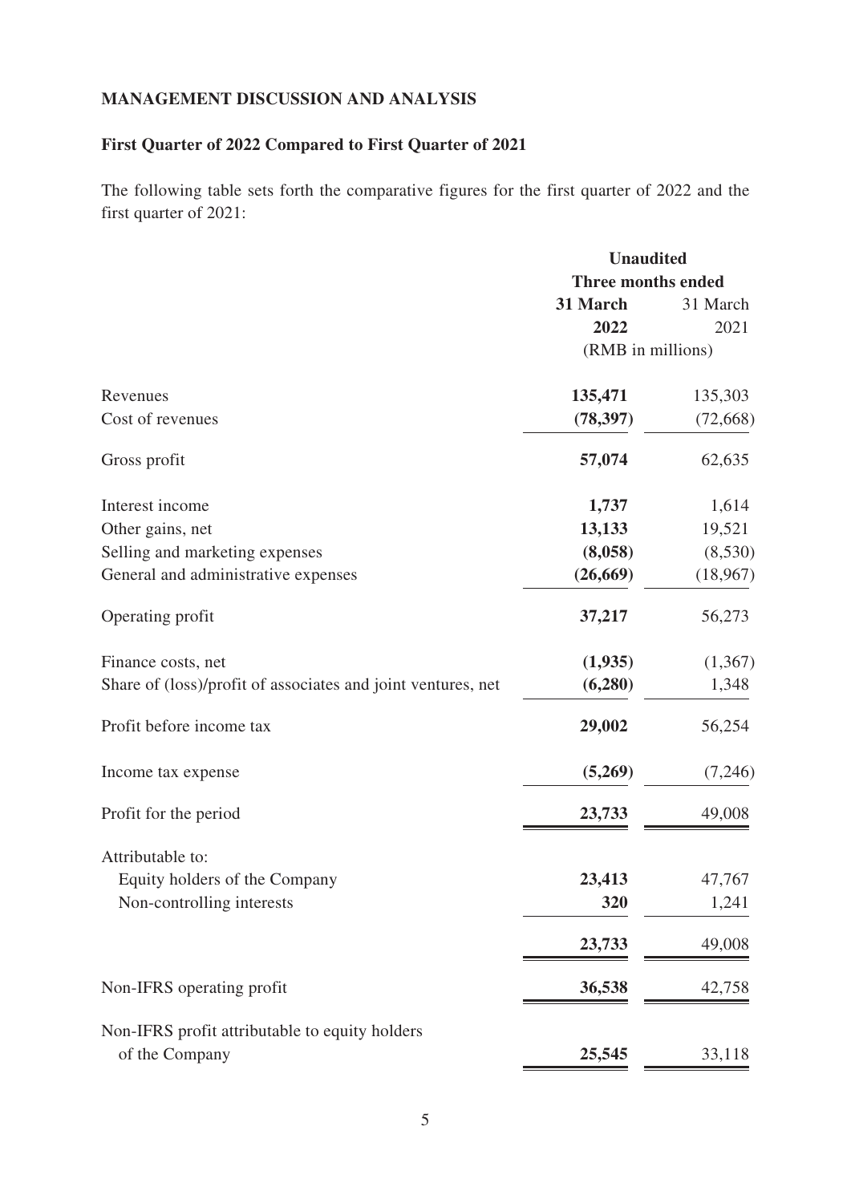## MANAGEMENT DISCUSSION AND ANALYSIS

### First Quarter of 2022 Compared to First Quarter of 2021

The following table sets forth the comparative figures for the first quarter of 2022 and the first quarter of 2021:

| | Unaudited | |
|---|---|---|
| | Three months ended | |
| | **31 March 2022** | 31 March 2021 |
| | (RMB in millions) | |
| Revenues | **135,471** | 135,303 |
| Cost of revenues | **(78,397)** | (72,668) |
| Gross profit | **57,074** | 62,635 |
| Interest income | **1,737** | 1,614 |
| Other gains, net | **13,133** | 19,521 |
| Selling and marketing expenses | **(8,058)** | (8,530) |
| General and administrative expenses | **(26,669)** | (18,967) |
| Operating profit | **37,217** | 56,273 |
| Finance costs, net | **(1,935)** | (1,367) |
| Share of (loss)/profit of associates and joint ventures, net | **(6,280)** | 1,348 |
| Profit before income tax | **29,002** | 56,254 |
| Income tax expense | **(5,269)** | (7,246) |
| Profit for the period | **23,733** | 49,008 |
| Attributable to: | | |
| Equity holders of the Company | **23,413** | 47,767 |
| Non-controlling interests | **320** | 1,241 |
| | **23,733** | 49,008 |
| Non-IFRS operating profit | **36,538** | 42,758 |
| Non-IFRS profit attributable to equity holders of the Company | **25,545** | 33,118 |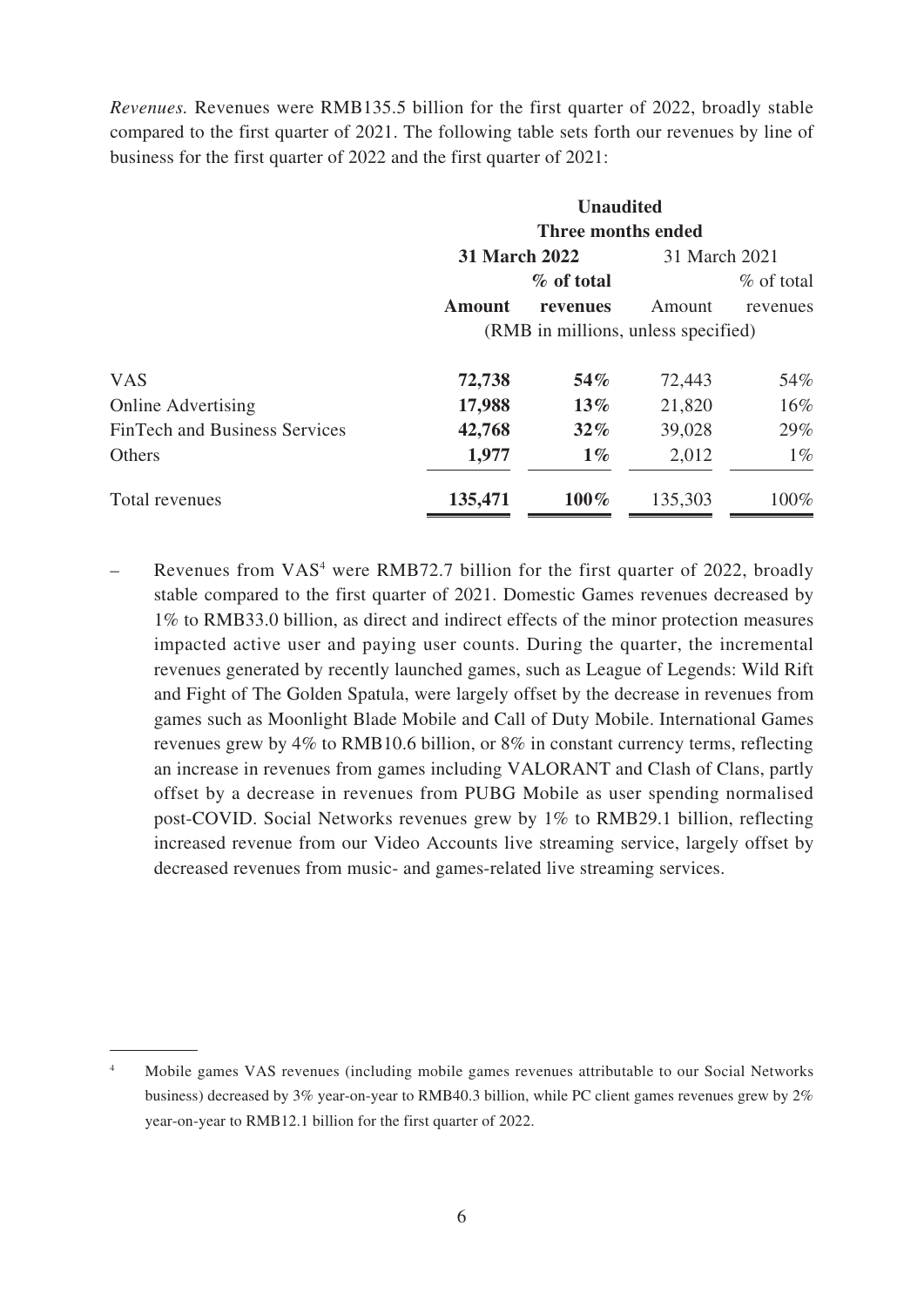*Revenues.* Revenues were RMB135.5 billion for the first quarter of 2022, broadly stable compared to the first quarter of 2021. The following table sets forth our revenues by line of business for the first quarter of 2022 and the first quarter of 2021:

| | Unaudited | | | |
|---|---|---|---|---|
| | Three months ended | | | |
| | **31 March 2022** | | 31 March 2021 | |
| | **Amount** | **% of total revenues** | Amount | % of total revenues |
| | (RMB in millions, unless specified) | | | |
| VAS | **72,738** | **54%** | 72,443 | 54% |
| Online Advertising | **17,988** | **13%** | 21,820 | 16% |
| FinTech and Business Services | **42,768** | **32%** | 39,028 | 29% |
| Others | **1,977** | **1%** | 2,012 | 1% |
| Total revenues | **135,471** | **100%** | 135,303 | 100% |

– Revenues from VAS[4] were RMB72.7 billion for the first quarter of 2022, broadly stable compared to the first quarter of 2021. Domestic Games revenues decreased by 1% to RMB33.0 billion, as direct and indirect effects of the minor protection measures impacted active user and paying user counts. During the quarter, the incremental revenues generated by recently launched games, such as League of Legends: Wild Rift and Fight of The Golden Spatula, were largely offset by the decrease in revenues from games such as Moonlight Blade Mobile and Call of Duty Mobile. International Games revenues grew by 4% to RMB10.6 billion, or 8% in constant currency terms, reflecting an increase in revenues from games including VALORANT and Clash of Clans, partly offset by a decrease in revenues from PUBG Mobile as user spending normalised post-COVID. Social Networks revenues grew by 1% to RMB29.1 billion, reflecting increased revenue from our Video Accounts live streaming service, largely offset by decreased revenues from music- and games-related live streaming services.

[4] Mobile games VAS revenues (including mobile games revenues attributable to our Social Networks business) decreased by 3% year-on-year to RMB40.3 billion, while PC client games revenues grew by 2% year-on-year to RMB12.1 billion for the first quarter of 2022.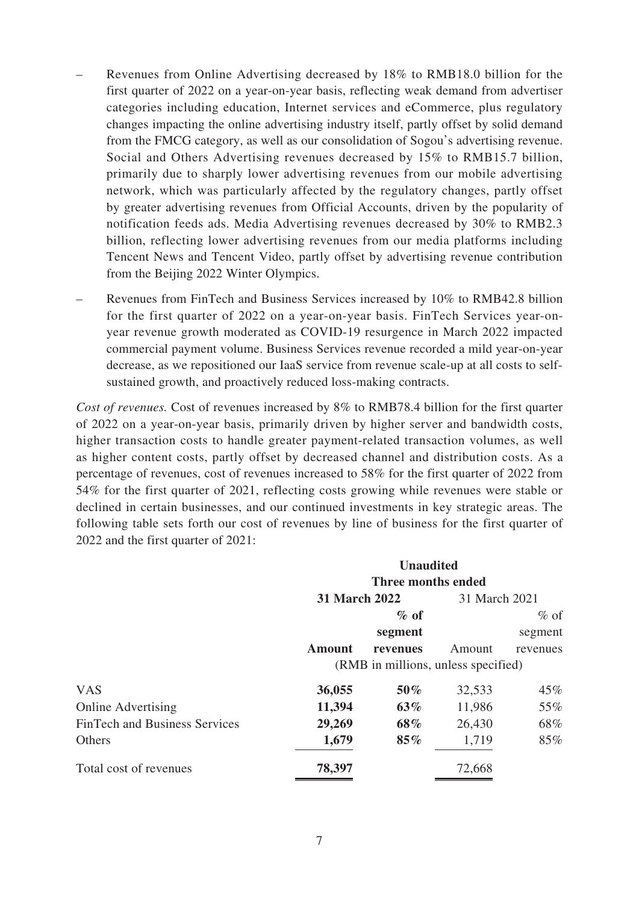– Revenues from Online Advertising decreased by 18% to RMB18.0 billion for the first quarter of 2022 on a year-on-year basis, reflecting weak demand from advertiser categories including education, Internet services and eCommerce, plus regulatory changes impacting the online advertising industry itself, partly offset by solid demand from the FMCG category, as well as our consolidation of Sogou's advertising revenue. Social and Others Advertising revenues decreased by 15% to RMB15.7 billion, primarily due to sharply lower advertising revenues from our mobile advertising network, which was particularly affected by the regulatory changes, partly offset by greater advertising revenues from Official Accounts, driven by the popularity of notification feeds ads. Media Advertising revenues decreased by 30% to RMB2.3 billion, reflecting lower advertising revenues from our media platforms including Tencent News and Tencent Video, partly offset by advertising revenue contribution from the Beijing 2022 Winter Olympics.

– Revenues from FinTech and Business Services increased by 10% to RMB42.8 billion for the first quarter of 2022 on a year-on-year basis. FinTech Services year-on-year revenue growth moderated as COVID-19 resurgence in March 2022 impacted commercial payment volume. Business Services revenue recorded a mild year-on-year decrease, as we repositioned our IaaS service from revenue scale-up at all costs to self-sustained growth, and proactively reduced loss-making contracts.

*Cost of revenues.* Cost of revenues increased by 8% to RMB78.4 billion for the first quarter of 2022 on a year-on-year basis, primarily driven by higher server and bandwidth costs, higher transaction costs to handle greater payment-related transaction volumes, as well as higher content costs, partly offset by decreased channel and distribution costs. As a percentage of revenues, cost of revenues increased to 58% for the first quarter of 2022 from 54% for the first quarter of 2021, reflecting costs growing while revenues were stable or declined in certain businesses, and our continued investments in key strategic areas. The following table sets forth our cost of revenues by line of business for the first quarter of 2022 and the first quarter of 2021:

| | **Unaudited Three months ended** | | | |
|---|---|---|---|---|
| | **31 March 2022** | | 31 March 2021 | |
| | **Amount** | **% of segment revenues** | Amount | % of segment revenues |
| | (RMB in millions, unless specified) | | | |
| VAS | **36,055** | **50%** | 32,533 | 45% |
| Online Advertising | **11,394** | **63%** | 11,986 | 55% |
| FinTech and Business Services | **29,269** | **68%** | 26,430 | 68% |
| Others | **1,679** | **85%** | 1,719 | 85% |
| Total cost of revenues | **78,397** | | 72,668 | |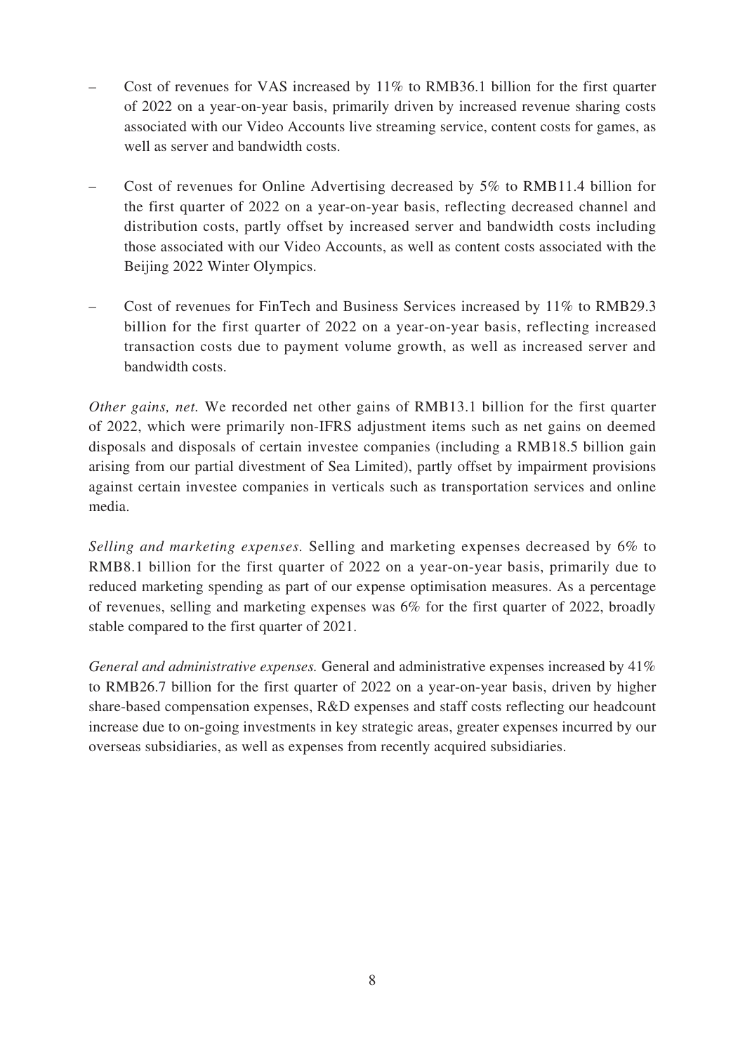- Cost of revenues for VAS increased by 11% to RMB36.1 billion for the first quarter of 2022 on a year-on-year basis, primarily driven by increased revenue sharing costs associated with our Video Accounts live streaming service, content costs for games, as well as server and bandwidth costs.

- Cost of revenues for Online Advertising decreased by 5% to RMB11.4 billion for the first quarter of 2022 on a year-on-year basis, reflecting decreased channel and distribution costs, partly offset by increased server and bandwidth costs including those associated with our Video Accounts, as well as content costs associated with the Beijing 2022 Winter Olympics.

- Cost of revenues for FinTech and Business Services increased by 11% to RMB29.3 billion for the first quarter of 2022 on a year-on-year basis, reflecting increased transaction costs due to payment volume growth, as well as increased server and bandwidth costs.

*Other gains, net.* We recorded net other gains of RMB13.1 billion for the first quarter of 2022, which were primarily non-IFRS adjustment items such as net gains on deemed disposals and disposals of certain investee companies (including a RMB18.5 billion gain arising from our partial divestment of Sea Limited), partly offset by impairment provisions against certain investee companies in verticals such as transportation services and online media.

*Selling and marketing expenses.* Selling and marketing expenses decreased by 6% to RMB8.1 billion for the first quarter of 2022 on a year-on-year basis, primarily due to reduced marketing spending as part of our expense optimisation measures. As a percentage of revenues, selling and marketing expenses was 6% for the first quarter of 2022, broadly stable compared to the first quarter of 2021.

*General and administrative expenses.* General and administrative expenses increased by 41% to RMB26.7 billion for the first quarter of 2022 on a year-on-year basis, driven by higher share-based compensation expenses, R&D expenses and staff costs reflecting our headcount increase due to on-going investments in key strategic areas, greater expenses incurred by our overseas subsidiaries, as well as expenses from recently acquired subsidiaries.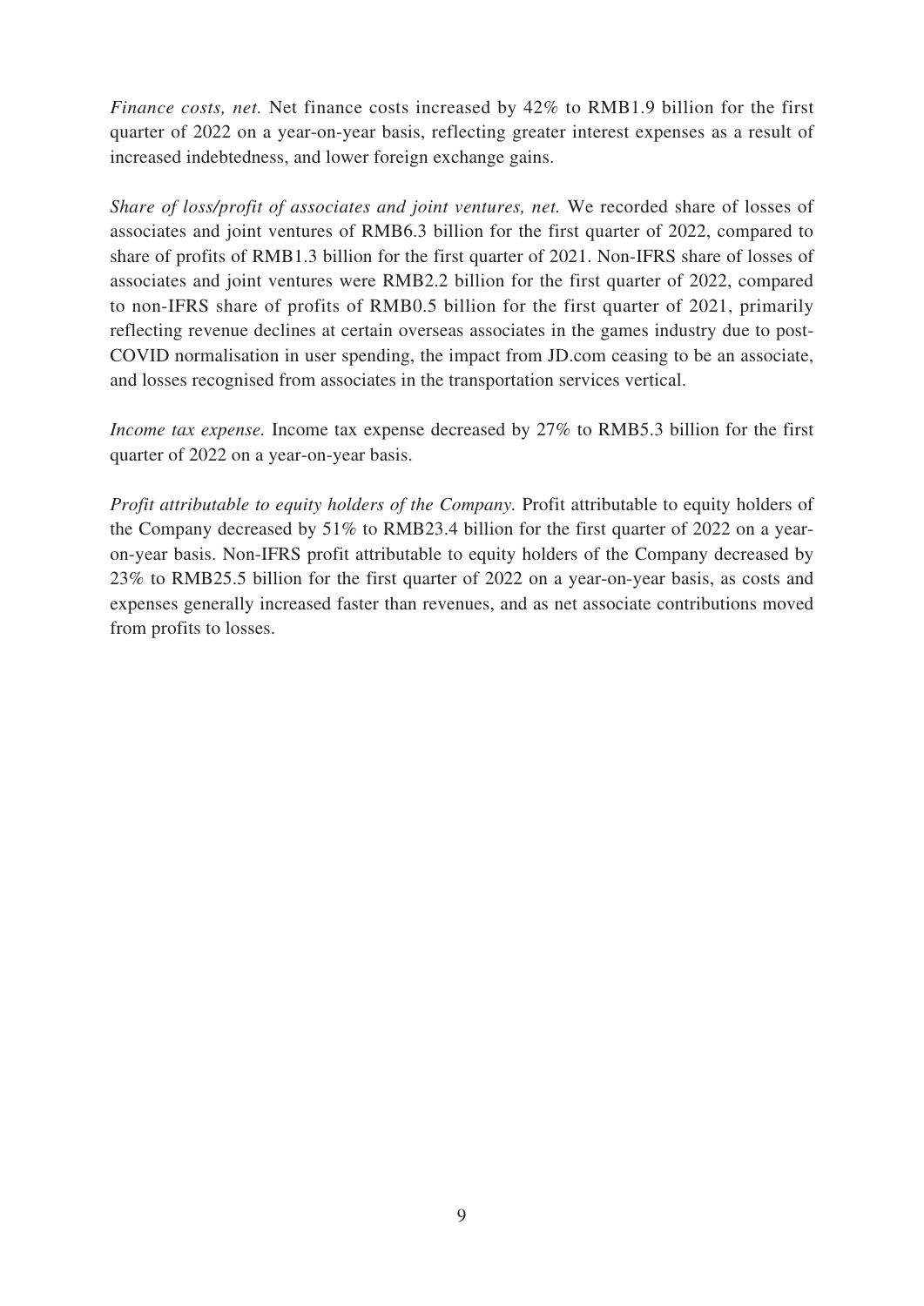*Finance costs, net.* Net finance costs increased by 42% to RMB1.9 billion for the first quarter of 2022 on a year-on-year basis, reflecting greater interest expenses as a result of increased indebtedness, and lower foreign exchange gains.

*Share of loss/profit of associates and joint ventures, net.* We recorded share of losses of associates and joint ventures of RMB6.3 billion for the first quarter of 2022, compared to share of profits of RMB1.3 billion for the first quarter of 2021. Non-IFRS share of losses of associates and joint ventures were RMB2.2 billion for the first quarter of 2022, compared to non-IFRS share of profits of RMB0.5 billion for the first quarter of 2021, primarily reflecting revenue declines at certain overseas associates in the games industry due to post-COVID normalisation in user spending, the impact from JD.com ceasing to be an associate, and losses recognised from associates in the transportation services vertical.

*Income tax expense.* Income tax expense decreased by 27% to RMB5.3 billion for the first quarter of 2022 on a year-on-year basis.

*Profit attributable to equity holders of the Company.* Profit attributable to equity holders of the Company decreased by 51% to RMB23.4 billion for the first quarter of 2022 on a year-on-year basis. Non-IFRS profit attributable to equity holders of the Company decreased by 23% to RMB25.5 billion for the first quarter of 2022 on a year-on-year basis, as costs and expenses generally increased faster than revenues, and as net associate contributions moved from profits to losses.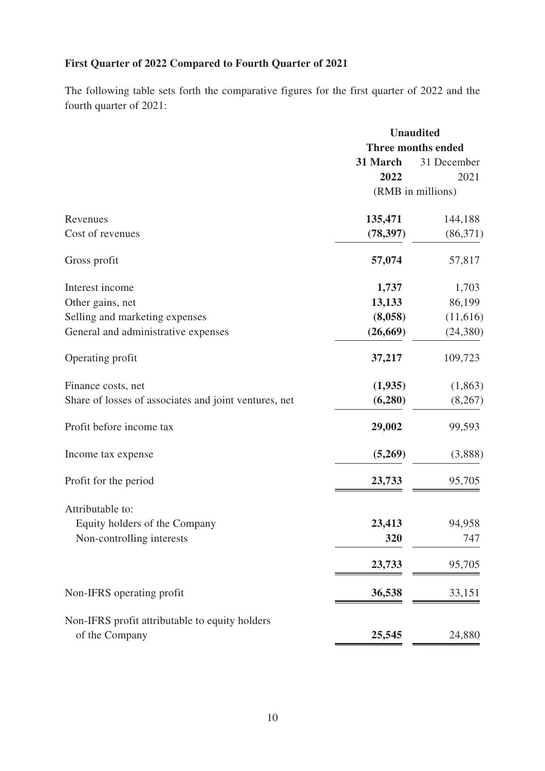**First Quarter of 2022 Compared to Fourth Quarter of 2021**

The following table sets forth the comparative figures for the first quarter of 2022 and the fourth quarter of 2021:

| | Unaudited | |
|---|---|---|
| | Three months ended | |
| | **31 March 2022** | 31 December 2021 |
| | (RMB in millions) | |
| Revenues | **135,471** | 144,188 |
| Cost of revenues | **(78,397)** | (86,371) |
| Gross profit | **57,074** | 57,817 |
| Interest income | **1,737** | 1,703 |
| Other gains, net | **13,133** | 86,199 |
| Selling and marketing expenses | **(8,058)** | (11,616) |
| General and administrative expenses | **(26,669)** | (24,380) |
| Operating profit | **37,217** | 109,723 |
| Finance costs, net | **(1,935)** | (1,863) |
| Share of losses of associates and joint ventures, net | **(6,280)** | (8,267) |
| Profit before income tax | **29,002** | 99,593 |
| Income tax expense | **(5,269)** | (3,888) |
| Profit for the period | **23,733** | 95,705 |
| Attributable to: | | |
| Equity holders of the Company | **23,413** | 94,958 |
| Non-controlling interests | **320** | 747 |
| | **23,733** | 95,705 |
| Non-IFRS operating profit | **36,538** | 33,151 |
| Non-IFRS profit attributable to equity holders of the Company | **25,545** | 24,880 |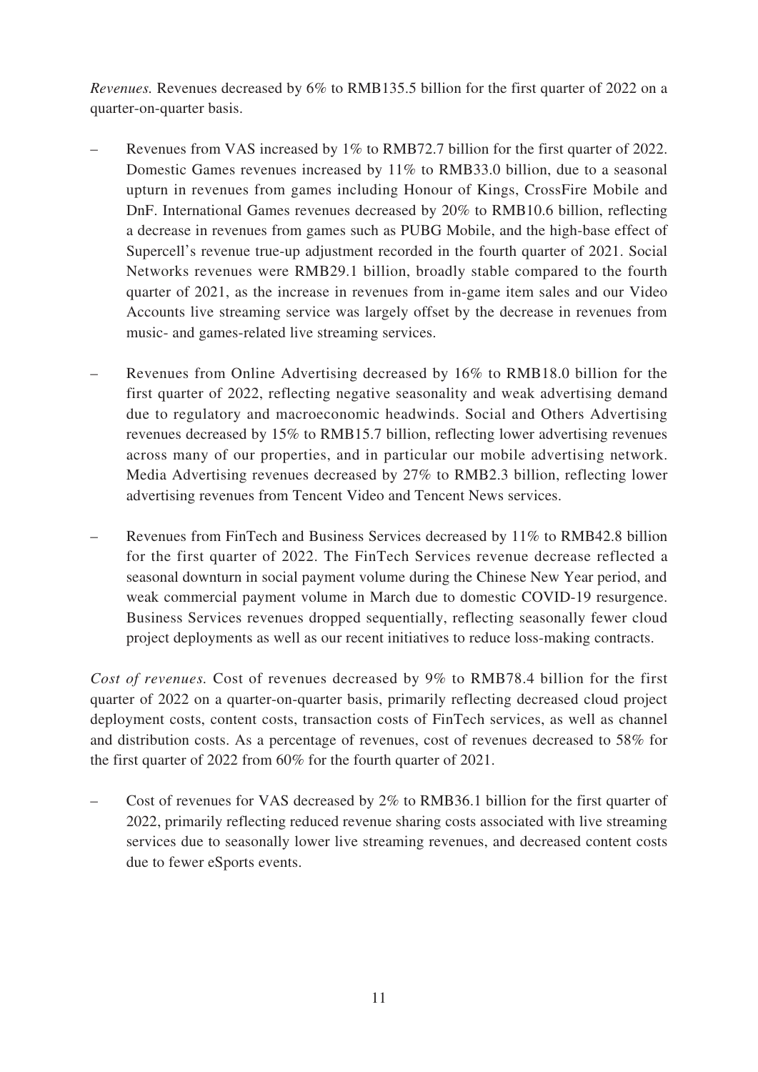*Revenues.* Revenues decreased by 6% to RMB135.5 billion for the first quarter of 2022 on a quarter-on-quarter basis.

– Revenues from VAS increased by 1% to RMB72.7 billion for the first quarter of 2022. Domestic Games revenues increased by 11% to RMB33.0 billion, due to a seasonal upturn in revenues from games including Honour of Kings, CrossFire Mobile and DnF. International Games revenues decreased by 20% to RMB10.6 billion, reflecting a decrease in revenues from games such as PUBG Mobile, and the high-base effect of Supercell's revenue true-up adjustment recorded in the fourth quarter of 2021. Social Networks revenues were RMB29.1 billion, broadly stable compared to the fourth quarter of 2021, as the increase in revenues from in-game item sales and our Video Accounts live streaming service was largely offset by the decrease in revenues from music- and games-related live streaming services.

– Revenues from Online Advertising decreased by 16% to RMB18.0 billion for the first quarter of 2022, reflecting negative seasonality and weak advertising demand due to regulatory and macroeconomic headwinds. Social and Others Advertising revenues decreased by 15% to RMB15.7 billion, reflecting lower advertising revenues across many of our properties, and in particular our mobile advertising network. Media Advertising revenues decreased by 27% to RMB2.3 billion, reflecting lower advertising revenues from Tencent Video and Tencent News services.

– Revenues from FinTech and Business Services decreased by 11% to RMB42.8 billion for the first quarter of 2022. The FinTech Services revenue decrease reflected a seasonal downturn in social payment volume during the Chinese New Year period, and weak commercial payment volume in March due to domestic COVID-19 resurgence. Business Services revenues dropped sequentially, reflecting seasonally fewer cloud project deployments as well as our recent initiatives to reduce loss-making contracts.

*Cost of revenues.* Cost of revenues decreased by 9% to RMB78.4 billion for the first quarter of 2022 on a quarter-on-quarter basis, primarily reflecting decreased cloud project deployment costs, content costs, transaction costs of FinTech services, as well as channel and distribution costs. As a percentage of revenues, cost of revenues decreased to 58% for the first quarter of 2022 from 60% for the fourth quarter of 2021.

– Cost of revenues for VAS decreased by 2% to RMB36.1 billion for the first quarter of 2022, primarily reflecting reduced revenue sharing costs associated with live streaming services due to seasonally lower live streaming revenues, and decreased content costs due to fewer eSports events.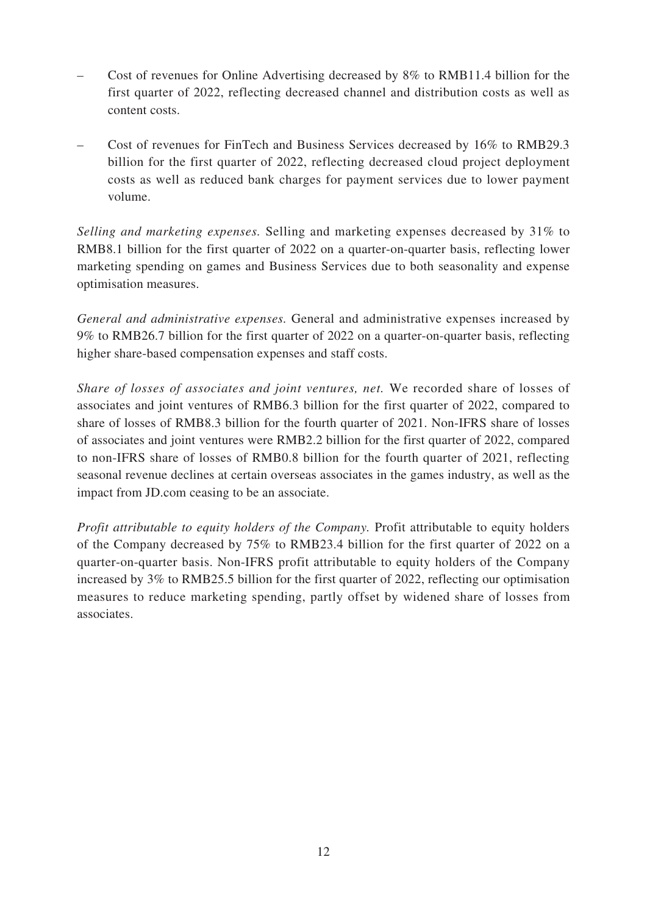- Cost of revenues for Online Advertising decreased by 8% to RMB11.4 billion for the first quarter of 2022, reflecting decreased channel and distribution costs as well as content costs.

- Cost of revenues for FinTech and Business Services decreased by 16% to RMB29.3 billion for the first quarter of 2022, reflecting decreased cloud project deployment costs as well as reduced bank charges for payment services due to lower payment volume.

*Selling and marketing expenses.* Selling and marketing expenses decreased by 31% to RMB8.1 billion for the first quarter of 2022 on a quarter-on-quarter basis, reflecting lower marketing spending on games and Business Services due to both seasonality and expense optimisation measures.

*General and administrative expenses.* General and administrative expenses increased by 9% to RMB26.7 billion for the first quarter of 2022 on a quarter-on-quarter basis, reflecting higher share-based compensation expenses and staff costs.

*Share of losses of associates and joint ventures, net.* We recorded share of losses of associates and joint ventures of RMB6.3 billion for the first quarter of 2022, compared to share of losses of RMB8.3 billion for the fourth quarter of 2021. Non-IFRS share of losses of associates and joint ventures were RMB2.2 billion for the first quarter of 2022, compared to non-IFRS share of losses of RMB0.8 billion for the fourth quarter of 2021, reflecting seasonal revenue declines at certain overseas associates in the games industry, as well as the impact from JD.com ceasing to be an associate.

*Profit attributable to equity holders of the Company.* Profit attributable to equity holders of the Company decreased by 75% to RMB23.4 billion for the first quarter of 2022 on a quarter-on-quarter basis. Non-IFRS profit attributable to equity holders of the Company increased by 3% to RMB25.5 billion for the first quarter of 2022, reflecting our optimisation measures to reduce marketing spending, partly offset by widened share of losses from associates.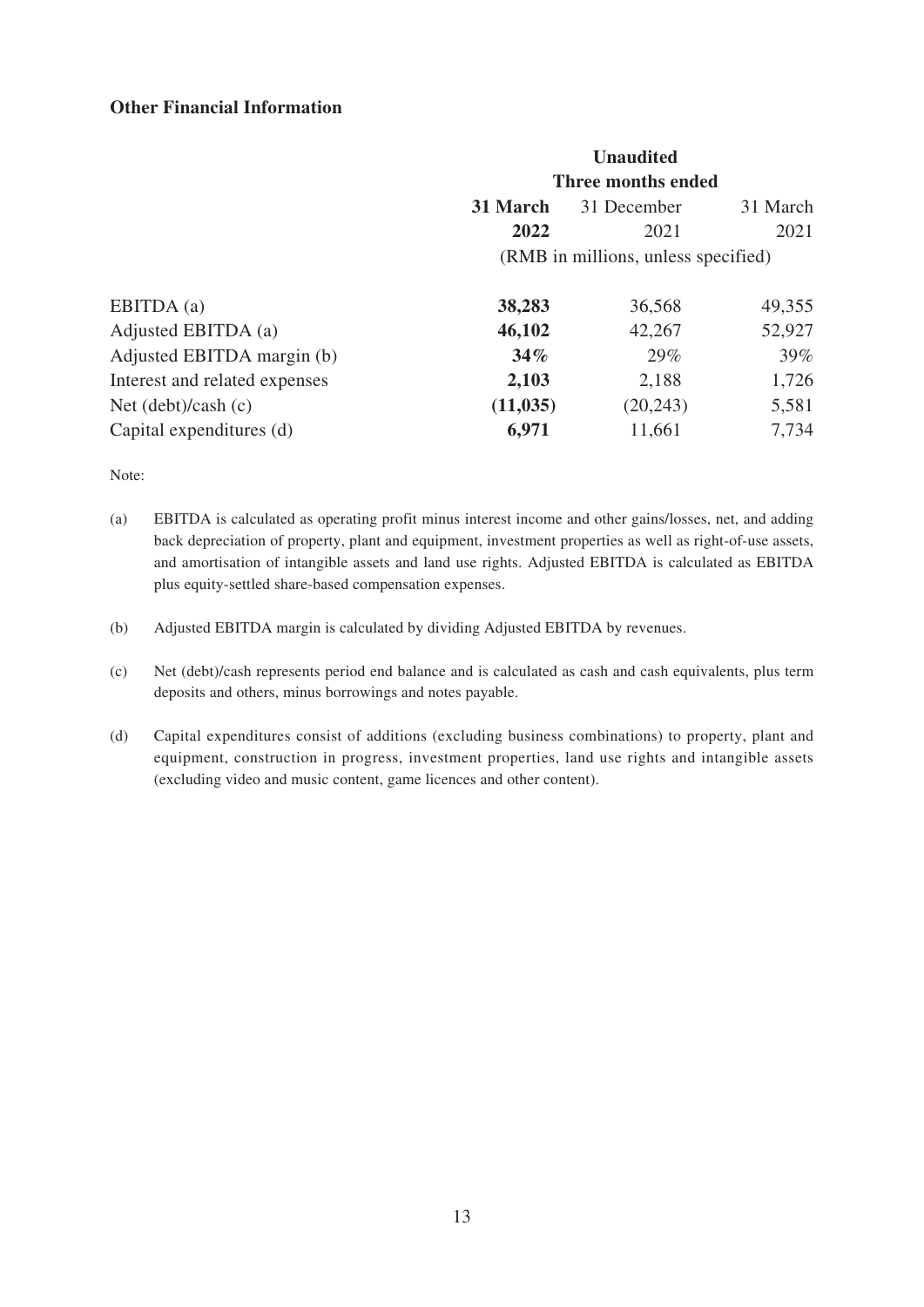**Other Financial Information**

| | Unaudited | | |
|---|---|---|---|
| | Three months ended | | |
| | **31 March 2022** | 31 December 2021 | 31 March 2021 |
| | (RMB in millions, unless specified) | | |
| EBITDA (a) | **38,283** | 36,568 | 49,355 |
| Adjusted EBITDA (a) | **46,102** | 42,267 | 52,927 |
| Adjusted EBITDA margin (b) | **34%** | 29% | 39% |
| Interest and related expenses | **2,103** | 2,188 | 1,726 |
| Net (debt)/cash (c) | **(11,035)** | (20,243) | 5,581 |
| Capital expenditures (d) | **6,971** | 11,661 | 7,734 |

Note:

(a) EBITDA is calculated as operating profit minus interest income and other gains/losses, net, and adding back depreciation of property, plant and equipment, investment properties as well as right-of-use assets, and amortisation of intangible assets and land use rights. Adjusted EBITDA is calculated as EBITDA plus equity-settled share-based compensation expenses.

(b) Adjusted EBITDA margin is calculated by dividing Adjusted EBITDA by revenues.

(c) Net (debt)/cash represents period end balance and is calculated as cash and cash equivalents, plus term deposits and others, minus borrowings and notes payable.

(d) Capital expenditures consist of additions (excluding business combinations) to property, plant and equipment, construction in progress, investment properties, land use rights and intangible assets (excluding video and music content, game licences and other content).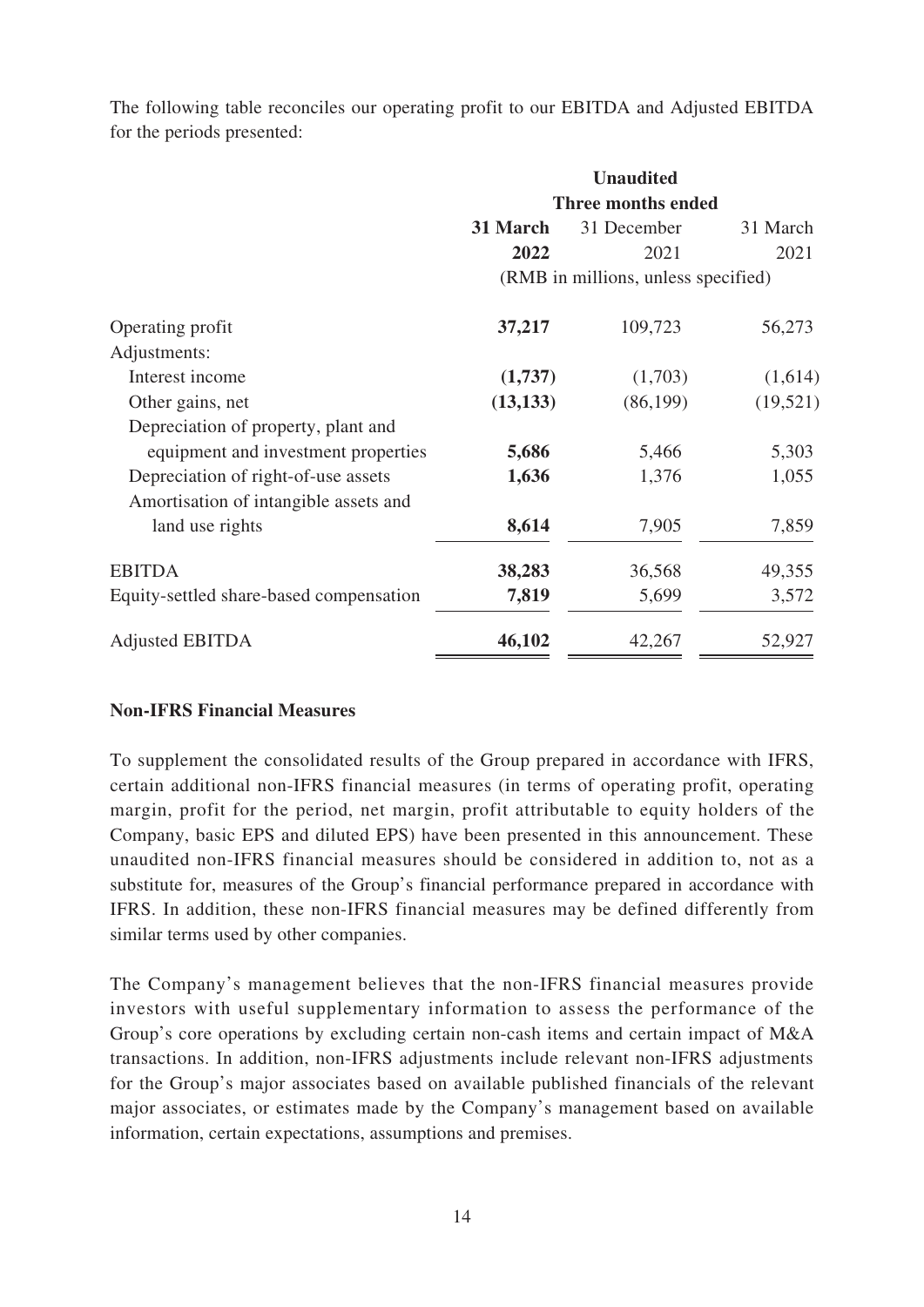The following table reconciles our operating profit to our EBITDA and Adjusted EBITDA for the periods presented:

| | Unaudited | | |
|---|---|---|---|
| | Three months ended | | |
| | **31 March 2022** | 31 December 2021 | 31 March 2021 |
| | (RMB in millions, unless specified) | | |
| Operating profit | **37,217** | 109,723 | 56,273 |
| Adjustments: | | | |
| Interest income | **(1,737)** | (1,703) | (1,614) |
| Other gains, net | **(13,133)** | (86,199) | (19,521) |
| Depreciation of property, plant and equipment and investment properties | **5,686** | 5,466 | 5,303 |
| Depreciation of right-of-use assets | **1,636** | 1,376 | 1,055 |
| Amortisation of intangible assets and land use rights | **8,614** | 7,905 | 7,859 |
| EBITDA | **38,283** | 36,568 | 49,355 |
| Equity-settled share-based compensation | **7,819** | 5,699 | 3,572 |
| Adjusted EBITDA | **46,102** | 42,267 | 52,927 |

**Non-IFRS Financial Measures**

To supplement the consolidated results of the Group prepared in accordance with IFRS, certain additional non-IFRS financial measures (in terms of operating profit, operating margin, profit for the period, net margin, profit attributable to equity holders of the Company, basic EPS and diluted EPS) have been presented in this announcement. These unaudited non-IFRS financial measures should be considered in addition to, not as a substitute for, measures of the Group's financial performance prepared in accordance with IFRS. In addition, these non-IFRS financial measures may be defined differently from similar terms used by other companies.

The Company's management believes that the non-IFRS financial measures provide investors with useful supplementary information to assess the performance of the Group's core operations by excluding certain non-cash items and certain impact of M&A transactions. In addition, non-IFRS adjustments include relevant non-IFRS adjustments for the Group's major associates based on available published financials of the relevant major associates, or estimates made by the Company's management based on available information, certain expectations, assumptions and premises.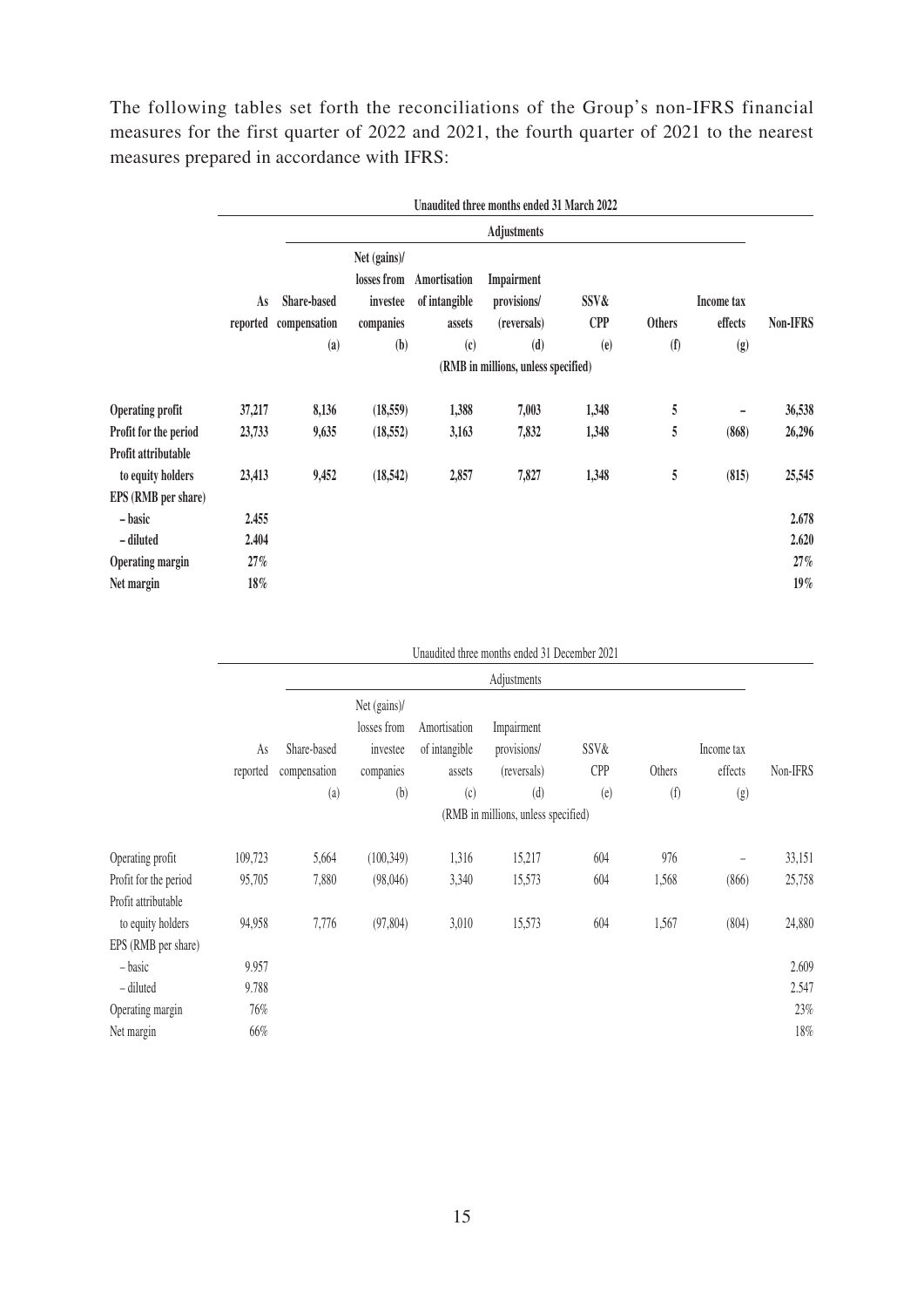The following tables set forth the reconciliations of the Group's non-IFRS financial measures for the first quarter of 2022 and 2021, the fourth quarter of 2021 to the nearest measures prepared in accordance with IFRS:

| | **Unaudited three months ended 31 March 2022** | | | | | | | | |
|---|---|---|---|---|---|---|---|---|---|
| | | **Adjustments** | | | | | | | |
| | **As reported** | **Share-based compensation (a)** | **Net (gains)/ losses from investee companies (b)** | **Amortisation of intangible assets (c)** | **Impairment provisions/ (reversals) (d)** | **SSV& CPP (e)** | **Others (f)** | **Income tax effects (g)** | **Non-IFRS** |
| | **(RMB in millions, unless specified)** | | | | | | | | |
| **Operating profit** | **37,217** | **8,136** | **(18,559)** | **1,388** | **7,003** | **1,348** | **5** | **–** | **36,538** |
| **Profit for the period** | **23,733** | **9,635** | **(18,552)** | **3,163** | **7,832** | **1,348** | **5** | **(868)** | **26,296** |
| **Profit attributable to equity holders** | **23,413** | **9,452** | **(18,542)** | **2,857** | **7,827** | **1,348** | **5** | **(815)** | **25,545** |
| **EPS (RMB per share)** | | | | | | | | | |
| **– basic** | **2.455** | | | | | | | | **2.678** |
| **– diluted** | **2.404** | | | | | | | | **2.620** |
| **Operating margin** | **27%** | | | | | | | | **27%** |
| **Net margin** | **18%** | | | | | | | | **19%** |

| | Unaudited three months ended 31 December 2021 | | | | | | | | |
|---|---|---|---|---|---|---|---|---|---|
| | | Adjustments | | | | | | | |
| | As reported | Share-based compensation (a) | Net (gains)/ losses from investee companies (b) | Amortisation of intangible assets (c) | Impairment provisions/ (reversals) (d) | SSV& CPP (e) | Others (f) | Income tax effects (g) | Non-IFRS |
| | (RMB in millions, unless specified) | | | | | | | | |
| Operating profit | 109,723 | 5,664 | (100,349) | 1,316 | 15,217 | 604 | 976 | – | 33,151 |
| Profit for the period | 95,705 | 7,880 | (98,046) | 3,340 | 15,573 | 604 | 1,568 | (866) | 25,758 |
| Profit attributable to equity holders | 94,958 | 7,776 | (97,804) | 3,010 | 15,573 | 604 | 1,567 | (804) | 24,880 |
| EPS (RMB per share) | | | | | | | | | |
| – basic | 9.957 | | | | | | | | 2.609 |
| – diluted | 9.788 | | | | | | | | 2.547 |
| Operating margin | 76% | | | | | | | | 23% |
| Net margin | 66% | | | | | | | | 18% |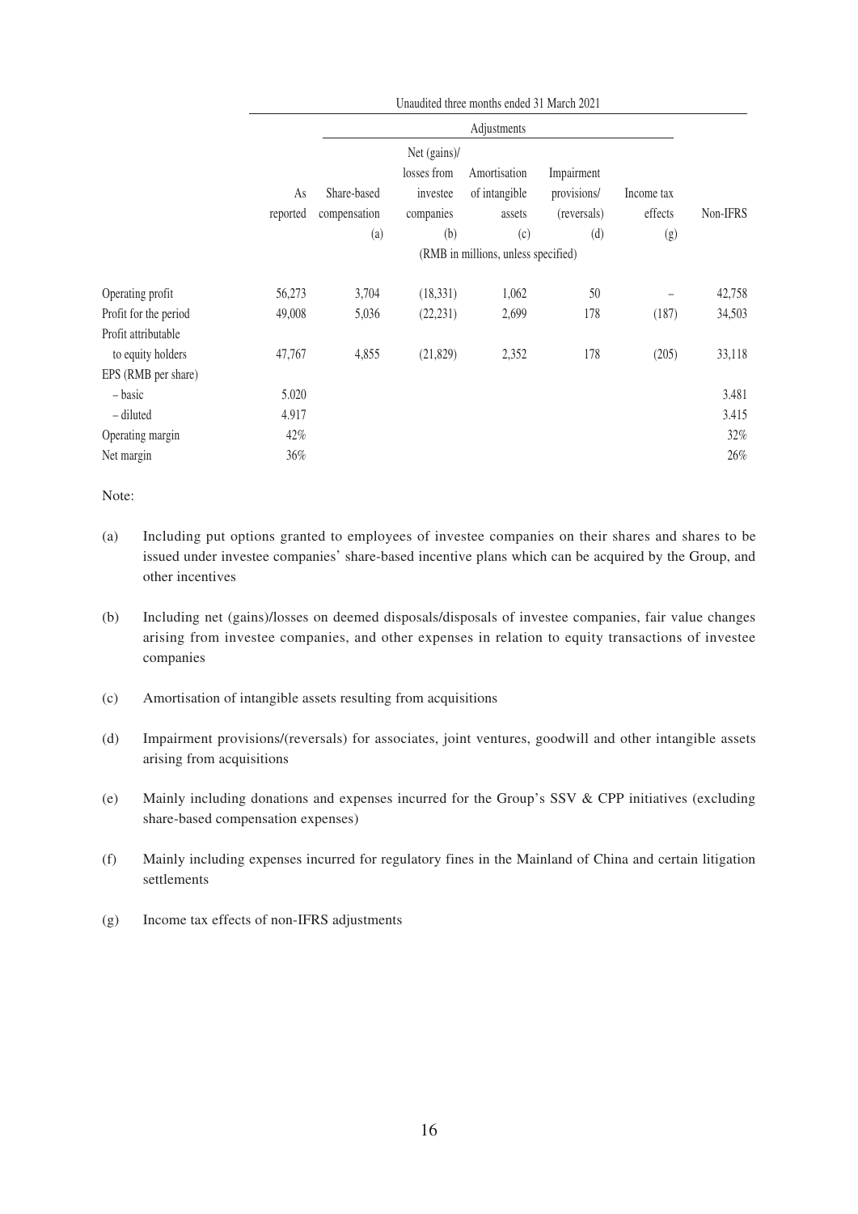| | Unaudited three months ended 31 March 2021 | | | | | | |
|---|---|---|---|---|---|---|---|
| | | Adjustments | | | | | |
| | As reported | Share-based compensation (a) | Net (gains)/ losses from investee companies (b) | Amortisation of intangible assets (c) | Impairment provisions/ (reversals) (d) | Income tax effects (g) | Non-IFRS |
| | (RMB in millions, unless specified) | | | | | | |
| Operating profit | 56,273 | 3,704 | (18,331) | 1,062 | 50 | – | 42,758 |
| Profit for the period | 49,008 | 5,036 | (22,231) | 2,699 | 178 | (187) | 34,503 |
| Profit attributable to equity holders | 47,767 | 4,855 | (21,829) | 2,352 | 178 | (205) | 33,118 |
| EPS (RMB per share) | | | | | | | |
| – basic | 5.020 | | | | | | 3.481 |
| – diluted | 4.917 | | | | | | 3.415 |
| Operating margin | 42% | | | | | | 32% |
| Net margin | 36% | | | | | | 26% |

Note:

(a) Including put options granted to employees of investee companies on their shares and shares to be issued under investee companies' share-based incentive plans which can be acquired by the Group, and other incentives

(b) Including net (gains)/losses on deemed disposals/disposals of investee companies, fair value changes arising from investee companies, and other expenses in relation to equity transactions of investee companies

(c) Amortisation of intangible assets resulting from acquisitions

(d) Impairment provisions/(reversals) for associates, joint ventures, goodwill and other intangible assets arising from acquisitions

(e) Mainly including donations and expenses incurred for the Group's SSV & CPP initiatives (excluding share-based compensation expenses)

(f) Mainly including expenses incurred for regulatory fines in the Mainland of China and certain litigation settlements

(g) Income tax effects of non-IFRS adjustments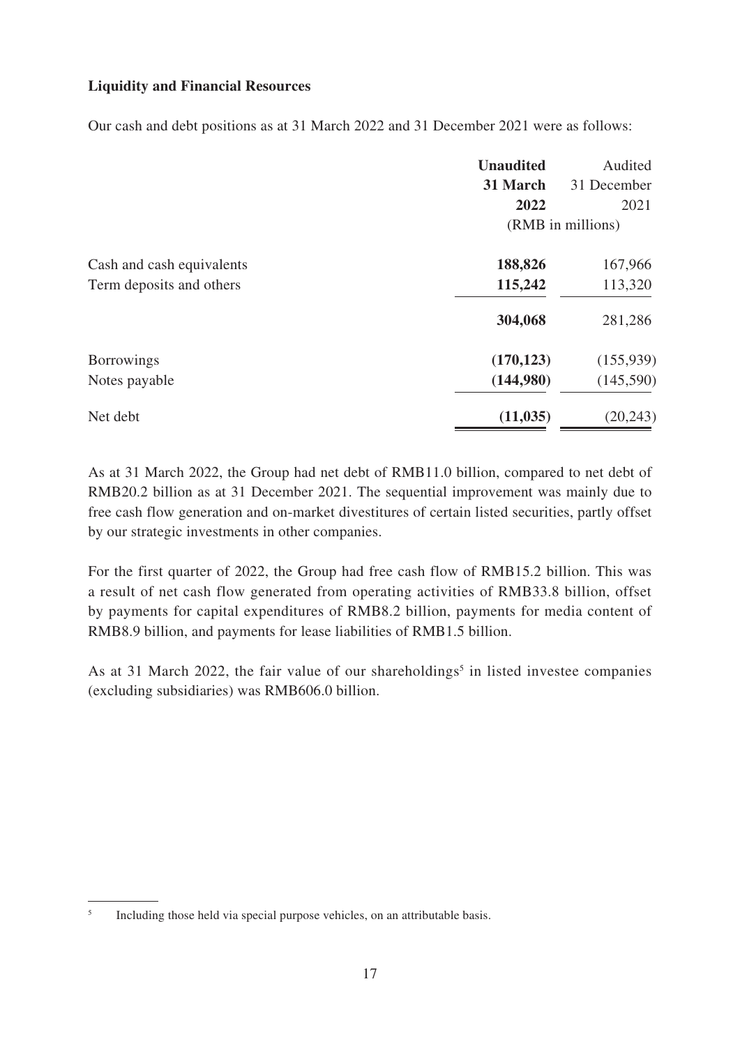**Liquidity and Financial Resources**

Our cash and debt positions as at 31 March 2022 and 31 December 2021 were as follows:

| | **Unaudited 31 March 2022** | Audited 31 December 2021 |
|---|---|---|
| | (RMB in millions) | |
| Cash and cash equivalents | **188,826** | 167,966 |
| Term deposits and others | **115,242** | 113,320 |
| | **304,068** | 281,286 |
| Borrowings | **(170,123)** | (155,939) |
| Notes payable | **(144,980)** | (145,590) |
| Net debt | **(11,035)** | (20,243) |

As at 31 March 2022, the Group had net debt of RMB11.0 billion, compared to net debt of RMB20.2 billion as at 31 December 2021. The sequential improvement was mainly due to free cash flow generation and on-market divestitures of certain listed securities, partly offset by our strategic investments in other companies.

For the first quarter of 2022, the Group had free cash flow of RMB15.2 billion. This was a result of net cash flow generated from operating activities of RMB33.8 billion, offset by payments for capital expenditures of RMB8.2 billion, payments for media content of RMB8.9 billion, and payments for lease liabilities of RMB1.5 billion.

As at 31 March 2022, the fair value of our shareholdings[5] in listed investee companies (excluding subsidiaries) was RMB606.0 billion.

[5] Including those held via special purpose vehicles, on an attributable basis.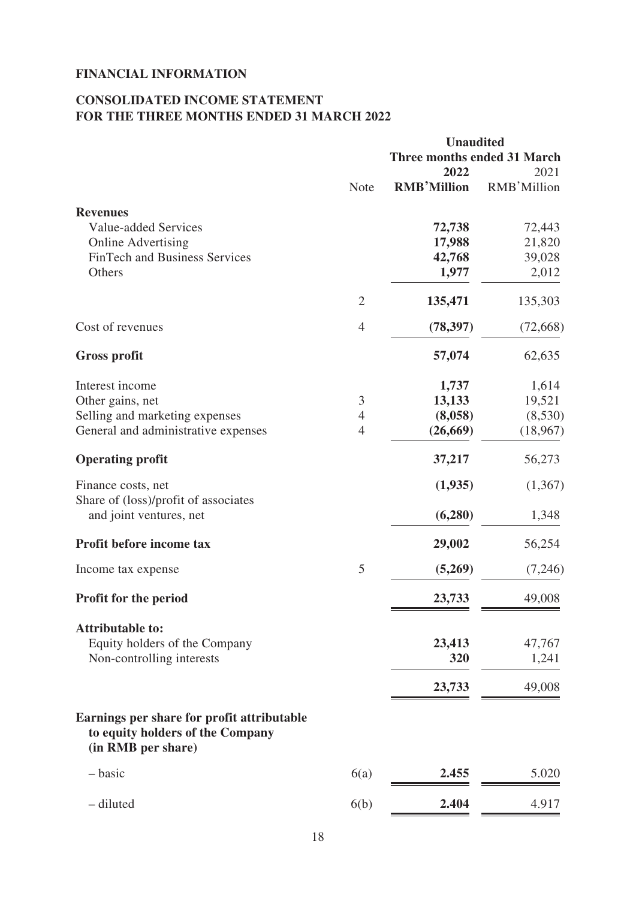**FINANCIAL INFORMATION**

**CONSOLIDATED INCOME STATEMENT**
**FOR THE THREE MONTHS ENDED 31 MARCH 2022**

| | | Unaudited | |
|---|---|---|---|
| | | Three months ended 31 March | |
| | | **2022** | 2021 |
| | Note | **RMB'Million** | RMB'Million |
| **Revenues** | | | |
| Value-added Services | | **72,738** | 72,443 |
| Online Advertising | | **17,988** | 21,820 |
| FinTech and Business Services | | **42,768** | 39,028 |
| Others | | **1,977** | 2,012 |
| | 2 | **135,471** | 135,303 |
| Cost of revenues | 4 | **(78,397)** | (72,668) |
| **Gross profit** | | **57,074** | 62,635 |
| Interest income | | **1,737** | 1,614 |
| Other gains, net | 3 | **13,133** | 19,521 |
| Selling and marketing expenses | 4 | **(8,058)** | (8,530) |
| General and administrative expenses | 4 | **(26,669)** | (18,967) |
| **Operating profit** | | **37,217** | 56,273 |
| Finance costs, net | | **(1,935)** | (1,367) |
| Share of (loss)/profit of associates and joint ventures, net | | **(6,280)** | 1,348 |
| **Profit before income tax** | | **29,002** | 56,254 |
| Income tax expense | 5 | **(5,269)** | (7,246) |
| **Profit for the period** | | **23,733** | 49,008 |
| **Attributable to:** | | | |
| Equity holders of the Company | | **23,413** | 47,767 |
| Non-controlling interests | | **320** | 1,241 |
| | | **23,733** | 49,008 |
| **Earnings per share for profit attributable to equity holders of the Company (in RMB per share)** | | | |
| – basic | 6(a) | **2.455** | 5.020 |
| – diluted | 6(b) | **2.404** | 4.917 |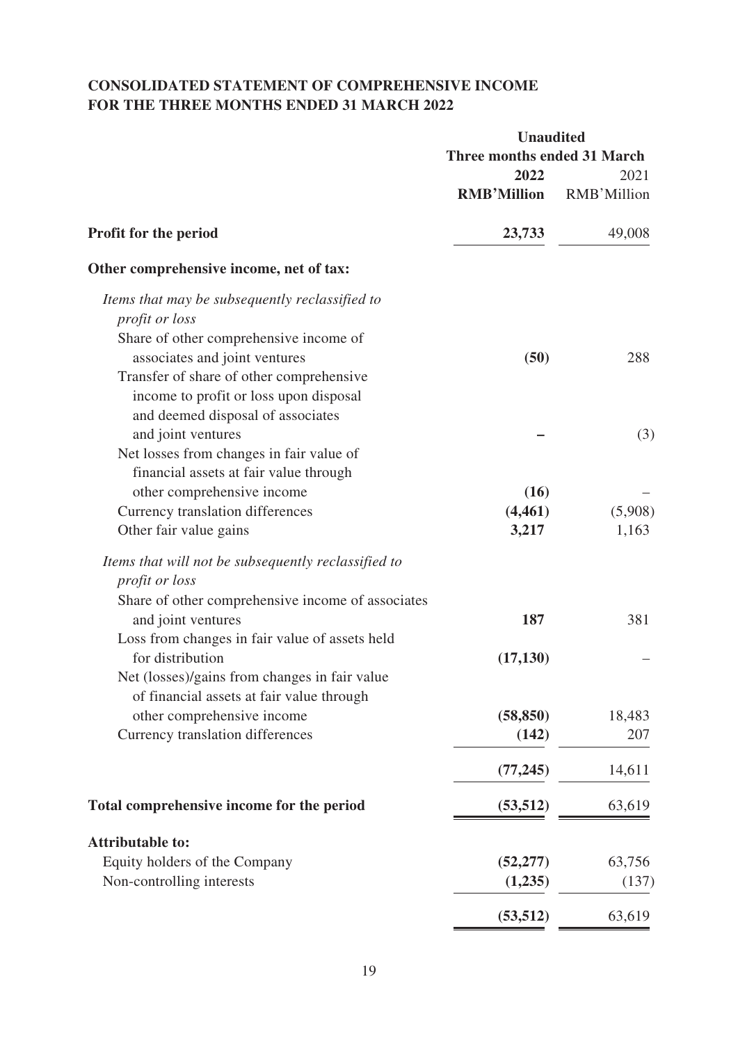# CONSOLIDATED STATEMENT OF COMPREHENSIVE INCOME FOR THE THREE MONTHS ENDED 31 MARCH 2022

| | Unaudited | |
|---|---|---|
| | Three months ended 31 March | |
| | **2022** | 2021 |
| | **RMB'Million** | RMB'Million |
| **Profit for the period** | **23,733** | 49,008 |
| **Other comprehensive income, net of tax:** | | |
| *Items that may be subsequently reclassified to profit or loss* | | |
| Share of other comprehensive income of associates and joint ventures | **(50)** | 288 |
| Transfer of share of other comprehensive income to profit or loss upon disposal and deemed disposal of associates and joint ventures | **–** | (3) |
| Net losses from changes in fair value of financial assets at fair value through other comprehensive income | **(16)** | – |
| Currency translation differences | **(4,461)** | (5,908) |
| Other fair value gains | **3,217** | 1,163 |
| *Items that will not be subsequently reclassified to profit or loss* | | |
| Share of other comprehensive income of associates and joint ventures | **187** | 381 |
| Loss from changes in fair value of assets held for distribution | **(17,130)** | – |
| Net (losses)/gains from changes in fair value of financial assets at fair value through other comprehensive income | **(58,850)** | 18,483 |
| Currency translation differences | **(142)** | 207 |
| | **(77,245)** | 14,611 |
| **Total comprehensive income for the period** | **(53,512)** | 63,619 |
| **Attributable to:** | | |
| Equity holders of the Company | **(52,277)** | 63,756 |
| Non-controlling interests | **(1,235)** | (137) |
| | **(53,512)** | 63,619 |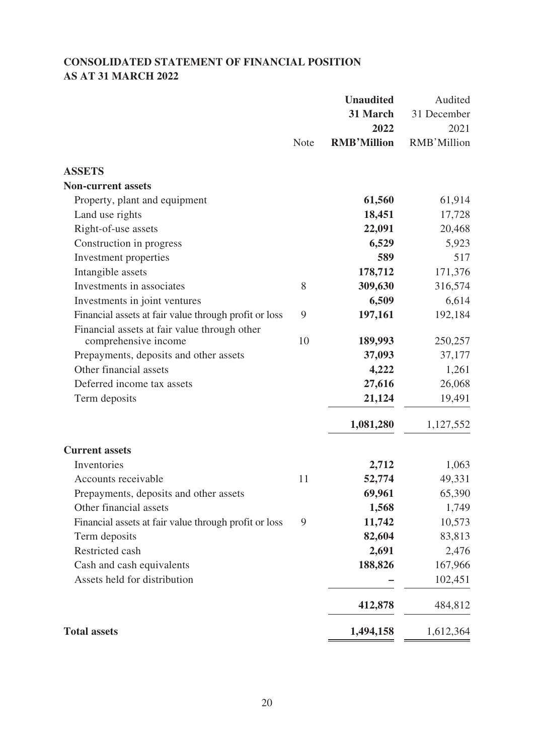## CONSOLIDATED STATEMENT OF FINANCIAL POSITION
## AS AT 31 MARCH 2022

| | Note | **Unaudited 31 March 2022 RMB'Million** | Audited 31 December 2021 RMB'Million |
|---|---|---|---|
| **ASSETS** | | | |
| **Non-current assets** | | | |
| Property, plant and equipment | | **61,560** | 61,914 |
| Land use rights | | **18,451** | 17,728 |
| Right-of-use assets | | **22,091** | 20,468 |
| Construction in progress | | **6,529** | 5,923 |
| Investment properties | | **589** | 517 |
| Intangible assets | | **178,712** | 171,376 |
| Investments in associates | 8 | **309,630** | 316,574 |
| Investments in joint ventures | | **6,509** | 6,614 |
| Financial assets at fair value through profit or loss | 9 | **197,161** | 192,184 |
| Financial assets at fair value through other comprehensive income | 10 | **189,993** | 250,257 |
| Prepayments, deposits and other assets | | **37,093** | 37,177 |
| Other financial assets | | **4,222** | 1,261 |
| Deferred income tax assets | | **27,616** | 26,068 |
| Term deposits | | **21,124** | 19,491 |
| | | **1,081,280** | 1,127,552 |
| **Current assets** | | | |
| Inventories | | **2,712** | 1,063 |
| Accounts receivable | 11 | **52,774** | 49,331 |
| Prepayments, deposits and other assets | | **69,961** | 65,390 |
| Other financial assets | | **1,568** | 1,749 |
| Financial assets at fair value through profit or loss | 9 | **11,742** | 10,573 |
| Term deposits | | **82,604** | 83,813 |
| Restricted cash | | **2,691** | 2,476 |
| Cash and cash equivalents | | **188,826** | 167,966 |
| Assets held for distribution | | **–** | 102,451 |
| | | **412,878** | 484,812 |
| **Total assets** | | **1,494,158** | 1,612,364 |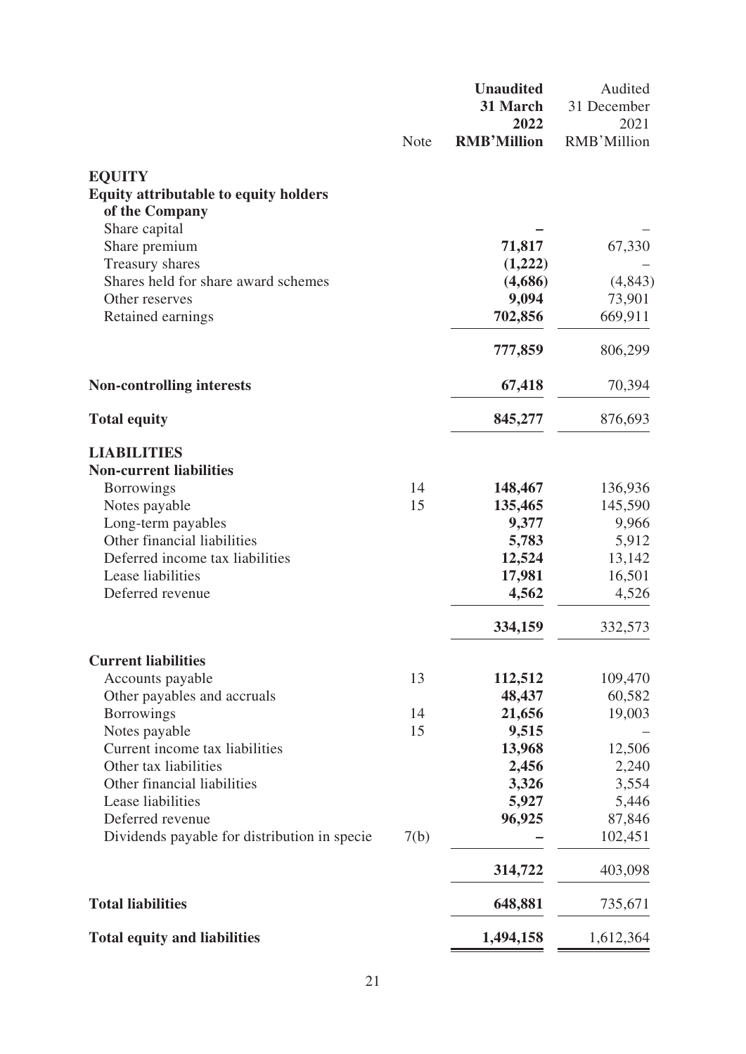| | Note | Unaudited 31 March 2022 RMB'Million | Audited 31 December 2021 RMB'Million |
|---|---|---|---|
| **EQUITY** | | | |
| **Equity attributable to equity holders of the Company** | | | |
| Share capital | | **–** | – |
| Share premium | | **71,817** | 67,330 |
| Treasury shares | | **(1,222)** | – |
| Shares held for share award schemes | | **(4,686)** | (4,843) |
| Other reserves | | **9,094** | 73,901 |
| Retained earnings | | **702,856** | 669,911 |
| | | **777,859** | 806,299 |
| **Non-controlling interests** | | **67,418** | 70,394 |
| **Total equity** | | **845,277** | 876,693 |
| **LIABILITIES** | | | |
| **Non-current liabilities** | | | |
| Borrowings | 14 | **148,467** | 136,936 |
| Notes payable | 15 | **135,465** | 145,590 |
| Long-term payables | | **9,377** | 9,966 |
| Other financial liabilities | | **5,783** | 5,912 |
| Deferred income tax liabilities | | **12,524** | 13,142 |
| Lease liabilities | | **17,981** | 16,501 |
| Deferred revenue | | **4,562** | 4,526 |
| | | **334,159** | 332,573 |
| **Current liabilities** | | | |
| Accounts payable | 13 | **112,512** | 109,470 |
| Other payables and accruals | | **48,437** | 60,582 |
| Borrowings | 14 | **21,656** | 19,003 |
| Notes payable | 15 | **9,515** | – |
| Current income tax liabilities | | **13,968** | 12,506 |
| Other tax liabilities | | **2,456** | 2,240 |
| Other financial liabilities | | **3,326** | 3,554 |
| Lease liabilities | | **5,927** | 5,446 |
| Deferred revenue | | **96,925** | 87,846 |
| Dividends payable for distribution in specie | 7(b) | **–** | 102,451 |
| | | **314,722** | 403,098 |
| **Total liabilities** | | **648,881** | 735,671 |
| **Total equity and liabilities** | | **1,494,158** | 1,612,364 |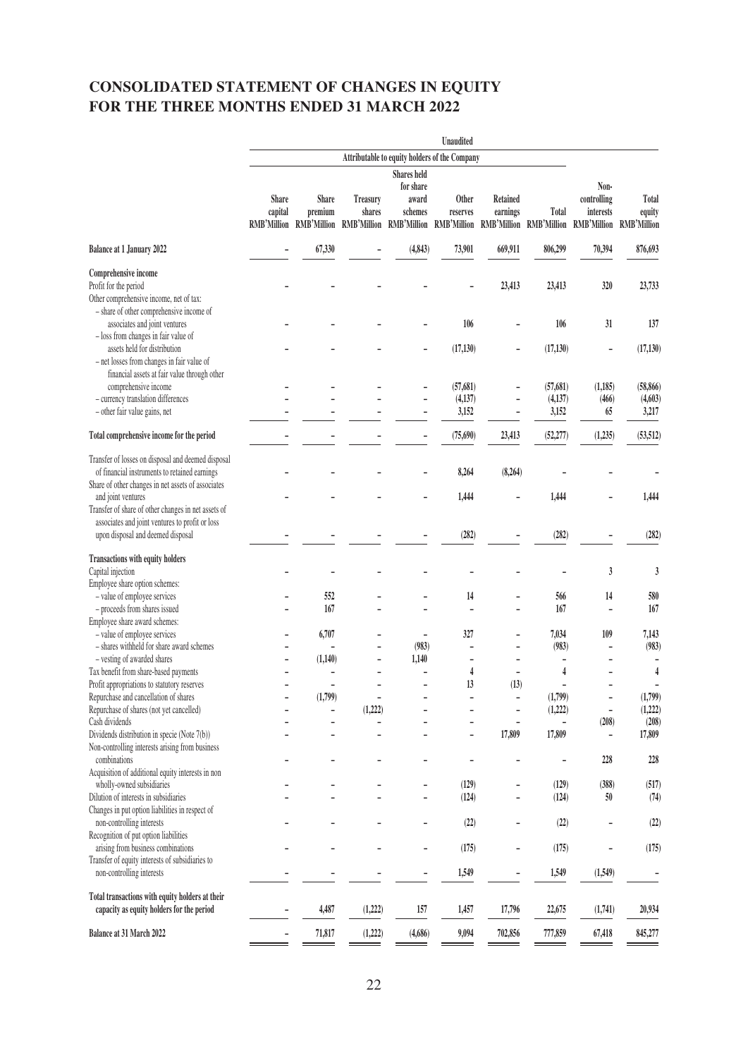# CONSOLIDATED STATEMENT OF CHANGES IN EQUITY FOR THE THREE MONTHS ENDED 31 MARCH 2022

| | Unaudited | | | | | | | | |
|---|---|---|---|---|---|---|---|---|---|
| | Attributable to equity holders of the Company | | | | | | | | |
| | Share capital RMB'Million | Share premium RMB'Million | Treasury shares RMB'Million | Shares held for share award schemes RMB'Million | Other reserves RMB'Million | Retained earnings RMB'Million | Total RMB'Million | Non-controlling interests RMB'Million | Total equity RMB'Million |
| **Balance at 1 January 2022** | – | 67,330 | – | (4,843) | 73,901 | 669,911 | 806,299 | 70,394 | 876,693 |
| **Comprehensive income** | | | | | | | | | |
| Profit for the period | – | – | – | – | – | 23,413 | 23,413 | 320 | 23,733 |
| Other comprehensive income, net of tax: | | | | | | | | | |
| – share of other comprehensive income of associates and joint ventures | – | – | – | – | 106 | – | 106 | 31 | 137 |
| – loss from changes in fair value of assets held for distribution | – | – | – | – | (17,130) | – | (17,130) | – | (17,130) |
| – net losses from changes in fair value of financial assets at fair value through other comprehensive income | – | – | – | – | (57,681) | – | (57,681) | (1,185) | (58,866) |
| – currency translation differences | – | – | – | – | (4,137) | – | (4,137) | (466) | (4,603) |
| – other fair value gains, net | – | – | – | – | 3,152 | – | 3,152 | 65 | 3,217 |
| **Total comprehensive income for the period** | – | – | – | – | (75,690) | 23,413 | (52,277) | (1,235) | (53,512) |
| Transfer of losses on disposal and deemed disposal of financial instruments to retained earnings | – | – | – | – | 8,264 | (8,264) | – | – | – |
| Share of other changes in net assets of associates and joint ventures | – | – | – | – | 1,444 | – | 1,444 | – | 1,444 |
| Transfer of share of other changes in net assets of associates and joint ventures to profit or loss upon disposal and deemed disposal | – | – | – | – | (282) | – | (282) | – | (282) |
| **Transactions with equity holders** | | | | | | | | | |
| Capital injection | – | – | – | – | – | – | – | 3 | 3 |
| Employee share option schemes: | | | | | | | | | |
| – value of employee services | – | 552 | – | – | 14 | – | 566 | 14 | 580 |
| – proceeds from shares issued | – | 167 | – | – | – | – | 167 | – | 167 |
| Employee share award schemes: | | | | | | | | | |
| – value of employee services | – | 6,707 | – | – | 327 | – | 7,034 | 109 | 7,143 |
| – shares withheld for share award schemes | – | – | – | (983) | – | – | (983) | – | (983) |
| – vesting of awarded shares | – | (1,140) | – | 1,140 | – | – | – | – | – |
| Tax benefit from share-based payments | – | – | – | – | 4 | – | 4 | – | 4 |
| Profit appropriations to statutory reserves | – | – | – | – | 13 | (13) | – | – | – |
| Repurchase and cancellation of shares | – | (1,799) | – | – | – | – | (1,799) | – | (1,799) |
| Repurchase of shares (not yet cancelled) | – | – | (1,222) | – | – | – | (1,222) | – | (1,222) |
| Cash dividends | – | – | – | – | – | – | – | (208) | (208) |
| Dividends distribution in specie (Note 7(b)) | – | – | – | – | – | 17,809 | 17,809 | – | 17,809 |
| Non-controlling interests arising from business combinations | – | – | – | – | – | – | – | 228 | 228 |
| Acquisition of additional equity interests in non wholly-owned subsidiaries | – | – | – | – | (129) | – | (129) | (388) | (517) |
| Dilution of interests in subsidiaries | – | – | – | – | (124) | – | (124) | 50 | (74) |
| Changes in put option liabilities in respect of non-controlling interests | – | – | – | – | (22) | – | (22) | – | (22) |
| Recognition of put option liabilities arising from business combinations | – | – | – | – | (175) | – | (175) | – | (175) |
| Transfer of equity interests of subsidiaries to non-controlling interests | – | – | – | – | 1,549 | – | 1,549 | (1,549) | – |
| **Total transactions with equity holders at their capacity as equity holders for the period** | – | 4,487 | (1,222) | 157 | 1,457 | 17,796 | 22,675 | (1,741) | 20,934 |
| **Balance at 31 March 2022** | – | 71,817 | (1,222) | (4,686) | 9,094 | 702,856 | 777,859 | 67,418 | 845,277 |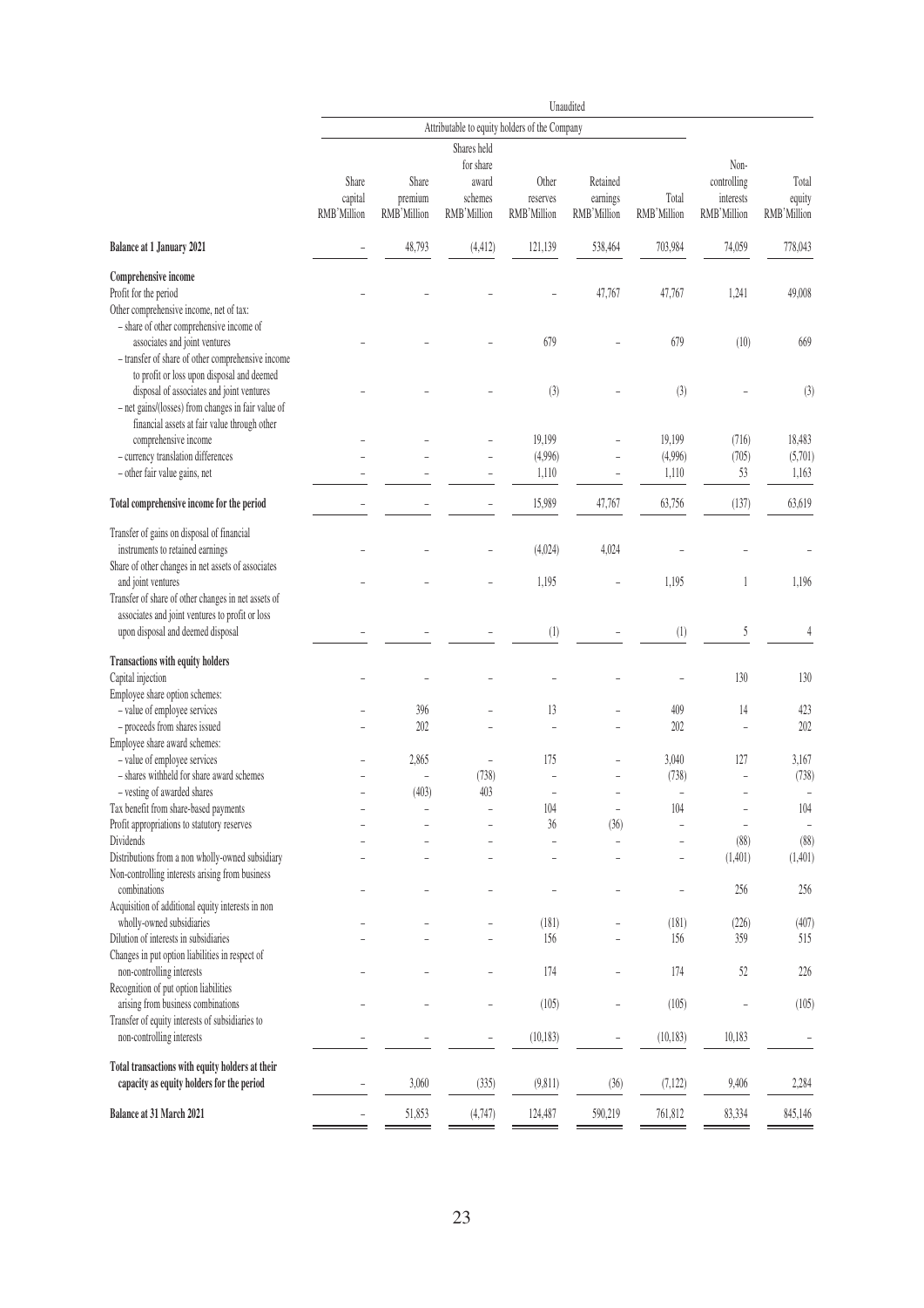| | Unaudited | | | | | | | |
|---|---|---|---|---|---|---|---|---|
| | Attributable to equity holders of the Company | | | | | | | |
| | Share capital RMB'Million | Share premium RMB'Million | Shares held for share award schemes RMB'Million | Other reserves RMB'Million | Retained earnings RMB'Million | Total RMB'Million | Non-controlling interests RMB'Million | Total equity RMB'Million |
| **Balance at 1 January 2021** | – | 48,793 | (4,412) | 121,139 | 538,464 | 703,984 | 74,059 | 778,043 |
| **Comprehensive income** | | | | | | | | |
| Profit for the period | – | – | – | – | 47,767 | 47,767 | 1,241 | 49,008 |
| Other comprehensive income, net of tax: | | | | | | | | |
| – share of other comprehensive income of associates and joint ventures | – | – | – | 679 | – | 679 | (10) | 669 |
| – transfer of share of other comprehensive income to profit or loss upon disposal and deemed disposal of associates and joint ventures | – | – | – | (3) | – | (3) | – | (3) |
| – net gains/(losses) from changes in fair value of financial assets at fair value through other comprehensive income | – | – | – | 19,199 | – | 19,199 | (716) | 18,483 |
| – currency translation differences | – | – | – | (4,996) | – | (4,996) | (705) | (5,701) |
| – other fair value gains, net | – | – | – | 1,110 | – | 1,110 | 53 | 1,163 |
| **Total comprehensive income for the period** | – | – | – | 15,989 | 47,767 | 63,756 | (137) | 63,619 |
| Transfer of gains on disposal of financial instruments to retained earnings | – | – | – | (4,024) | 4,024 | – | – | – |
| Share of other changes in net assets of associates and joint ventures | – | – | – | 1,195 | – | 1,195 | 1 | 1,196 |
| Transfer of share of other changes in net assets of associates and joint ventures to profit or loss upon disposal and deemed disposal | – | – | – | (1) | – | (1) | 5 | 4 |
| **Transactions with equity holders** | | | | | | | | |
| Capital injection | – | – | – | – | – | – | 130 | 130 |
| Employee share option schemes: | | | | | | | | |
| – value of employee services | – | 396 | – | 13 | – | 409 | 14 | 423 |
| – proceeds from shares issued | – | 202 | – | – | – | 202 | – | 202 |
| Employee share award schemes: | | | | | | | | |
| – value of employee services | – | 2,865 | – | 175 | – | 3,040 | 127 | 3,167 |
| – shares withheld for share award schemes | – | – | (738) | – | – | (738) | – | (738) |
| – vesting of awarded shares | – | (403) | 403 | – | – | – | – | – |
| Tax benefit from share-based payments | – | – | – | 104 | – | 104 | – | 104 |
| Profit appropriations to statutory reserves | – | – | – | 36 | (36) | – | – | – |
| Dividends | – | – | – | – | – | – | (88) | (88) |
| Distributions from a non wholly-owned subsidiary | – | – | – | – | – | – | (1,401) | (1,401) |
| Non-controlling interests arising from business combinations | – | – | – | – | – | – | 256 | 256 |
| Acquisition of additional equity interests in non wholly-owned subsidiaries | – | – | – | (181) | – | (181) | (226) | (407) |
| Dilution of interests in subsidiaries | – | – | – | 156 | – | 156 | 359 | 515 |
| Changes in put option liabilities in respect of non-controlling interests | – | – | – | 174 | – | 174 | 52 | 226 |
| Recognition of put option liabilities arising from business combinations | – | – | – | (105) | – | (105) | – | (105) |
| Transfer of equity interests of subsidiaries to non-controlling interests | – | – | – | (10,183) | – | (10,183) | 10,183 | – |
| **Total transactions with equity holders at their capacity as equity holders for the period** | – | 3,060 | (335) | (9,811) | (36) | (7,122) | 9,406 | 2,284 |
| **Balance at 31 March 2021** | – | 51,853 | (4,747) | 124,487 | 590,219 | 761,812 | 83,334 | 845,146 |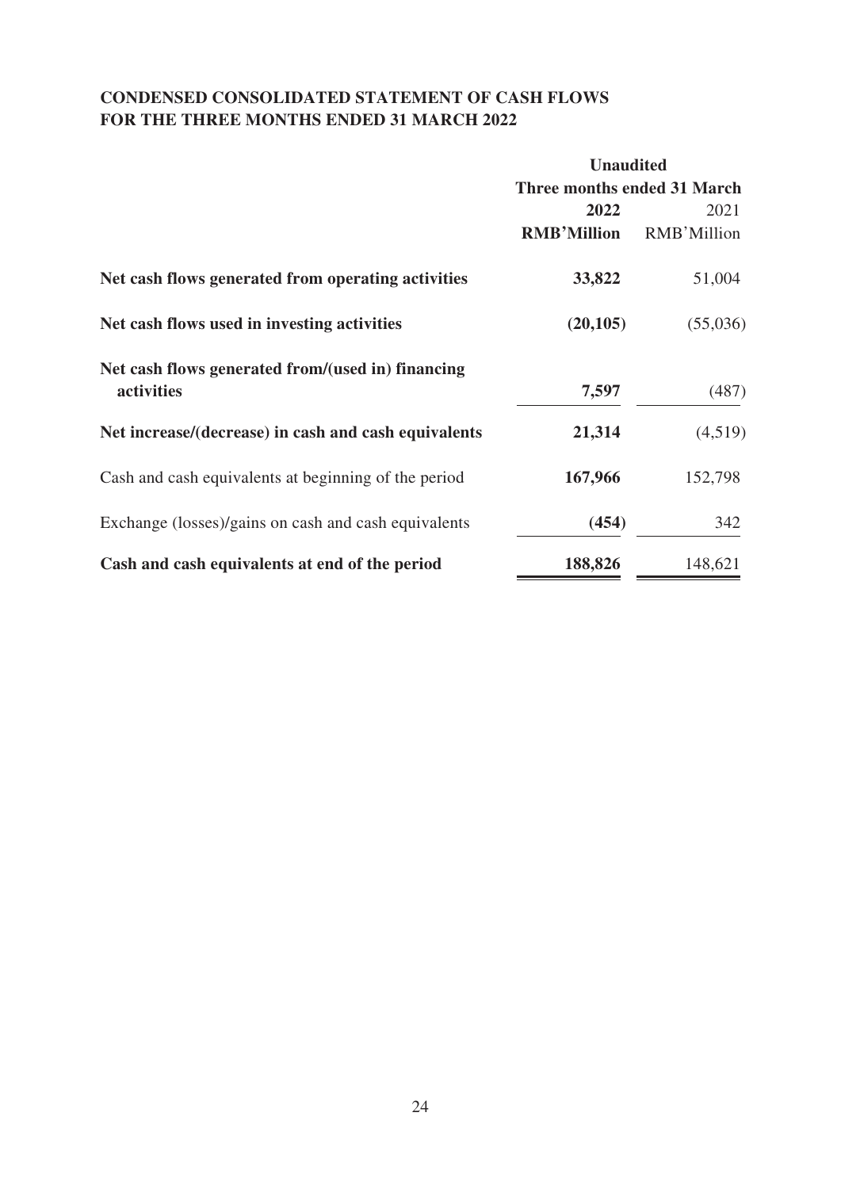## CONDENSED CONSOLIDATED STATEMENT OF CASH FLOWS FOR THE THREE MONTHS ENDED 31 MARCH 2022

| | **Unaudited** | |
|---|---|---|
| | **Three months ended 31 March** | |
| | **2022** | 2021 |
| | **RMB'Million** | RMB'Million |
| **Net cash flows generated from operating activities** | **33,822** | 51,004 |
| **Net cash flows used in investing activities** | **(20,105)** | (55,036) |
| **Net cash flows generated from/(used in) financing activities** | **7,597** | (487) |
| **Net increase/(decrease) in cash and cash equivalents** | **21,314** | (4,519) |
| Cash and cash equivalents at beginning of the period | **167,966** | 152,798 |
| Exchange (losses)/gains on cash and cash equivalents | **(454)** | 342 |
| **Cash and cash equivalents at end of the period** | **188,826** | 148,621 |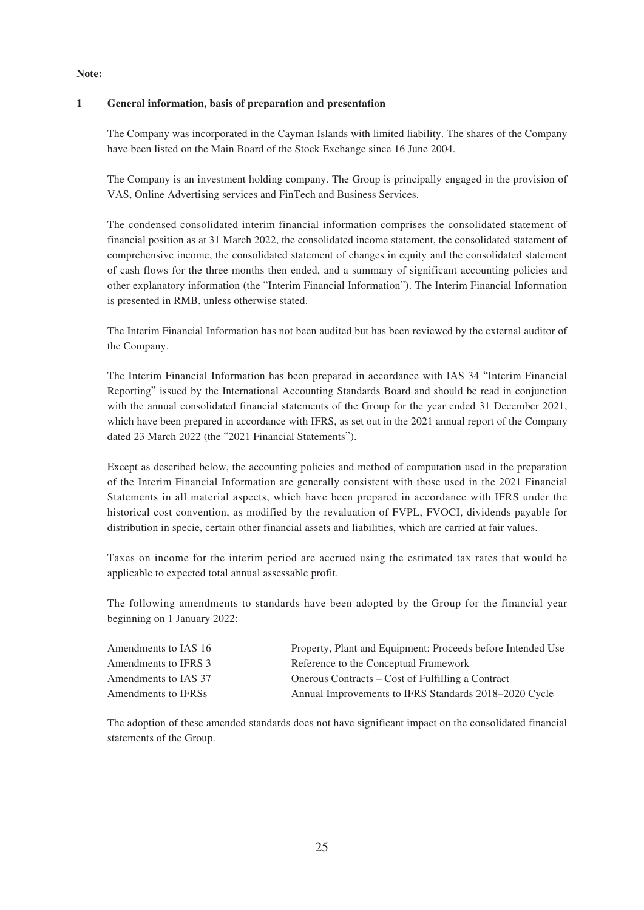**Note:**

## 1 General information, basis of preparation and presentation

The Company was incorporated in the Cayman Islands with limited liability. The shares of the Company have been listed on the Main Board of the Stock Exchange since 16 June 2004.

The Company is an investment holding company. The Group is principally engaged in the provision of VAS, Online Advertising services and FinTech and Business Services.

The condensed consolidated interim financial information comprises the consolidated statement of financial position as at 31 March 2022, the consolidated income statement, the consolidated statement of comprehensive income, the consolidated statement of changes in equity and the consolidated statement of cash flows for the three months then ended, and a summary of significant accounting policies and other explanatory information (the "Interim Financial Information"). The Interim Financial Information is presented in RMB, unless otherwise stated.

The Interim Financial Information has not been audited but has been reviewed by the external auditor of the Company.

The Interim Financial Information has been prepared in accordance with IAS 34 "Interim Financial Reporting" issued by the International Accounting Standards Board and should be read in conjunction with the annual consolidated financial statements of the Group for the year ended 31 December 2021, which have been prepared in accordance with IFRS, as set out in the 2021 annual report of the Company dated 23 March 2022 (the "2021 Financial Statements").

Except as described below, the accounting policies and method of computation used in the preparation of the Interim Financial Information are generally consistent with those used in the 2021 Financial Statements in all material aspects, which have been prepared in accordance with IFRS under the historical cost convention, as modified by the revaluation of FVPL, FVOCI, dividends payable for distribution in specie, certain other financial assets and liabilities, which are carried at fair values.

Taxes on income for the interim period are accrued using the estimated tax rates that would be applicable to expected total annual assessable profit.

The following amendments to standards have been adopted by the Group for the financial year beginning on 1 January 2022:

| | |
|---|---|
| Amendments to IAS 16 | Property, Plant and Equipment: Proceeds before Intended Use |
| Amendments to IFRS 3 | Reference to the Conceptual Framework |
| Amendments to IAS 37 | Onerous Contracts – Cost of Fulfilling a Contract |
| Amendments to IFRSs | Annual Improvements to IFRS Standards 2018–2020 Cycle |

The adoption of these amended standards does not have significant impact on the consolidated financial statements of the Group.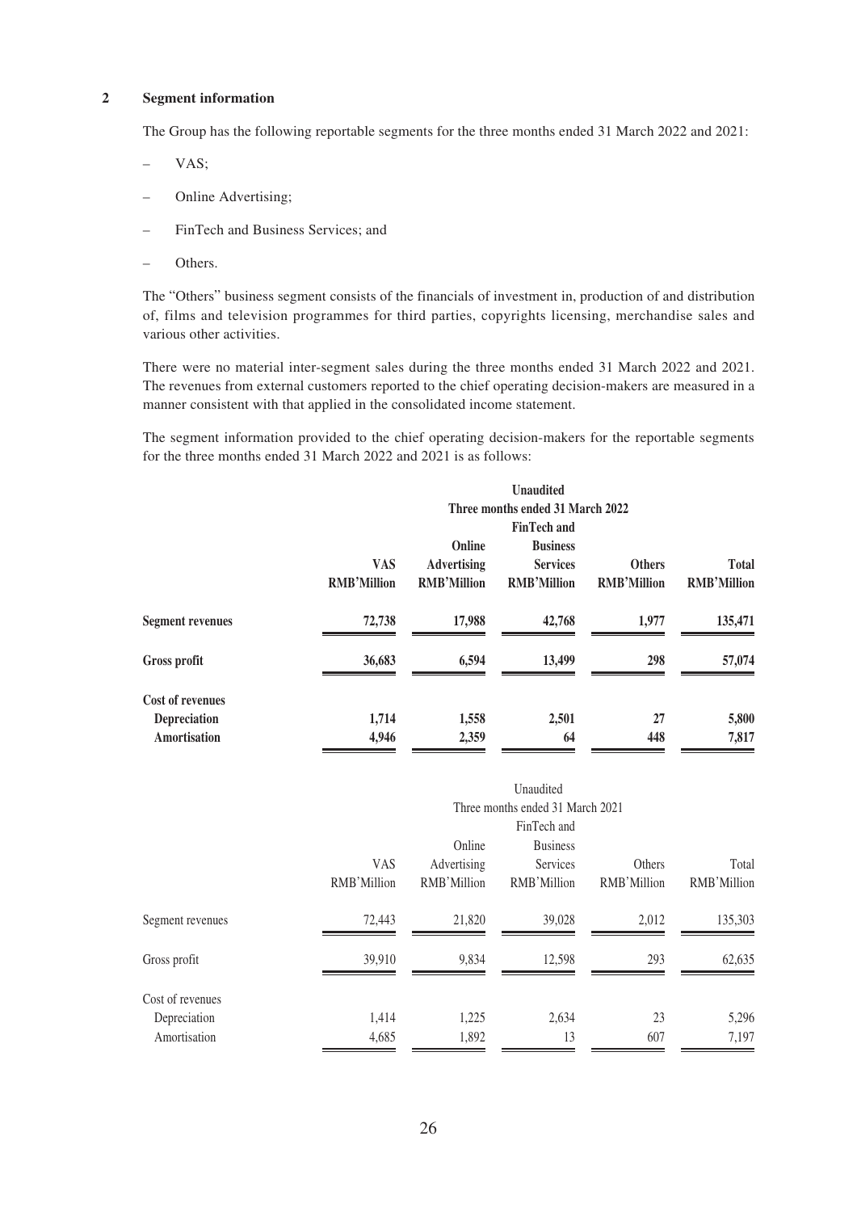## 2 Segment information

The Group has the following reportable segments for the three months ended 31 March 2022 and 2021:

- VAS;
- Online Advertising;
- FinTech and Business Services; and
- Others.

The "Others" business segment consists of the financials of investment in, production of and distribution of, films and television programmes for third parties, copyrights licensing, merchandise sales and various other activities.

There were no material inter-segment sales during the three months ended 31 March 2022 and 2021. The revenues from external customers reported to the chief operating decision-makers are measured in a manner consistent with that applied in the consolidated income statement.

The segment information provided to the chief operating decision-makers for the reportable segments for the three months ended 31 March 2022 and 2021 is as follows:

| | **Unaudited** | | | | |
|---|---|---|---|---|---|
| | **Three months ended 31 March 2022** | | | | |
| | **VAS** | **Online Advertising** | **FinTech and Business Services** | **Others** | **Total** |
| | **RMB'Million** | **RMB'Million** | **RMB'Million** | **RMB'Million** | **RMB'Million** |
| **Segment revenues** | **72,738** | **17,988** | **42,768** | **1,977** | **135,471** |
| **Gross profit** | **36,683** | **6,594** | **13,499** | **298** | **57,074** |
| **Cost of revenues** | | | | | |
| **Depreciation** | **1,714** | **1,558** | **2,501** | **27** | **5,800** |
| **Amortisation** | **4,946** | **2,359** | **64** | **448** | **7,817** |

| | Unaudited | | | | |
|---|---|---|---|---|---|
| | Three months ended 31 March 2021 | | | | |
| | VAS | Online Advertising | FinTech and Business Services | Others | Total |
| | RMB'Million | RMB'Million | RMB'Million | RMB'Million | RMB'Million |
| Segment revenues | 72,443 | 21,820 | 39,028 | 2,012 | 135,303 |
| Gross profit | 39,910 | 9,834 | 12,598 | 293 | 62,635 |
| Cost of revenues | | | | | |
| Depreciation | 1,414 | 1,225 | 2,634 | 23 | 5,296 |
| Amortisation | 4,685 | 1,892 | 13 | 607 | 7,197 |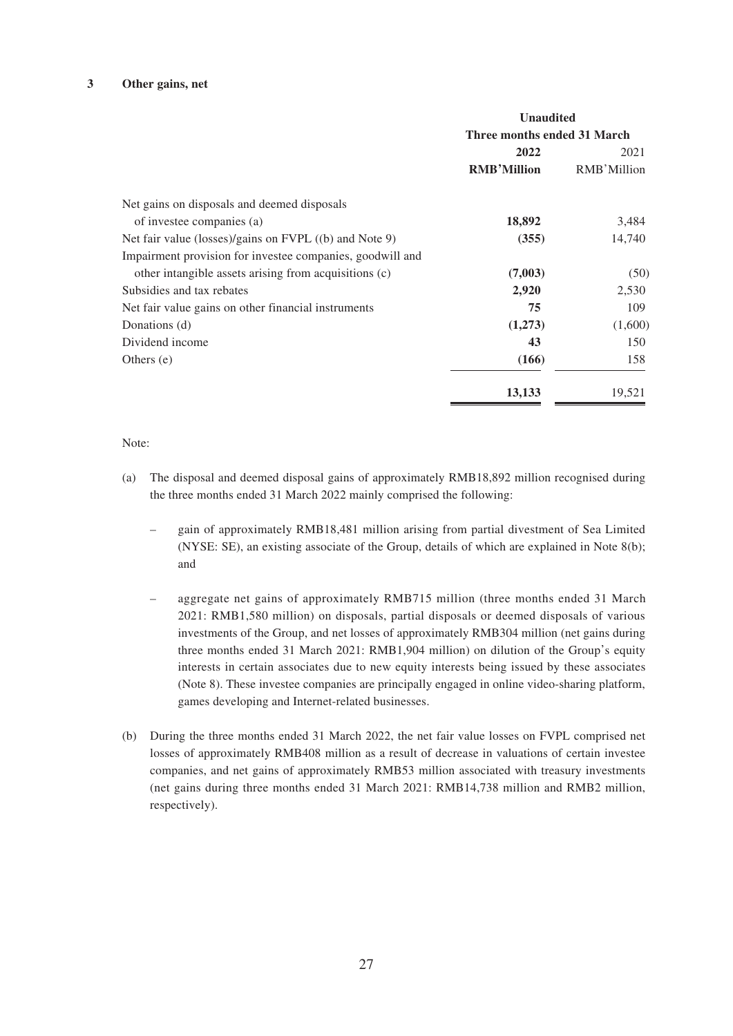## 3 Other gains, net

| | Unaudited | |
|---|---|---|
| | Three months ended 31 March | |
| | **2022** | 2021 |
| | **RMB'Million** | RMB'Million |
| Net gains on disposals and deemed disposals of investee companies (a) | **18,892** | 3,484 |
| Net fair value (losses)/gains on FVPL ((b) and Note 9) | **(355)** | 14,740 |
| Impairment provision for investee companies, goodwill and other intangible assets arising from acquisitions (c) | **(7,003)** | (50) |
| Subsidies and tax rebates | **2,920** | 2,530 |
| Net fair value gains on other financial instruments | **75** | 109 |
| Donations (d) | **(1,273)** | (1,600) |
| Dividend income | **43** | 150 |
| Others (e) | **(166)** | 158 |
| | **13,133** | 19,521 |

Note:

(a) The disposal and deemed disposal gains of approximately RMB18,892 million recognised during the three months ended 31 March 2022 mainly comprised the following:

- gain of approximately RMB18,481 million arising from partial divestment of Sea Limited (NYSE: SE), an existing associate of the Group, details of which are explained in Note 8(b); and

- aggregate net gains of approximately RMB715 million (three months ended 31 March 2021: RMB1,580 million) on disposals, partial disposals or deemed disposals of various investments of the Group, and net losses of approximately RMB304 million (net gains during three months ended 31 March 2021: RMB1,904 million) on dilution of the Group's equity interests in certain associates due to new equity interests being issued by these associates (Note 8). These investee companies are principally engaged in online video-sharing platform, games developing and Internet-related businesses.

(b) During the three months ended 31 March 2022, the net fair value losses on FVPL comprised net losses of approximately RMB408 million as a result of decrease in valuations of certain investee companies, and net gains of approximately RMB53 million associated with treasury investments (net gains during three months ended 31 March 2021: RMB14,738 million and RMB2 million, respectively).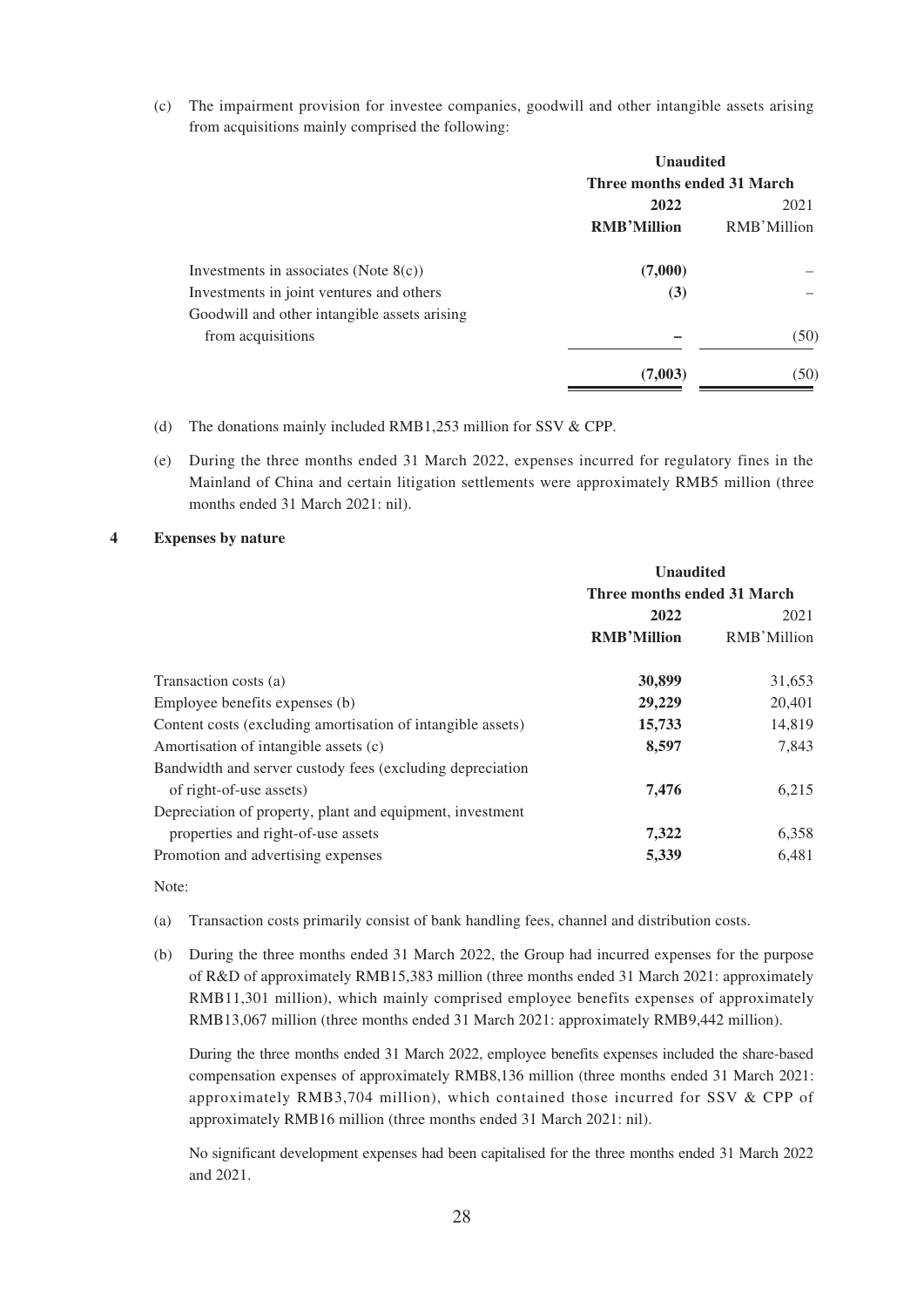(c) The impairment provision for investee companies, goodwill and other intangible assets arising from acquisitions mainly comprised the following:

| | Unaudited | |
|---|---|---|
| | Three months ended 31 March | |
| | **2022** | 2021 |
| | **RMB'Million** | RMB'Million |
| Investments in associates (Note 8(c)) | **(7,000)** | – |
| Investments in joint ventures and others | **(3)** | – |
| Goodwill and other intangible assets arising from acquisitions | **–** | (50) |
| | **(7,003)** | (50) |

(d) The donations mainly included RMB1,253 million for SSV & CPP.

(e) During the three months ended 31 March 2022, expenses incurred for regulatory fines in the Mainland of China and certain litigation settlements were approximately RMB5 million (three months ended 31 March 2021: nil).

**4 Expenses by nature**

| | Unaudited | |
|---|---|---|
| | Three months ended 31 March | |
| | **2022** | 2021 |
| | **RMB'Million** | RMB'Million |
| Transaction costs (a) | **30,899** | 31,653 |
| Employee benefits expenses (b) | **29,229** | 20,401 |
| Content costs (excluding amortisation of intangible assets) | **15,733** | 14,819 |
| Amortisation of intangible assets (c) | **8,597** | 7,843 |
| Bandwidth and server custody fees (excluding depreciation of right-of-use assets) | **7,476** | 6,215 |
| Depreciation of property, plant and equipment, investment properties and right-of-use assets | **7,322** | 6,358 |
| Promotion and advertising expenses | **5,339** | 6,481 |

Note:

(a) Transaction costs primarily consist of bank handling fees, channel and distribution costs.

(b) During the three months ended 31 March 2022, the Group had incurred expenses for the purpose of R&D of approximately RMB15,383 million (three months ended 31 March 2021: approximately RMB11,301 million), which mainly comprised employee benefits expenses of approximately RMB13,067 million (three months ended 31 March 2021: approximately RMB9,442 million).

During the three months ended 31 March 2022, employee benefits expenses included the share-based compensation expenses of approximately RMB8,136 million (three months ended 31 March 2021: approximately RMB3,704 million), which contained those incurred for SSV & CPP of approximately RMB16 million (three months ended 31 March 2021: nil).

No significant development expenses had been capitalised for the three months ended 31 March 2022 and 2021.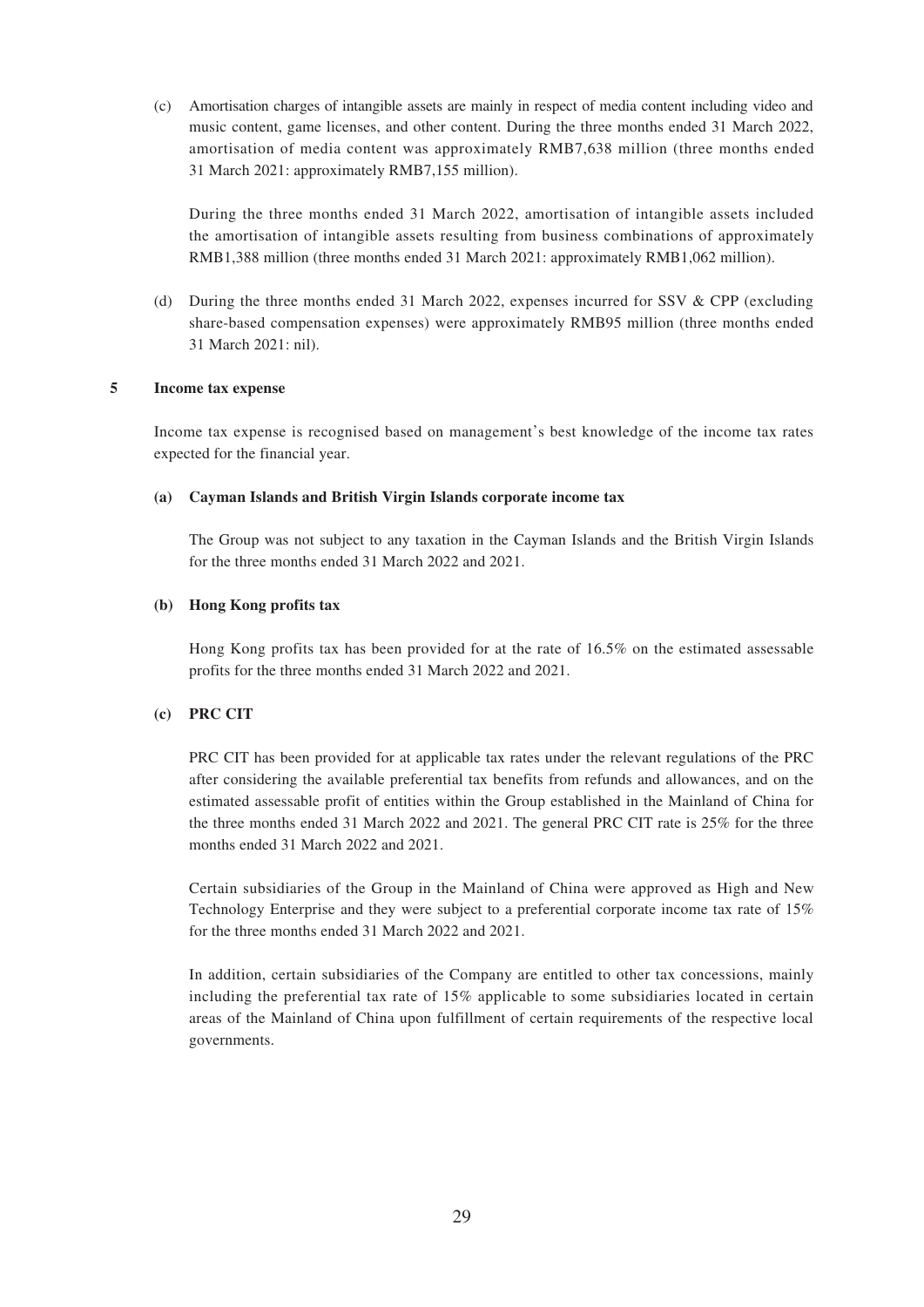(c) Amortisation charges of intangible assets are mainly in respect of media content including video and music content, game licenses, and other content. During the three months ended 31 March 2022, amortisation of media content was approximately RMB7,638 million (three months ended 31 March 2021: approximately RMB7,155 million).

During the three months ended 31 March 2022, amortisation of intangible assets included the amortisation of intangible assets resulting from business combinations of approximately RMB1,388 million (three months ended 31 March 2021: approximately RMB1,062 million).

(d) During the three months ended 31 March 2022, expenses incurred for SSV & CPP (excluding share-based compensation expenses) were approximately RMB95 million (three months ended 31 March 2021: nil).

## 5 Income tax expense

Income tax expense is recognised based on management's best knowledge of the income tax rates expected for the financial year.

### (a) Cayman Islands and British Virgin Islands corporate income tax

The Group was not subject to any taxation in the Cayman Islands and the British Virgin Islands for the three months ended 31 March 2022 and 2021.

### (b) Hong Kong profits tax

Hong Kong profits tax has been provided for at the rate of 16.5% on the estimated assessable profits for the three months ended 31 March 2022 and 2021.

### (c) PRC CIT

PRC CIT has been provided for at applicable tax rates under the relevant regulations of the PRC after considering the available preferential tax benefits from refunds and allowances, and on the estimated assessable profit of entities within the Group established in the Mainland of China for the three months ended 31 March 2022 and 2021. The general PRC CIT rate is 25% for the three months ended 31 March 2022 and 2021.

Certain subsidiaries of the Group in the Mainland of China were approved as High and New Technology Enterprise and they were subject to a preferential corporate income tax rate of 15% for the three months ended 31 March 2022 and 2021.

In addition, certain subsidiaries of the Company are entitled to other tax concessions, mainly including the preferential tax rate of 15% applicable to some subsidiaries located in certain areas of the Mainland of China upon fulfillment of certain requirements of the respective local governments.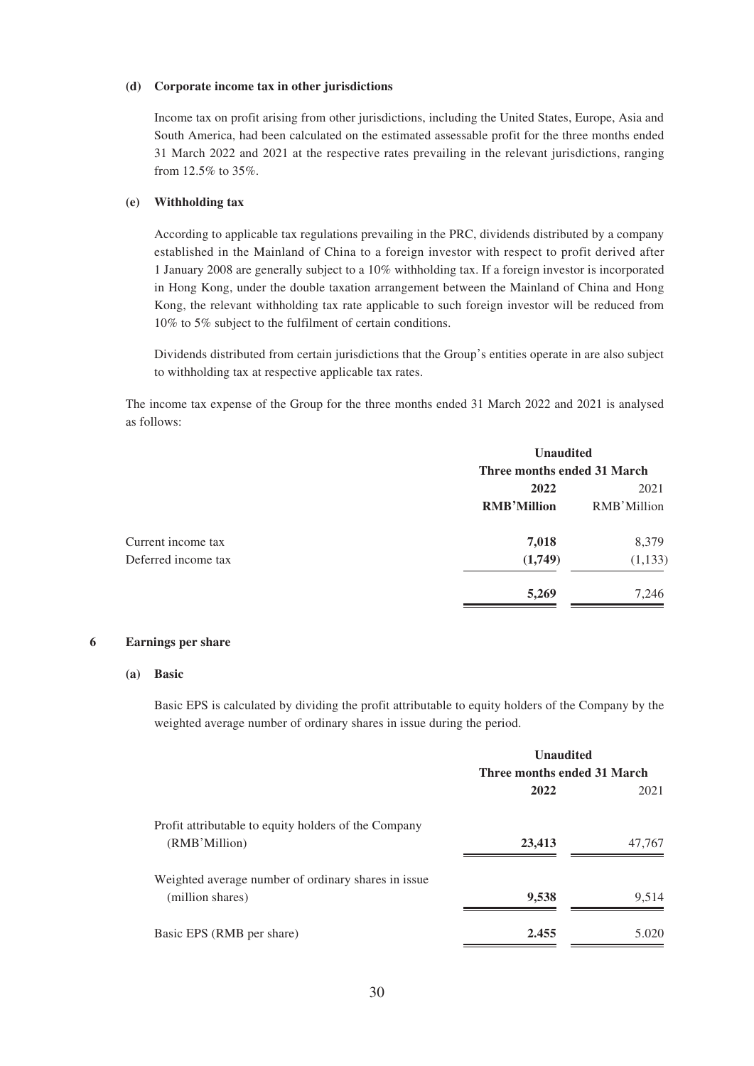**(d) Corporate income tax in other jurisdictions**

Income tax on profit arising from other jurisdictions, including the United States, Europe, Asia and South America, had been calculated on the estimated assessable profit for the three months ended 31 March 2022 and 2021 at the respective rates prevailing in the relevant jurisdictions, ranging from 12.5% to 35%.

**(e) Withholding tax**

According to applicable tax regulations prevailing in the PRC, dividends distributed by a company established in the Mainland of China to a foreign investor with respect to profit derived after 1 January 2008 are generally subject to a 10% withholding tax. If a foreign investor is incorporated in Hong Kong, under the double taxation arrangement between the Mainland of China and Hong Kong, the relevant withholding tax rate applicable to such foreign investor will be reduced from 10% to 5% subject to the fulfilment of certain conditions.

Dividends distributed from certain jurisdictions that the Group's entities operate in are also subject to withholding tax at respective applicable tax rates.

The income tax expense of the Group for the three months ended 31 March 2022 and 2021 is analysed as follows:

| | **Unaudited** | |
|---|---|---|
| | **Three months ended 31 March** | |
| | **2022** | 2021 |
| | **RMB'Million** | RMB'Million |
| Current income tax | **7,018** | 8,379 |
| Deferred income tax | **(1,749)** | (1,133) |
| | **5,269** | 7,246 |

## 6 Earnings per share

**(a) Basic**

Basic EPS is calculated by dividing the profit attributable to equity holders of the Company by the weighted average number of ordinary shares in issue during the period.

| | **Unaudited** | |
|---|---|---|
| | **Three months ended 31 March** | |
| | **2022** | 2021 |
| Profit attributable to equity holders of the Company (RMB'Million) | **23,413** | 47,767 |
| Weighted average number of ordinary shares in issue (million shares) | **9,538** | 9,514 |
| Basic EPS (RMB per share) | **2.455** | 5.020 |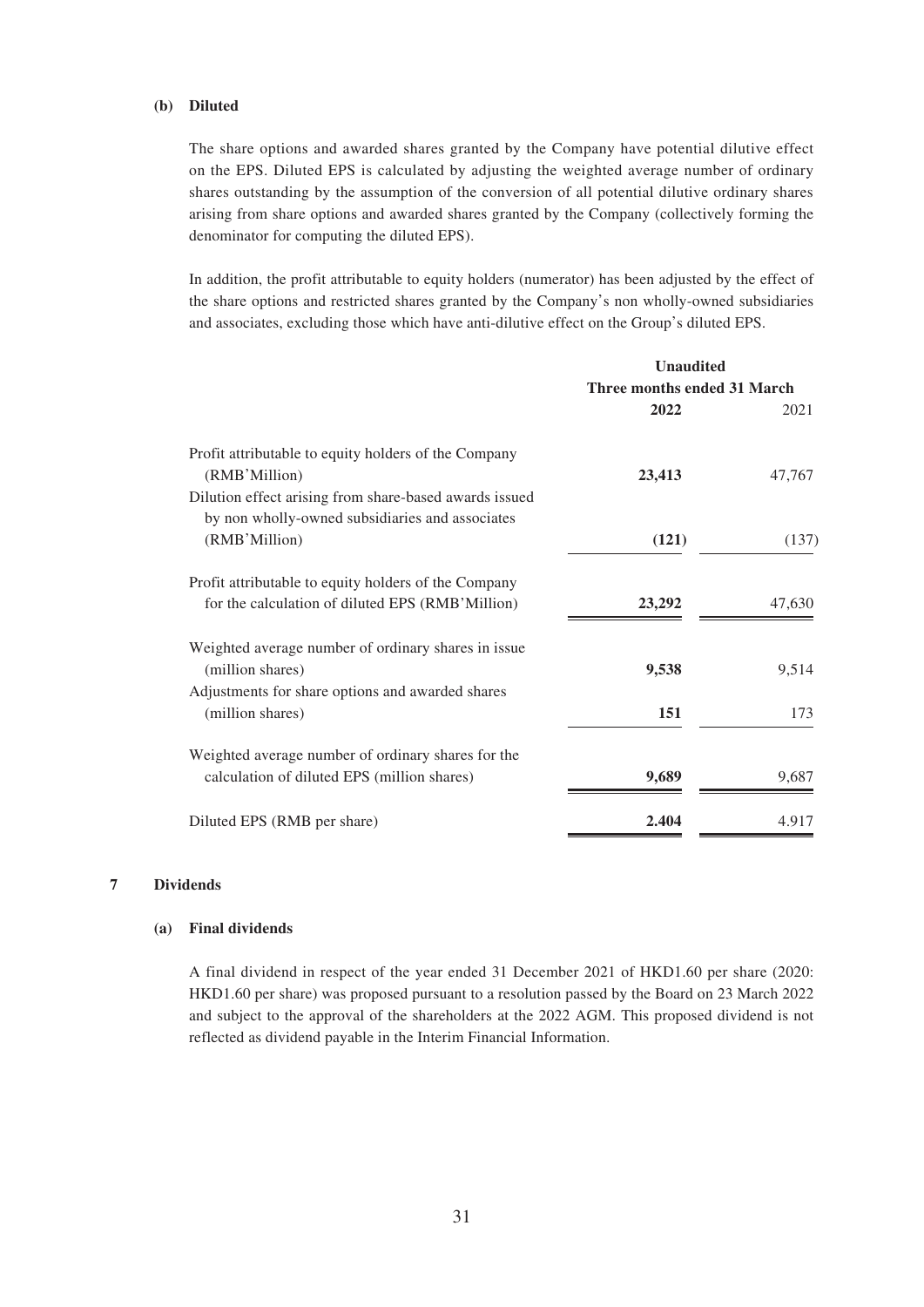#### (b) Diluted

The share options and awarded shares granted by the Company have potential dilutive effect on the EPS. Diluted EPS is calculated by adjusting the weighted average number of ordinary shares outstanding by the assumption of the conversion of all potential dilutive ordinary shares arising from share options and awarded shares granted by the Company (collectively forming the denominator for computing the diluted EPS).

In addition, the profit attributable to equity holders (numerator) has been adjusted by the effect of the share options and restricted shares granted by the Company's non wholly-owned subsidiaries and associates, excluding those which have anti-dilutive effect on the Group's diluted EPS.

| | Unaudited | |
|---|---|---|
| | Three months ended 31 March | |
| | **2022** | 2021 |
| Profit attributable to equity holders of the Company (RMB'Million) | **23,413** | 47,767 |
| Dilution effect arising from share-based awards issued by non wholly-owned subsidiaries and associates (RMB'Million) | **(121)** | (137) |
| Profit attributable to equity holders of the Company for the calculation of diluted EPS (RMB'Million) | **23,292** | 47,630 |
| Weighted average number of ordinary shares in issue (million shares) | **9,538** | 9,514 |
| Adjustments for share options and awarded shares (million shares) | **151** | 173 |
| Weighted average number of ordinary shares for the calculation of diluted EPS (million shares) | **9,689** | 9,687 |
| Diluted EPS (RMB per share) | **2.404** | 4.917 |

## 7 Dividends

#### (a) Final dividends

A final dividend in respect of the year ended 31 December 2021 of HKD1.60 per share (2020: HKD1.60 per share) was proposed pursuant to a resolution passed by the Board on 23 March 2022 and subject to the approval of the shareholders at the 2022 AGM. This proposed dividend is not reflected as dividend payable in the Interim Financial Information.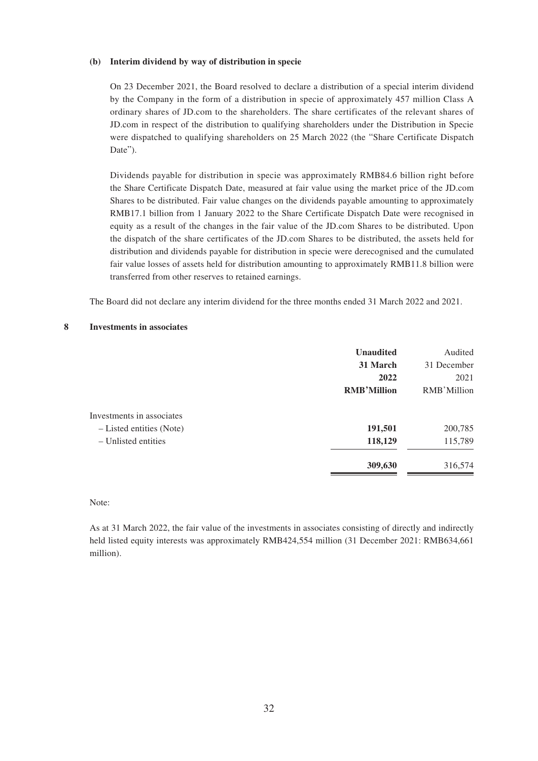**(b) Interim dividend by way of distribution in specie**

On 23 December 2021, the Board resolved to declare a distribution of a special interim dividend by the Company in the form of a distribution in specie of approximately 457 million Class A ordinary shares of JD.com to the shareholders. The share certificates of the relevant shares of JD.com in respect of the distribution to qualifying shareholders under the Distribution in Specie were dispatched to qualifying shareholders on 25 March 2022 (the "Share Certificate Dispatch Date").

Dividends payable for distribution in specie was approximately RMB84.6 billion right before the Share Certificate Dispatch Date, measured at fair value using the market price of the JD.com Shares to be distributed. Fair value changes on the dividends payable amounting to approximately RMB17.1 billion from 1 January 2022 to the Share Certificate Dispatch Date were recognised in equity as a result of the changes in the fair value of the JD.com Shares to be distributed. Upon the dispatch of the share certificates of the JD.com Shares to be distributed, the assets held for distribution and dividends payable for distribution in specie were derecognised and the cumulated fair value losses of assets held for distribution amounting to approximately RMB11.8 billion were transferred from other reserves to retained earnings.

The Board did not declare any interim dividend for the three months ended 31 March 2022 and 2021.

## 8 Investments in associates

| | **Unaudited** | Audited |
|---|---|---|
| | **31 March** | 31 December |
| | **2022** | 2021 |
| | **RMB'Million** | RMB'Million |
| Investments in associates | | |
| – Listed entities (Note) | **191,501** | 200,785 |
| – Unlisted entities | **118,129** | 115,789 |
| | **309,630** | 316,574 |

Note:

As at 31 March 2022, the fair value of the investments in associates consisting of directly and indirectly held listed equity interests was approximately RMB424,554 million (31 December 2021: RMB634,661 million).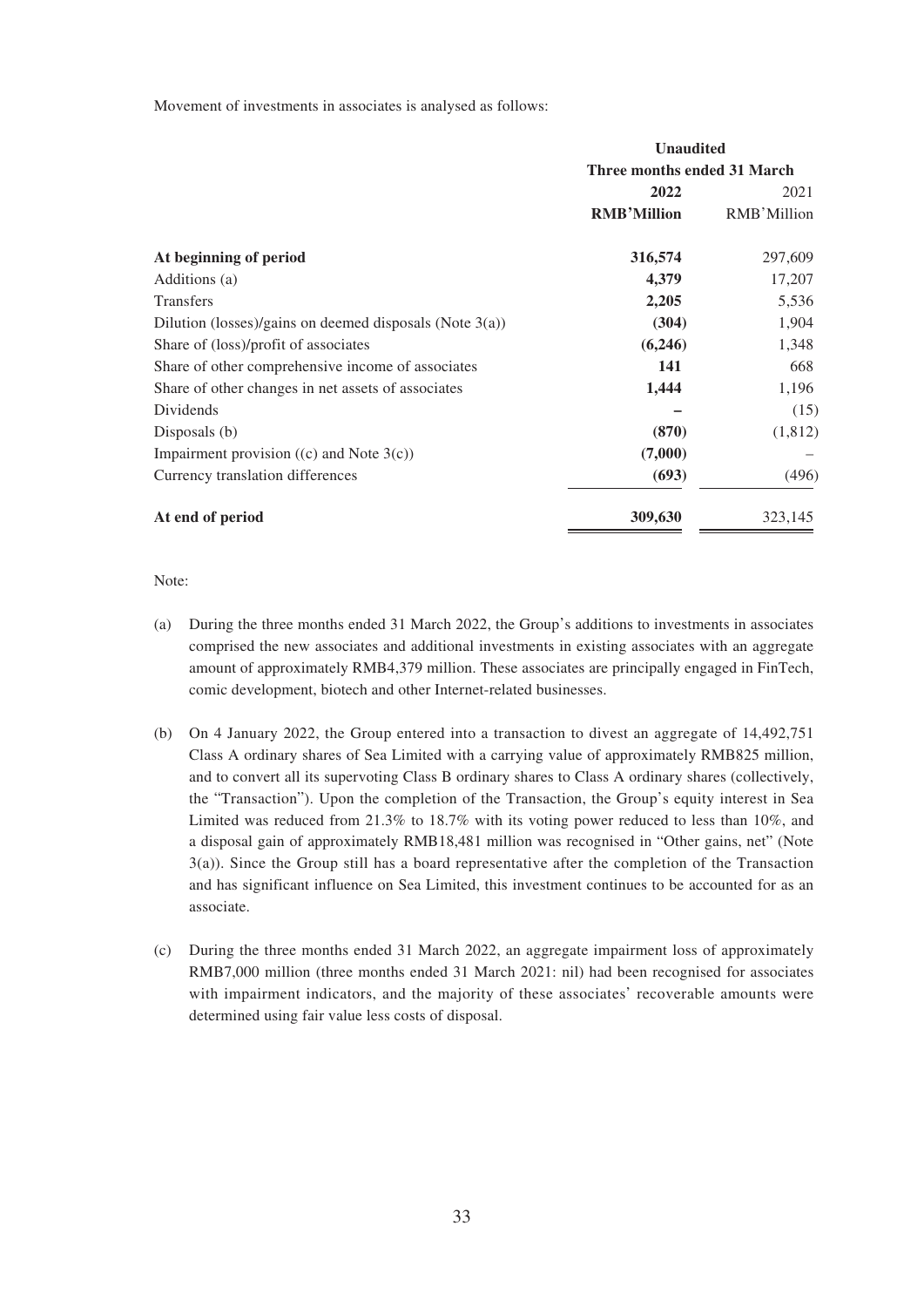Movement of investments in associates is analysed as follows:

| | Unaudited | |
|---|---|---|
| | Three months ended 31 March | |
| | **2022** | 2021 |
| | **RMB'Million** | RMB'Million |
| **At beginning of period** | **316,574** | 297,609 |
| Additions (a) | **4,379** | 17,207 |
| Transfers | **2,205** | 5,536 |
| Dilution (losses)/gains on deemed disposals (Note 3(a)) | **(304)** | 1,904 |
| Share of (loss)/profit of associates | **(6,246)** | 1,348 |
| Share of other comprehensive income of associates | **141** | 668 |
| Share of other changes in net assets of associates | **1,444** | 1,196 |
| Dividends | **–** | (15) |
| Disposals (b) | **(870)** | (1,812) |
| Impairment provision ((c) and Note 3(c)) | **(7,000)** | – |
| Currency translation differences | **(693)** | (496) |
| **At end of period** | **309,630** | 323,145 |

Note:

(a) During the three months ended 31 March 2022, the Group's additions to investments in associates comprised the new associates and additional investments in existing associates with an aggregate amount of approximately RMB4,379 million. These associates are principally engaged in FinTech, comic development, biotech and other Internet-related businesses.

(b) On 4 January 2022, the Group entered into a transaction to divest an aggregate of 14,492,751 Class A ordinary shares of Sea Limited with a carrying value of approximately RMB825 million, and to convert all its supervoting Class B ordinary shares to Class A ordinary shares (collectively, the "Transaction"). Upon the completion of the Transaction, the Group's equity interest in Sea Limited was reduced from 21.3% to 18.7% with its voting power reduced to less than 10%, and a disposal gain of approximately RMB18,481 million was recognised in "Other gains, net" (Note 3(a)). Since the Group still has a board representative after the completion of the Transaction and has significant influence on Sea Limited, this investment continues to be accounted for as an associate.

(c) During the three months ended 31 March 2022, an aggregate impairment loss of approximately RMB7,000 million (three months ended 31 March 2021: nil) had been recognised for associates with impairment indicators, and the majority of these associates' recoverable amounts were determined using fair value less costs of disposal.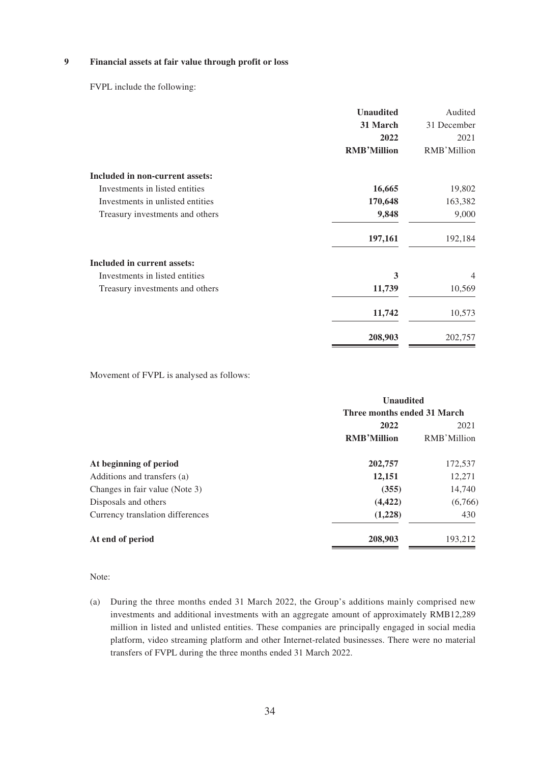## 9 Financial assets at fair value through profit or loss

FVPL include the following:

| | **Unaudited** | Audited |
|---|---|---|
| | **31 March** | 31 December |
| | **2022** | 2021 |
| | **RMB'Million** | RMB'Million |
| **Included in non-current assets:** | | |
| Investments in listed entities | **16,665** | 19,802 |
| Investments in unlisted entities | **170,648** | 163,382 |
| Treasury investments and others | **9,848** | 9,000 |
| | **197,161** | 192,184 |
| **Included in current assets:** | | |
| Investments in listed entities | **3** | 4 |
| Treasury investments and others | **11,739** | 10,569 |
| | **11,742** | 10,573 |
| | **208,903** | 202,757 |

Movement of FVPL is analysed as follows:

| | **Unaudited** | |
|---|---|---|
| | **Three months ended 31 March** | |
| | **2022** | 2021 |
| | **RMB'Million** | RMB'Million |
| **At beginning of period** | **202,757** | 172,537 |
| Additions and transfers (a) | **12,151** | 12,271 |
| Changes in fair value (Note 3) | **(355)** | 14,740 |
| Disposals and others | **(4,422)** | (6,766) |
| Currency translation differences | **(1,228)** | 430 |
| **At end of period** | **208,903** | 193,212 |

Note:

(a) During the three months ended 31 March 2022, the Group's additions mainly comprised new investments and additional investments with an aggregate amount of approximately RMB12,289 million in listed and unlisted entities. These companies are principally engaged in social media platform, video streaming platform and other Internet-related businesses. There were no material transfers of FVPL during the three months ended 31 March 2022.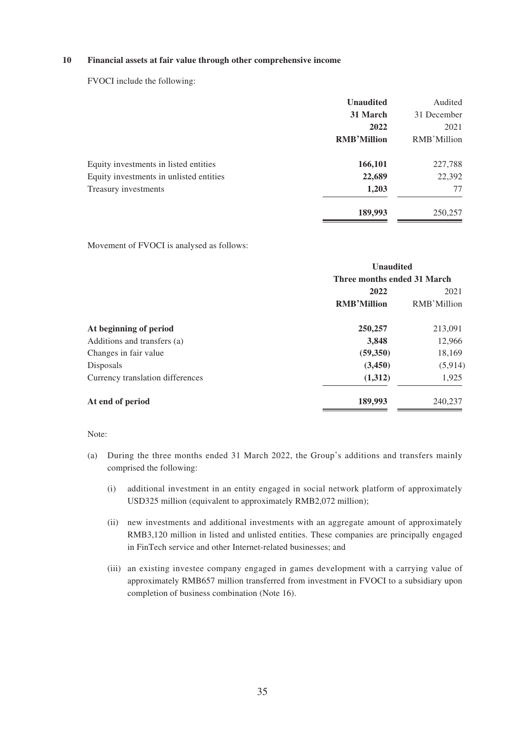## 10 Financial assets at fair value through other comprehensive income

FVOCI include the following:

| | **Unaudited** | Audited |
|---|---|---|
| | **31 March** | 31 December |
| | **2022** | 2021 |
| | **RMB'Million** | RMB'Million |
| Equity investments in listed entities | **166,101** | 227,788 |
| Equity investments in unlisted entities | **22,689** | 22,392 |
| Treasury investments | **1,203** | 77 |
| | **189,993** | 250,257 |

Movement of FVOCI is analysed as follows:

| | **Unaudited** | |
|---|---|---|
| | **Three months ended 31 March** | |
| | **2022** | 2021 |
| | **RMB'Million** | RMB'Million |
| **At beginning of period** | **250,257** | 213,091 |
| Additions and transfers (a) | **3,848** | 12,966 |
| Changes in fair value | **(59,350)** | 18,169 |
| Disposals | **(3,450)** | (5,914) |
| Currency translation differences | **(1,312)** | 1,925 |
| **At end of period** | **189,993** | 240,237 |

Note:

(a) During the three months ended 31 March 2022, the Group's additions and transfers mainly comprised the following:

  (i) additional investment in an entity engaged in social network platform of approximately USD325 million (equivalent to approximately RMB2,072 million);

  (ii) new investments and additional investments with an aggregate amount of approximately RMB3,120 million in listed and unlisted entities. These companies are principally engaged in FinTech service and other Internet-related businesses; and

  (iii) an existing investee company engaged in games development with a carrying value of approximately RMB657 million transferred from investment in FVOCI to a subsidiary upon completion of business combination (Note 16).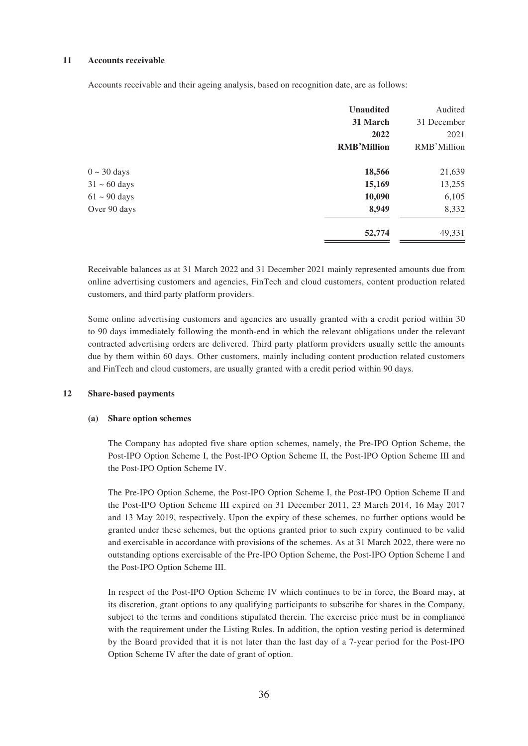## 11 Accounts receivable

Accounts receivable and their ageing analysis, based on recognition date, are as follows:

| | **Unaudited 31 March 2022 RMB'Million** | Audited 31 December 2021 RMB'Million |
|---|---|---|
| 0 ~ 30 days | **18,566** | 21,639 |
| 31 ~ 60 days | **15,169** | 13,255 |
| 61 ~ 90 days | **10,090** | 6,105 |
| Over 90 days | **8,949** | 8,332 |
| | **52,774** | 49,331 |

Receivable balances as at 31 March 2022 and 31 December 2021 mainly represented amounts due from online advertising customers and agencies, FinTech and cloud customers, content production related customers, and third party platform providers.

Some online advertising customers and agencies are usually granted with a credit period within 30 to 90 days immediately following the month-end in which the relevant obligations under the relevant contracted advertising orders are delivered. Third party platform providers usually settle the amounts due by them within 60 days. Other customers, mainly including content production related customers and FinTech and cloud customers, are usually granted with a credit period within 90 days.

## 12 Share-based payments

### (a) Share option schemes

The Company has adopted five share option schemes, namely, the Pre-IPO Option Scheme, the Post-IPO Option Scheme I, the Post-IPO Option Scheme II, the Post-IPO Option Scheme III and the Post-IPO Option Scheme IV.

The Pre-IPO Option Scheme, the Post-IPO Option Scheme I, the Post-IPO Option Scheme II and the Post-IPO Option Scheme III expired on 31 December 2011, 23 March 2014, 16 May 2017 and 13 May 2019, respectively. Upon the expiry of these schemes, no further options would be granted under these schemes, but the options granted prior to such expiry continued to be valid and exercisable in accordance with provisions of the schemes. As at 31 March 2022, there were no outstanding options exercisable of the Pre-IPO Option Scheme, the Post-IPO Option Scheme I and the Post-IPO Option Scheme III.

In respect of the Post-IPO Option Scheme IV which continues to be in force, the Board may, at its discretion, grant options to any qualifying participants to subscribe for shares in the Company, subject to the terms and conditions stipulated therein. The exercise price must be in compliance with the requirement under the Listing Rules. In addition, the option vesting period is determined by the Board provided that it is not later than the last day of a 7-year period for the Post-IPO Option Scheme IV after the date of grant of option.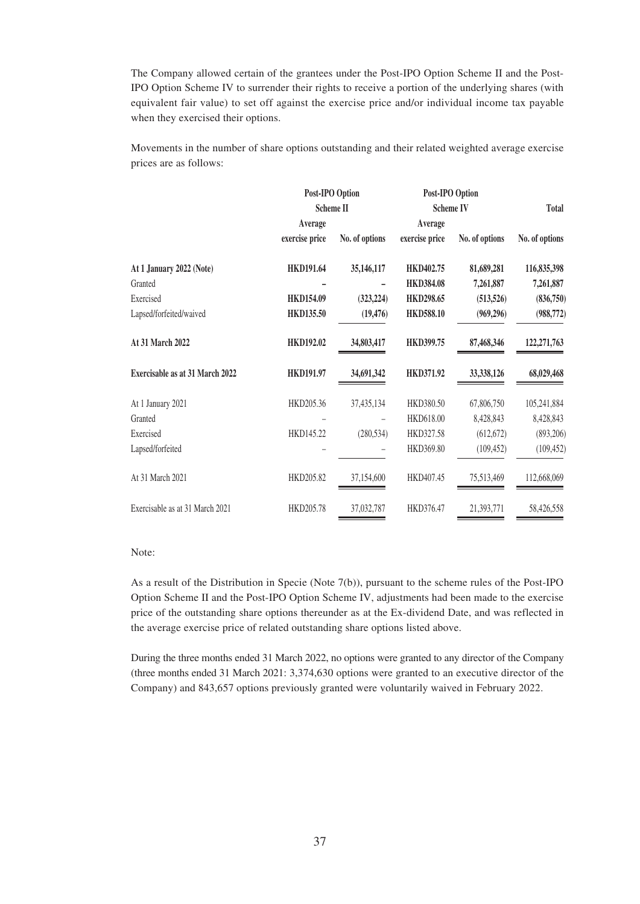The Company allowed certain of the grantees under the Post-IPO Option Scheme II and the Post-IPO Option Scheme IV to surrender their rights to receive a portion of the underlying shares (with equivalent fair value) to set off against the exercise price and/or individual income tax payable when they exercised their options.

Movements in the number of share options outstanding and their related weighted average exercise prices are as follows:

| | Post-IPO Option Scheme II | | Post-IPO Option Scheme IV | | Total |
|---|---|---|---|---|---|
| | Average exercise price | No. of options | Average exercise price | No. of options | No. of options |
| **At 1 January 2022 (Note)** | **HKD191.64** | **35,146,117** | **HKD402.75** | **81,689,281** | **116,835,398** |
| Granted | **–** | **–** | **HKD384.08** | **7,261,887** | **7,261,887** |
| Exercised | **HKD154.09** | **(323,224)** | **HKD298.65** | **(513,526)** | **(836,750)** |
| Lapsed/forfeited/waived | **HKD135.50** | **(19,476)** | **HKD588.10** | **(969,296)** | **(988,772)** |
| **At 31 March 2022** | **HKD192.02** | **34,803,417** | **HKD399.75** | **87,468,346** | **122,271,763** |
| **Exercisable as at 31 March 2022** | **HKD191.97** | **34,691,342** | **HKD371.92** | **33,338,126** | **68,029,468** |
| At 1 January 2021 | HKD205.36 | 37,435,134 | HKD380.50 | 67,806,750 | 105,241,884 |
| Granted | – | – | HKD618.00 | 8,428,843 | 8,428,843 |
| Exercised | HKD145.22 | (280,534) | HKD327.58 | (612,672) | (893,206) |
| Lapsed/forfeited | – | – | HKD369.80 | (109,452) | (109,452) |
| At 31 March 2021 | HKD205.82 | 37,154,600 | HKD407.45 | 75,513,469 | 112,668,069 |
| Exercisable as at 31 March 2021 | HKD205.78 | 37,032,787 | HKD376.47 | 21,393,771 | 58,426,558 |

Note:

As a result of the Distribution in Specie (Note 7(b)), pursuant to the scheme rules of the Post-IPO Option Scheme II and the Post-IPO Option Scheme IV, adjustments had been made to the exercise price of the outstanding share options thereunder as at the Ex-dividend Date, and was reflected in the average exercise price of related outstanding share options listed above.

During the three months ended 31 March 2022, no options were granted to any director of the Company (three months ended 31 March 2021: 3,374,630 options were granted to an executive director of the Company) and 843,657 options previously granted were voluntarily waived in February 2022.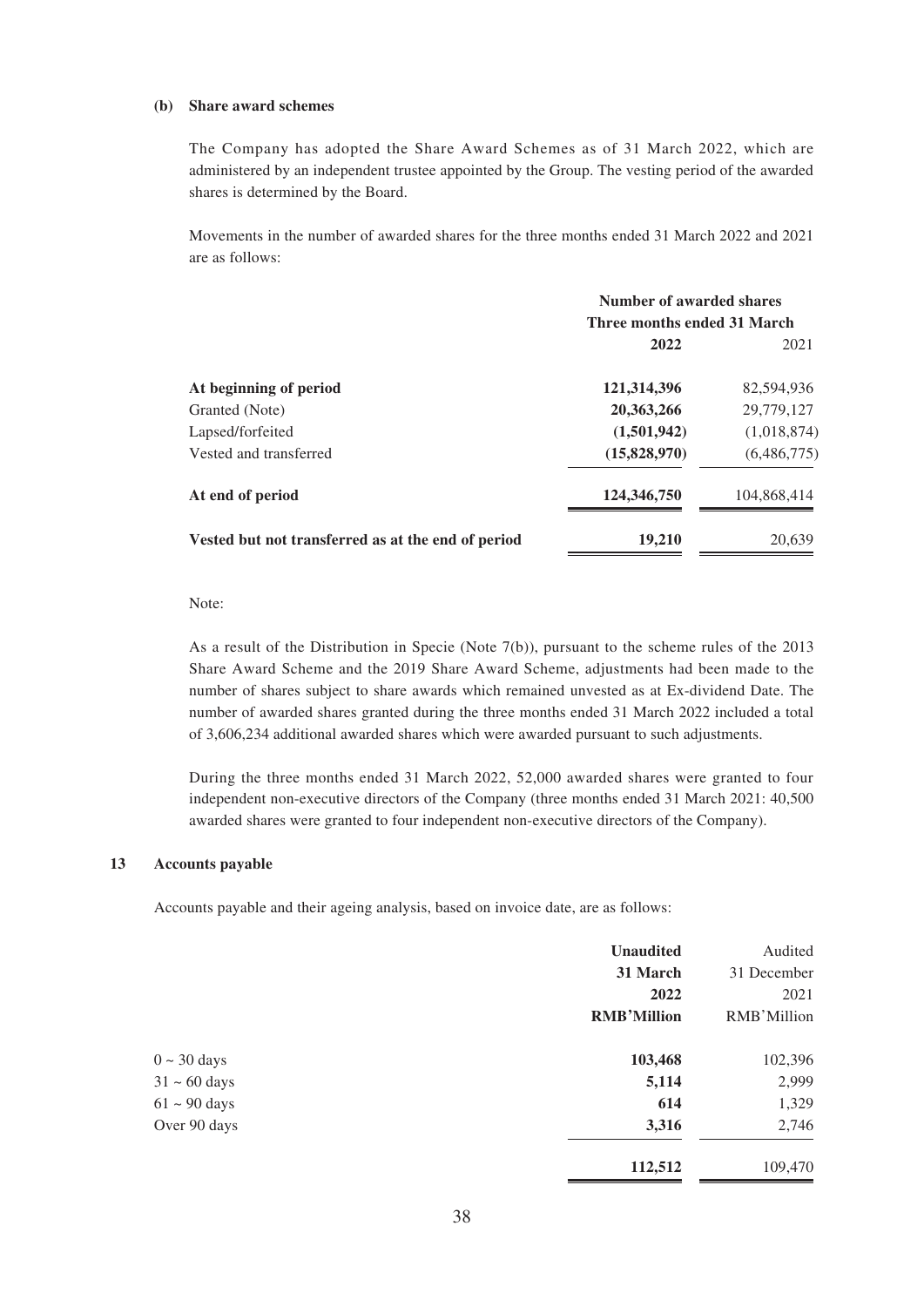**(b) Share award schemes**

The Company has adopted the Share Award Schemes as of 31 March 2022, which are administered by an independent trustee appointed by the Group. The vesting period of the awarded shares is determined by the Board.

Movements in the number of awarded shares for the three months ended 31 March 2022 and 2021 are as follows:

| | Number of awarded shares | |
|---|---|---|
| | Three months ended 31 March | |
| | **2022** | 2021 |
| **At beginning of period** | **121,314,396** | 82,594,936 |
| Granted (Note) | **20,363,266** | 29,779,127 |
| Lapsed/forfeited | **(1,501,942)** | (1,018,874) |
| Vested and transferred | **(15,828,970)** | (6,486,775) |
| **At end of period** | **124,346,750** | 104,868,414 |
| **Vested but not transferred as at the end of period** | **19,210** | 20,639 |

Note:

As a result of the Distribution in Specie (Note 7(b)), pursuant to the scheme rules of the 2013 Share Award Scheme and the 2019 Share Award Scheme, adjustments had been made to the number of shares subject to share awards which remained unvested as at Ex-dividend Date. The number of awarded shares granted during the three months ended 31 March 2022 included a total of 3,606,234 additional awarded shares which were awarded pursuant to such adjustments.

During the three months ended 31 March 2022, 52,000 awarded shares were granted to four independent non-executive directors of the Company (three months ended 31 March 2021: 40,500 awarded shares were granted to four independent non-executive directors of the Company).

## 13 Accounts payable

Accounts payable and their ageing analysis, based on invoice date, are as follows:

| | **Unaudited** | Audited |
|---|---|---|
| | **31 March** | 31 December |
| | **2022** | 2021 |
| | **RMB'Million** | RMB'Million |
| 0 ~ 30 days | **103,468** | 102,396 |
| 31 ~ 60 days | **5,114** | 2,999 |
| 61 ~ 90 days | **614** | 1,329 |
| Over 90 days | **3,316** | 2,746 |
| | **112,512** | 109,470 |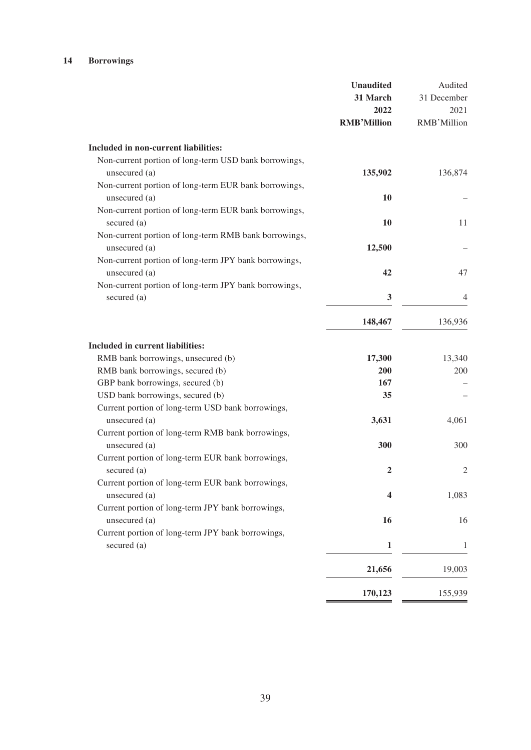## 14 Borrowings

| | **Unaudited 31 March 2022 RMB'Million** | Audited 31 December 2021 RMB'Million |
|---|---|---|
| **Included in non-current liabilities:** | | |
| Non-current portion of long-term USD bank borrowings, unsecured (a) | **135,902** | 136,874 |
| Non-current portion of long-term EUR bank borrowings, unsecured (a) | **10** | – |
| Non-current portion of long-term EUR bank borrowings, secured (a) | **10** | 11 |
| Non-current portion of long-term RMB bank borrowings, unsecured (a) | **12,500** | – |
| Non-current portion of long-term JPY bank borrowings, unsecured (a) | **42** | 47 |
| Non-current portion of long-term JPY bank borrowings, secured (a) | **3** | 4 |
| | **148,467** | 136,936 |
| **Included in current liabilities:** | | |
| RMB bank borrowings, unsecured (b) | **17,300** | 13,340 |
| RMB bank borrowings, secured (b) | **200** | 200 |
| GBP bank borrowings, secured (b) | **167** | – |
| USD bank borrowings, secured (b) | **35** | – |
| Current portion of long-term USD bank borrowings, unsecured (a) | **3,631** | 4,061 |
| Current portion of long-term RMB bank borrowings, unsecured (a) | **300** | 300 |
| Current portion of long-term EUR bank borrowings, secured (a) | **2** | 2 |
| Current portion of long-term EUR bank borrowings, unsecured (a) | **4** | 1,083 |
| Current portion of long-term JPY bank borrowings, unsecured (a) | **16** | 16 |
| Current portion of long-term JPY bank borrowings, secured (a) | **1** | 1 |
| | **21,656** | 19,003 |
| | **170,123** | 155,939 |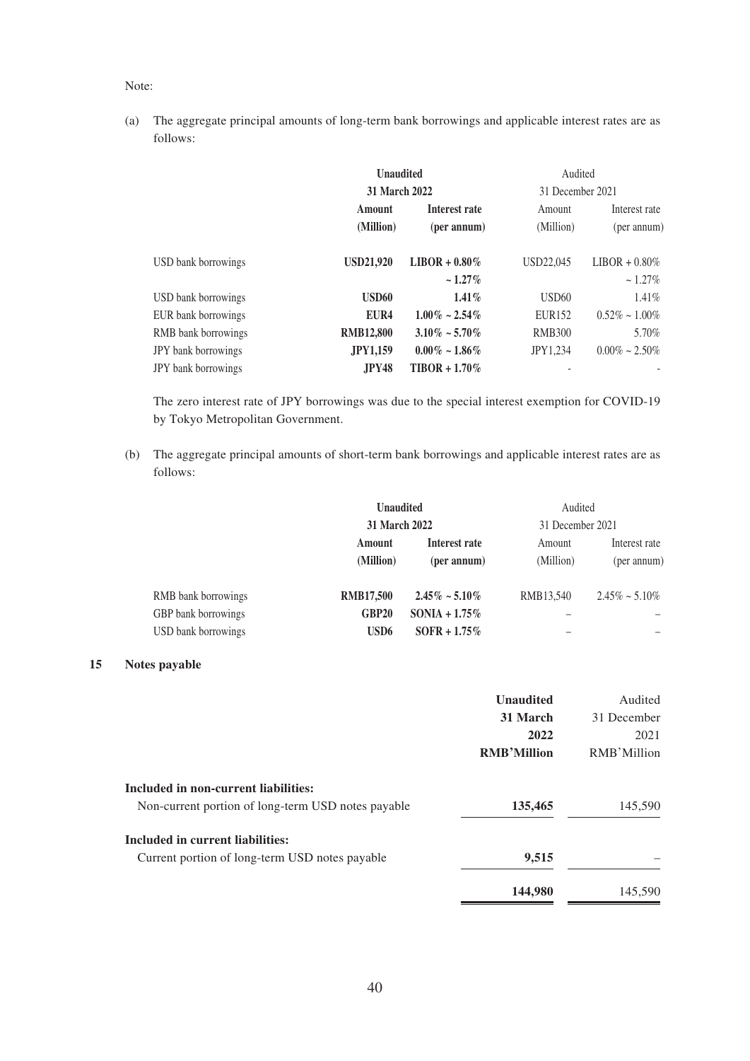Note:

(a) The aggregate principal amounts of long-term bank borrowings and applicable interest rates are as follows:

| | **Unaudited** | | Audited | |
|---|---|---|---|---|
| | **31 March 2022** | | 31 December 2021 | |
| | **Amount (Million)** | **Interest rate (per annum)** | Amount (Million) | Interest rate (per annum) |
| USD bank borrowings | **USD21,920** | **LIBOR + 0.80% ~ 1.27%** | USD22,045 | LIBOR + 0.80% ~ 1.27% |
| USD bank borrowings | **USD60** | **1.41%** | USD60 | 1.41% |
| EUR bank borrowings | **EUR4** | **1.00% ~ 2.54%** | EUR152 | 0.52% ~ 1.00% |
| RMB bank borrowings | **RMB12,800** | **3.10% ~ 5.70%** | RMB300 | 5.70% |
| JPY bank borrowings | **JPY1,159** | **0.00% ~ 1.86%** | JPY1,234 | 0.00% ~ 2.50% |
| JPY bank borrowings | **JPY48** | **TIBOR + 1.70%** | - | - |

The zero interest rate of JPY borrowings was due to the special interest exemption for COVID-19 by Tokyo Metropolitan Government.

(b) The aggregate principal amounts of short-term bank borrowings and applicable interest rates are as follows:

| | **Unaudited** | | Audited | |
|---|---|---|---|---|
| | **31 March 2022** | | 31 December 2021 | |
| | **Amount (Million)** | **Interest rate (per annum)** | Amount (Million) | Interest rate (per annum) |
| RMB bank borrowings | **RMB17,500** | **2.45% ~ 5.10%** | RMB13,540 | 2.45% ~ 5.10% |
| GBP bank borrowings | **GBP20** | **SONIA + 1.75%** | – | – |
| USD bank borrowings | **USD6** | **SOFR + 1.75%** | – | – |

## 15 Notes payable

| | **Unaudited 31 March 2022 RMB'Million** | Audited 31 December 2021 RMB'Million |
|---|---|---|
| **Included in non-current liabilities:** | | |
| Non-current portion of long-term USD notes payable | **135,465** | 145,590 |
| **Included in current liabilities:** | | |
| Current portion of long-term USD notes payable | **9,515** | – |
| | **144,980** | 145,590 |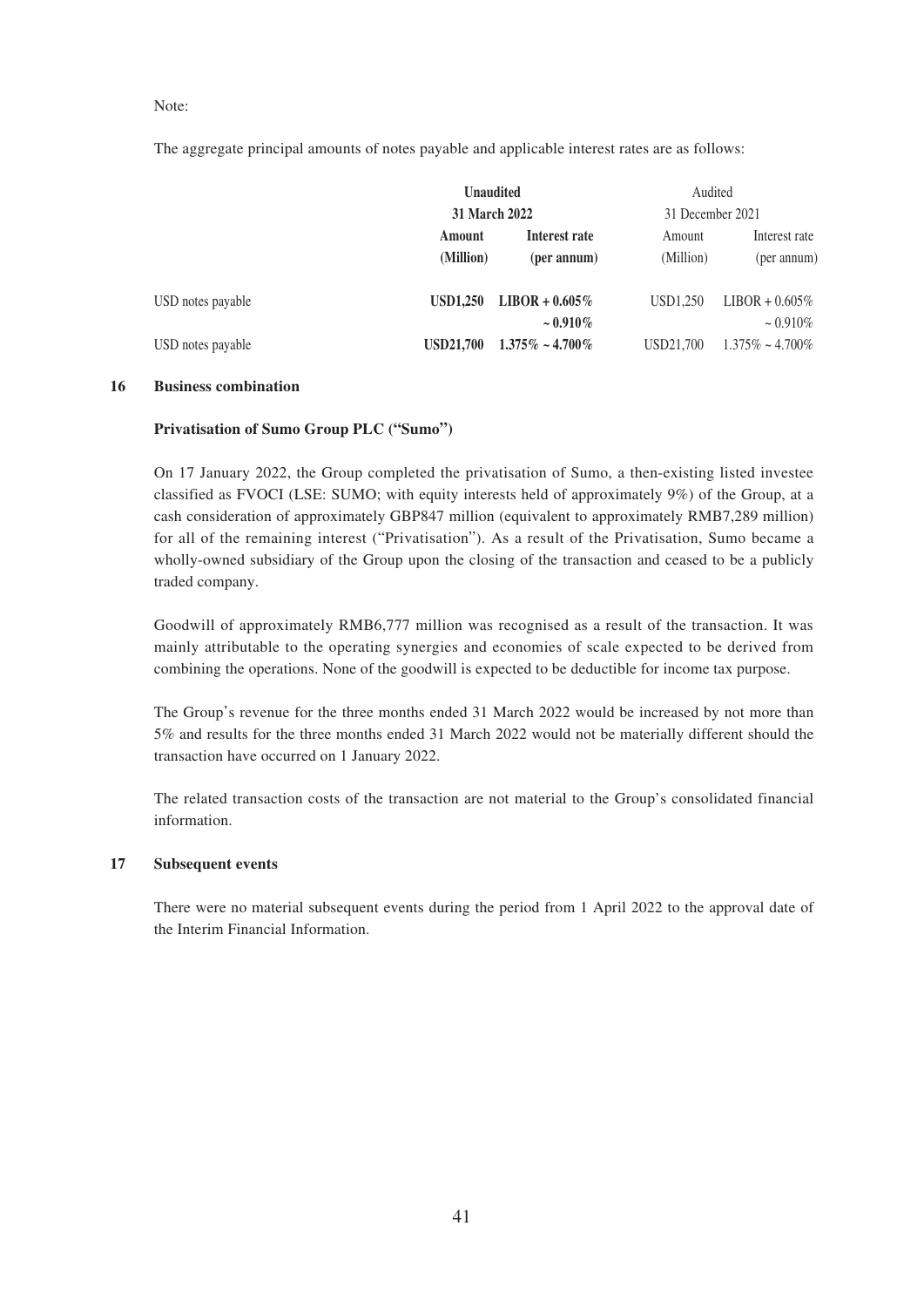Note:

The aggregate principal amounts of notes payable and applicable interest rates are as follows:

| | **Unaudited** | | Audited | |
|---|---|---|---|---|
| | **31 March 2022** | | 31 December 2021 | |
| | **Amount (Million)** | **Interest rate (per annum)** | Amount (Million) | Interest rate (per annum) |
| USD notes payable | **USD1,250** | **LIBOR + 0.605% ~ 0.910%** | USD1,250 | LIBOR + 0.605% ~ 0.910% |
| USD notes payable | **USD21,700** | **1.375% ~ 4.700%** | USD21,700 | 1.375% ~ 4.700% |

## 16 Business combination

### Privatisation of Sumo Group PLC ("Sumo")

On 17 January 2022, the Group completed the privatisation of Sumo, a then-existing listed investee classified as FVOCI (LSE: SUMO; with equity interests held of approximately 9%) of the Group, at a cash consideration of approximately GBP847 million (equivalent to approximately RMB7,289 million) for all of the remaining interest ("Privatisation"). As a result of the Privatisation, Sumo became a wholly-owned subsidiary of the Group upon the closing of the transaction and ceased to be a publicly traded company.

Goodwill of approximately RMB6,777 million was recognised as a result of the transaction. It was mainly attributable to the operating synergies and economies of scale expected to be derived from combining the operations. None of the goodwill is expected to be deductible for income tax purpose.

The Group's revenue for the three months ended 31 March 2022 would be increased by not more than 5% and results for the three months ended 31 March 2022 would not be materially different should the transaction have occurred on 1 January 2022.

The related transaction costs of the transaction are not material to the Group's consolidated financial information.

## 17 Subsequent events

There were no material subsequent events during the period from 1 April 2022 to the approval date of the Interim Financial Information.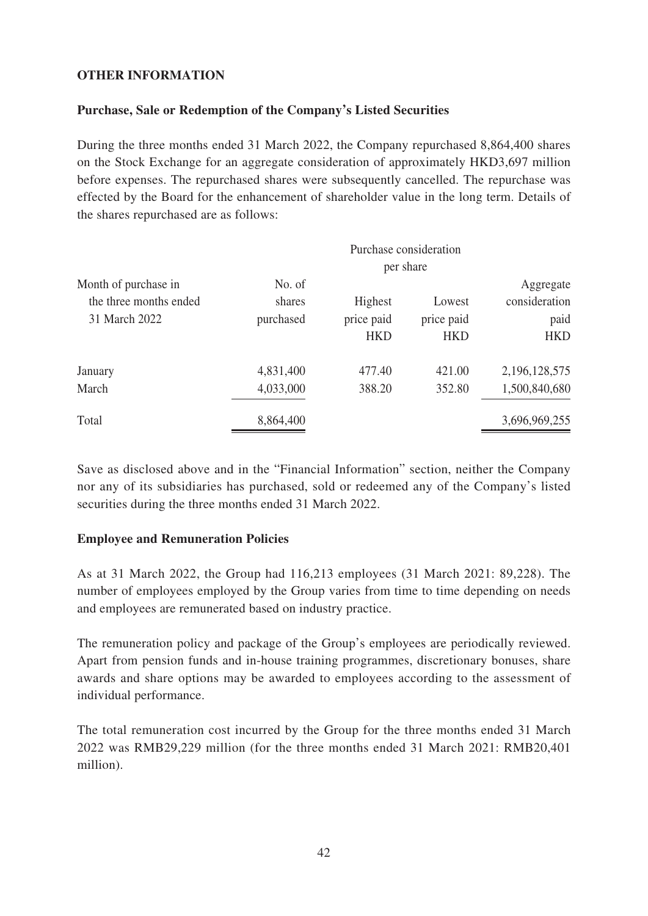## OTHER INFORMATION

### Purchase, Sale or Redemption of the Company's Listed Securities

During the three months ended 31 March 2022, the Company repurchased 8,864,400 shares on the Stock Exchange for an aggregate consideration of approximately HKD3,697 million before expenses. The repurchased shares were subsequently cancelled. The repurchase was effected by the Board for the enhancement of shareholder value in the long term. Details of the shares repurchased are as follows:

| Month of purchase in the three months ended 31 March 2022 | No. of shares purchased | Purchase consideration per share | | Aggregate consideration paid |
|---|---|---|---|---|
| | | Highest price paid | Lowest price paid | |
| | | HKD | HKD | HKD |
| January | 4,831,400 | 477.40 | 421.00 | 2,196,128,575 |
| March | 4,033,000 | 388.20 | 352.80 | 1,500,840,680 |
| Total | 8,864,400 | | | 3,696,969,255 |

Save as disclosed above and in the "Financial Information" section, neither the Company nor any of its subsidiaries has purchased, sold or redeemed any of the Company's listed securities during the three months ended 31 March 2022.

### Employee and Remuneration Policies

As at 31 March 2022, the Group had 116,213 employees (31 March 2021: 89,228). The number of employees employed by the Group varies from time to time depending on needs and employees are remunerated based on industry practice.

The remuneration policy and package of the Group's employees are periodically reviewed. Apart from pension funds and in-house training programmes, discretionary bonuses, share awards and share options may be awarded to employees according to the assessment of individual performance.

The total remuneration cost incurred by the Group for the three months ended 31 March 2022 was RMB29,229 million (for the three months ended 31 March 2021: RMB20,401 million).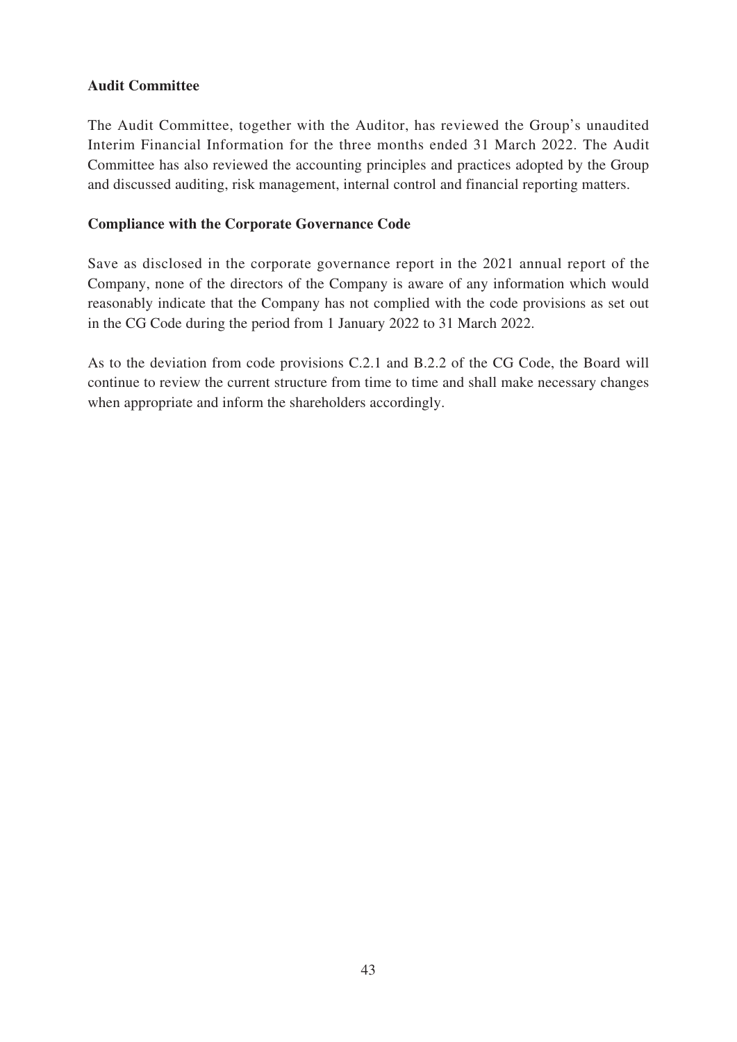**Audit Committee**

The Audit Committee, together with the Auditor, has reviewed the Group's unaudited Interim Financial Information for the three months ended 31 March 2022. The Audit Committee has also reviewed the accounting principles and practices adopted by the Group and discussed auditing, risk management, internal control and financial reporting matters.

**Compliance with the Corporate Governance Code**

Save as disclosed in the corporate governance report in the 2021 annual report of the Company, none of the directors of the Company is aware of any information which would reasonably indicate that the Company has not complied with the code provisions as set out in the CG Code during the period from 1 January 2022 to 31 March 2022.

As to the deviation from code provisions C.2.1 and B.2.2 of the CG Code, the Board will continue to review the current structure from time to time and shall make necessary changes when appropriate and inform the shareholders accordingly.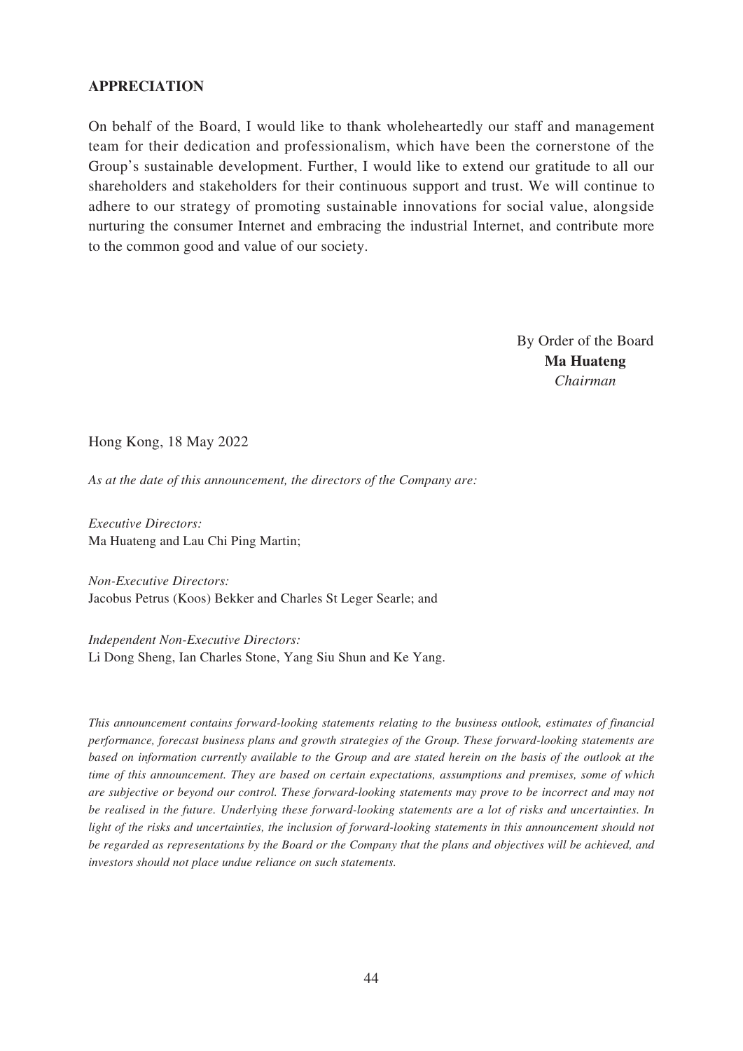## APPRECIATION

On behalf of the Board, I would like to thank wholeheartedly our staff and management team for their dedication and professionalism, which have been the cornerstone of the Group's sustainable development. Further, I would like to extend our gratitude to all our shareholders and stakeholders for their continuous support and trust. We will continue to adhere to our strategy of promoting sustainable innovations for social value, alongside nurturing the consumer Internet and embracing the industrial Internet, and contribute more to the common good and value of our society.

By Order of the Board
**Ma Huateng**
*Chairman*

Hong Kong, 18 May 2022

*As at the date of this announcement, the directors of the Company are:*

*Executive Directors:*
Ma Huateng and Lau Chi Ping Martin;

*Non-Executive Directors:*
Jacobus Petrus (Koos) Bekker and Charles St Leger Searle; and

*Independent Non-Executive Directors:*
Li Dong Sheng, Ian Charles Stone, Yang Siu Shun and Ke Yang.

*This announcement contains forward-looking statements relating to the business outlook, estimates of financial performance, forecast business plans and growth strategies of the Group. These forward-looking statements are based on information currently available to the Group and are stated herein on the basis of the outlook at the time of this announcement. They are based on certain expectations, assumptions and premises, some of which are subjective or beyond our control. These forward-looking statements may prove to be incorrect and may not be realised in the future. Underlying these forward-looking statements are a lot of risks and uncertainties. In light of the risks and uncertainties, the inclusion of forward-looking statements in this announcement should not be regarded as representations by the Board or the Company that the plans and objectives will be achieved, and investors should not place undue reliance on such statements.*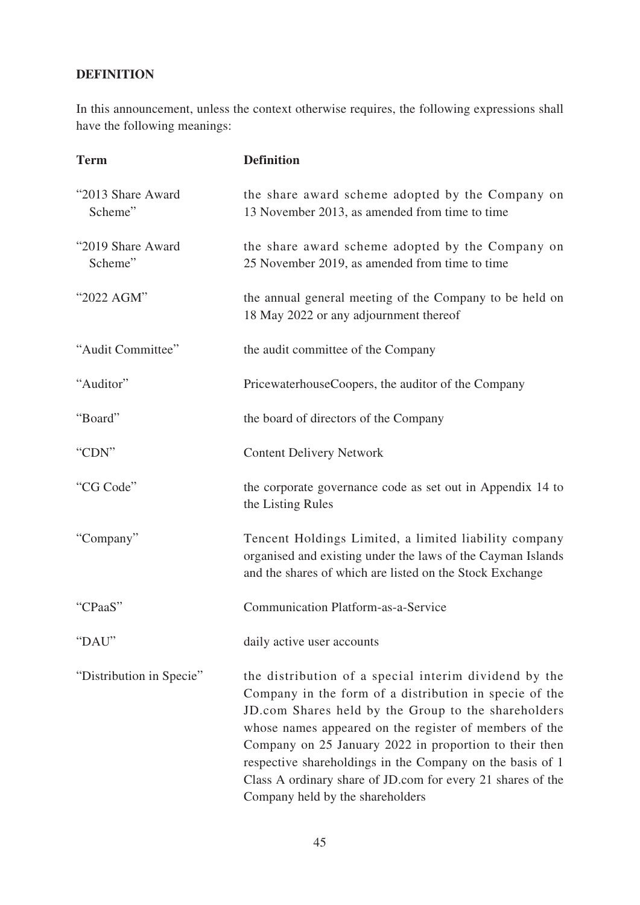## DEFINITION

In this announcement, unless the context otherwise requires, the following expressions shall have the following meanings:

| Term | Definition |
| --- | --- |
| "2013 Share Award Scheme" | the share award scheme adopted by the Company on 13 November 2013, as amended from time to time |
| "2019 Share Award Scheme" | the share award scheme adopted by the Company on 25 November 2019, as amended from time to time |
| "2022 AGM" | the annual general meeting of the Company to be held on 18 May 2022 or any adjournment thereof |
| "Audit Committee" | the audit committee of the Company |
| "Auditor" | PricewaterhouseCoopers, the auditor of the Company |
| "Board" | the board of directors of the Company |
| "CDN" | Content Delivery Network |
| "CG Code" | the corporate governance code as set out in Appendix 14 to the Listing Rules |
| "Company" | Tencent Holdings Limited, a limited liability company organised and existing under the laws of the Cayman Islands and the shares of which are listed on the Stock Exchange |
| "CPaaS" | Communication Platform-as-a-Service |
| "DAU" | daily active user accounts |
| "Distribution in Specie" | the distribution of a special interim dividend by the Company in the form of a distribution in specie of the JD.com Shares held by the Group to the shareholders whose names appeared on the register of members of the Company on 25 January 2022 in proportion to their then respective shareholdings in the Company on the basis of 1 Class A ordinary share of JD.com for every 21 shares of the Company held by the shareholders |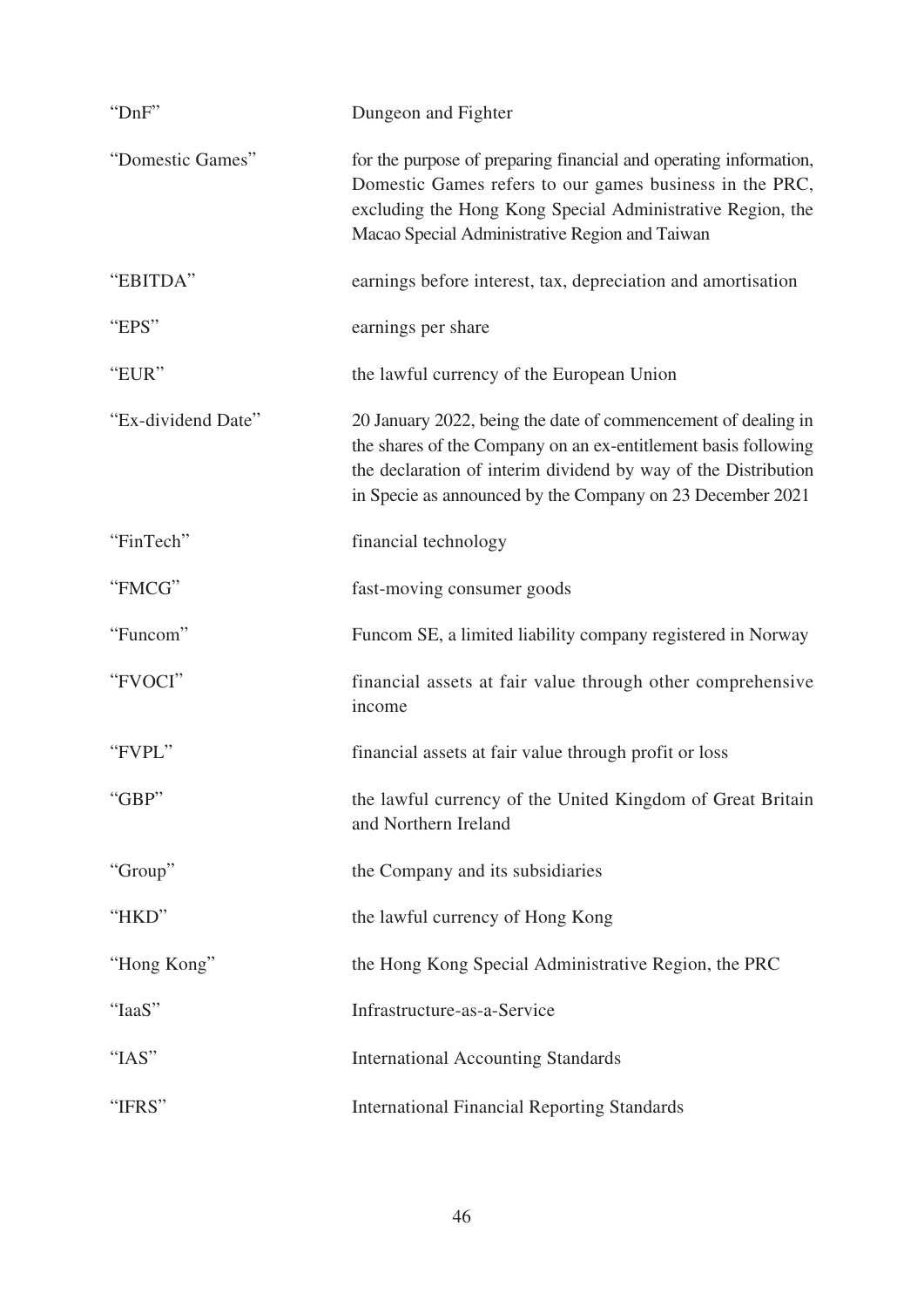| | |
|---|---|
| "DnF" | Dungeon and Fighter |
| "Domestic Games" | for the purpose of preparing financial and operating information, Domestic Games refers to our games business in the PRC, excluding the Hong Kong Special Administrative Region, the Macao Special Administrative Region and Taiwan |
| "EBITDA" | earnings before interest, tax, depreciation and amortisation |
| "EPS" | earnings per share |
| "EUR" | the lawful currency of the European Union |
| "Ex-dividend Date" | 20 January 2022, being the date of commencement of dealing in the shares of the Company on an ex-entitlement basis following the declaration of interim dividend by way of the Distribution in Specie as announced by the Company on 23 December 2021 |
| "FinTech" | financial technology |
| "FMCG" | fast-moving consumer goods |
| "Funcom" | Funcom SE, a limited liability company registered in Norway |
| "FVOCI" | financial assets at fair value through other comprehensive income |
| "FVPL" | financial assets at fair value through profit or loss |
| "GBP" | the lawful currency of the United Kingdom of Great Britain and Northern Ireland |
| "Group" | the Company and its subsidiaries |
| "HKD" | the lawful currency of Hong Kong |
| "Hong Kong" | the Hong Kong Special Administrative Region, the PRC |
| "IaaS" | Infrastructure-as-a-Service |
| "IAS" | International Accounting Standards |
| "IFRS" | International Financial Reporting Standards |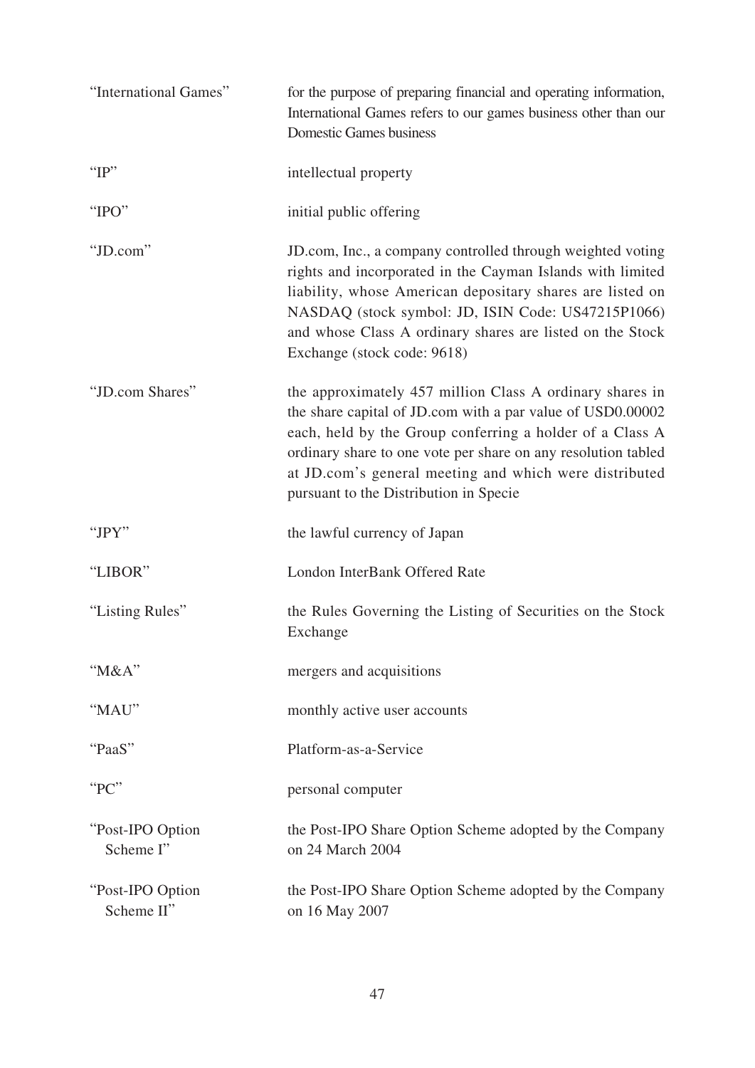| | |
|---|---|
| "International Games" | for the purpose of preparing financial and operating information, International Games refers to our games business other than our Domestic Games business |
| "IP" | intellectual property |
| "IPO" | initial public offering |
| "JD.com" | JD.com, Inc., a company controlled through weighted voting rights and incorporated in the Cayman Islands with limited liability, whose American depositary shares are listed on NASDAQ (stock symbol: JD, ISIN Code: US47215P1066) and whose Class A ordinary shares are listed on the Stock Exchange (stock code: 9618) |
| "JD.com Shares" | the approximately 457 million Class A ordinary shares in the share capital of JD.com with a par value of USD0.00002 each, held by the Group conferring a holder of a Class A ordinary share to one vote per share on any resolution tabled at JD.com's general meeting and which were distributed pursuant to the Distribution in Specie |
| "JPY" | the lawful currency of Japan |
| "LIBOR" | London InterBank Offered Rate |
| "Listing Rules" | the Rules Governing the Listing of Securities on the Stock Exchange |
| "M&A" | mergers and acquisitions |
| "MAU" | monthly active user accounts |
| "PaaS" | Platform-as-a-Service |
| "PC" | personal computer |
| "Post-IPO Option Scheme I" | the Post-IPO Share Option Scheme adopted by the Company on 24 March 2004 |
| "Post-IPO Option Scheme II" | the Post-IPO Share Option Scheme adopted by the Company on 16 May 2007 |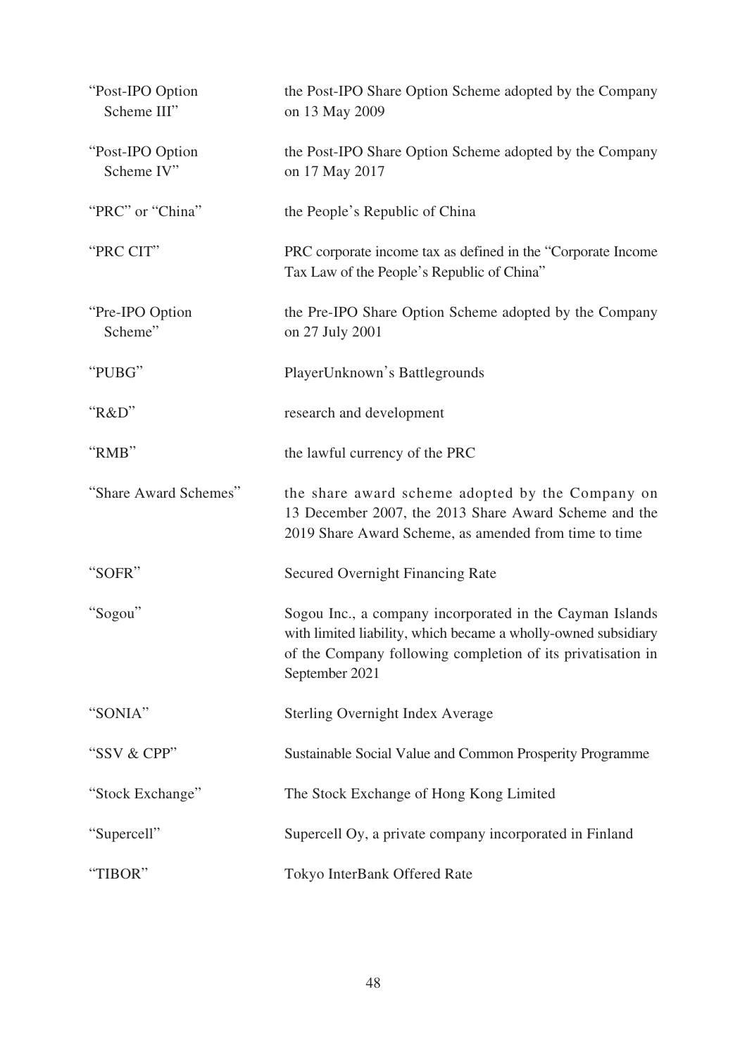| | |
|---|---|
| "Post-IPO Option Scheme III" | the Post-IPO Share Option Scheme adopted by the Company on 13 May 2009 |
| "Post-IPO Option Scheme IV" | the Post-IPO Share Option Scheme adopted by the Company on 17 May 2017 |
| "PRC" or "China" | the People's Republic of China |
| "PRC CIT" | PRC corporate income tax as defined in the "Corporate Income Tax Law of the People's Republic of China" |
| "Pre-IPO Option Scheme" | the Pre-IPO Share Option Scheme adopted by the Company on 27 July 2001 |
| "PUBG" | PlayerUnknown's Battlegrounds |
| "R&D" | research and development |
| "RMB" | the lawful currency of the PRC |
| "Share Award Schemes" | the share award scheme adopted by the Company on 13 December 2007, the 2013 Share Award Scheme and the 2019 Share Award Scheme, as amended from time to time |
| "SOFR" | Secured Overnight Financing Rate |
| "Sogou" | Sogou Inc., a company incorporated in the Cayman Islands with limited liability, which became a wholly-owned subsidiary of the Company following completion of its privatisation in September 2021 |
| "SONIA" | Sterling Overnight Index Average |
| "SSV & CPP" | Sustainable Social Value and Common Prosperity Programme |
| "Stock Exchange" | The Stock Exchange of Hong Kong Limited |
| "Supercell" | Supercell Oy, a private company incorporated in Finland |
| "TIBOR" | Tokyo InterBank Offered Rate |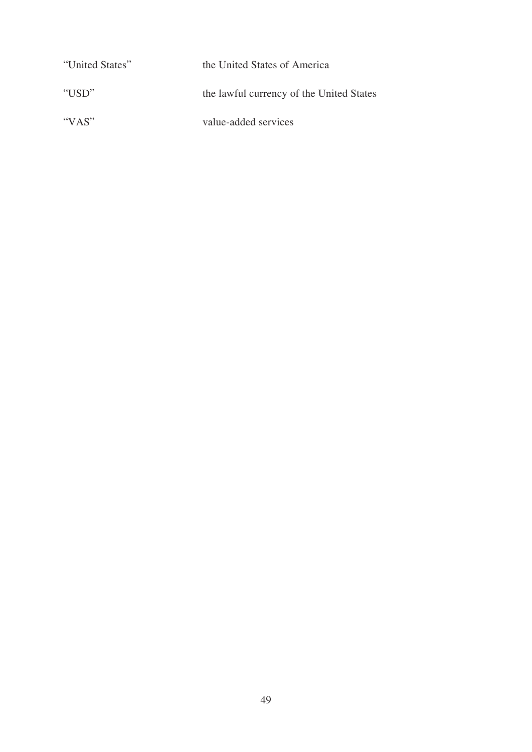| | |
|---|---|
| "United States" | the United States of America |
| "USD" | the lawful currency of the United States |
| "VAS" | value-added services |